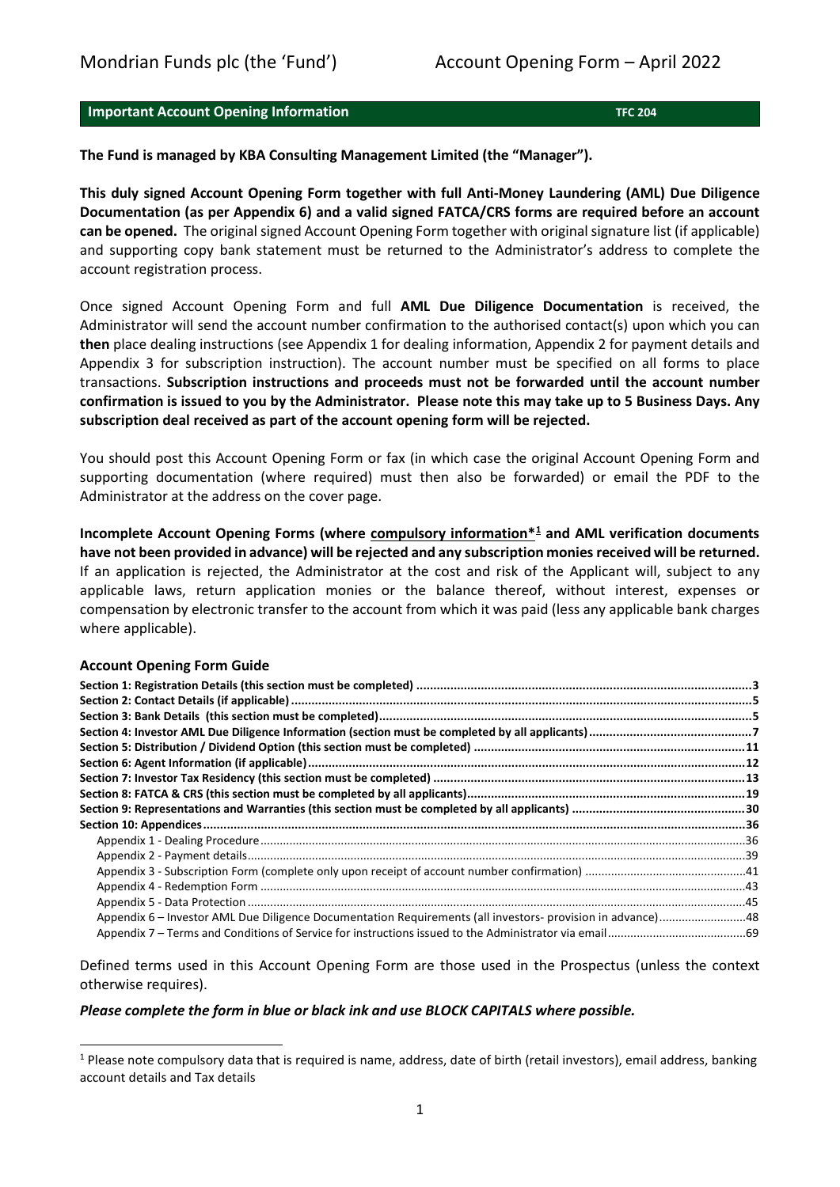Mondrian Funds plc (the 'Fund') Account Opening Form – April 2022

## Important Account Opening Information TFC 204

**The Fund is managed by KBA Consulting Management Limited (the "Manager").**

**This duly signed Account Opening Form together with full Anti-Money Laundering (AML) Due Diligence Documentation (as per Appendix 6) and a valid signed FATCA/CRS forms are required before an account can be opened.** The original signed Account Opening Form together with original signature list (if applicable) and supporting copy bank statement must be returned to the Administrator's address to complete the account registration process.

Once signed Account Opening Form and full **AML Due Diligence Documentation** is received, the Administrator will send the account number confirmation to the authorised contact(s) upon which you can **then** place dealing instructions (see Appendix 1 for dealing information, Appendix 2 for payment details and Appendix 3 for subscription instruction). The account number must be specified on all forms to place transactions. **Subscription instructions and proceeds must not be forwarded until the account number confirmation is issued to you by the Administrator. Please note this may take up to 5 Business Days. Any subscription deal received as part of the account opening form will be rejected.**

You should post this Account Opening Form or fax (in which case the original Account Opening Form and supporting documentation (where required) must then also be forwarded) or email the PDF to the Administrator at the address on the cover page.

**Incomplete Account Opening Forms (where compulsory information*[1] and AML verification documents have not been provided in advance) will be rejected and any subscription monies received will be returned.** If an application is rejected, the Administrator at the cost and risk of the Applicant will, subject to any applicable laws, return application monies or the balance thereof, without interest, expenses or compensation by electronic transfer to the account from which it was paid (less any applicable bank charges where applicable).

### Account Opening Form Guide

**Section 1: Registration Details (this section must be completed)** ..... **3**
**Section 2: Contact Details (if applicable)** ..... **5**
**Section 3: Bank Details (this section must be completed)** ..... **5**
**Section 4: Investor AML Due Diligence Information (section must be completed by all applicants)** ..... **7**
**Section 5: Distribution / Dividend Option (this section must be completed)** ..... **11**
**Section 6: Agent Information (if applicable)** ..... **12**
**Section 7: Investor Tax Residency (this section must be completed)** ..... **13**
**Section 8: FATCA & CRS (this section must be completed by all applicants)** ..... **19**
**Section 9: Representations and Warranties (this section must be completed by all applicants)** ..... **30**
**Section 10: Appendices** ..... **36**
- Appendix 1 - Dealing Procedure ..... 36
- Appendix 2 - Payment details ..... 39
- Appendix 3 - Subscription Form (complete only upon receipt of account number confirmation) ..... 41
- Appendix 4 - Redemption Form ..... 43
- Appendix 5 - Data Protection ..... 45
- Appendix 6 – Investor AML Due Diligence Documentation Requirements (all investors- provision in advance) ..... 48
- Appendix 7 – Terms and Conditions of Service for instructions issued to the Administrator via email ..... 69

Defined terms used in this Account Opening Form are those used in the Prospectus (unless the context otherwise requires).

***Please complete the form in blue or black ink and use BLOCK CAPITALS where possible.***

[1] Please note compulsory data that is required is name, address, date of birth (retail investors), email address, banking account details and Tax details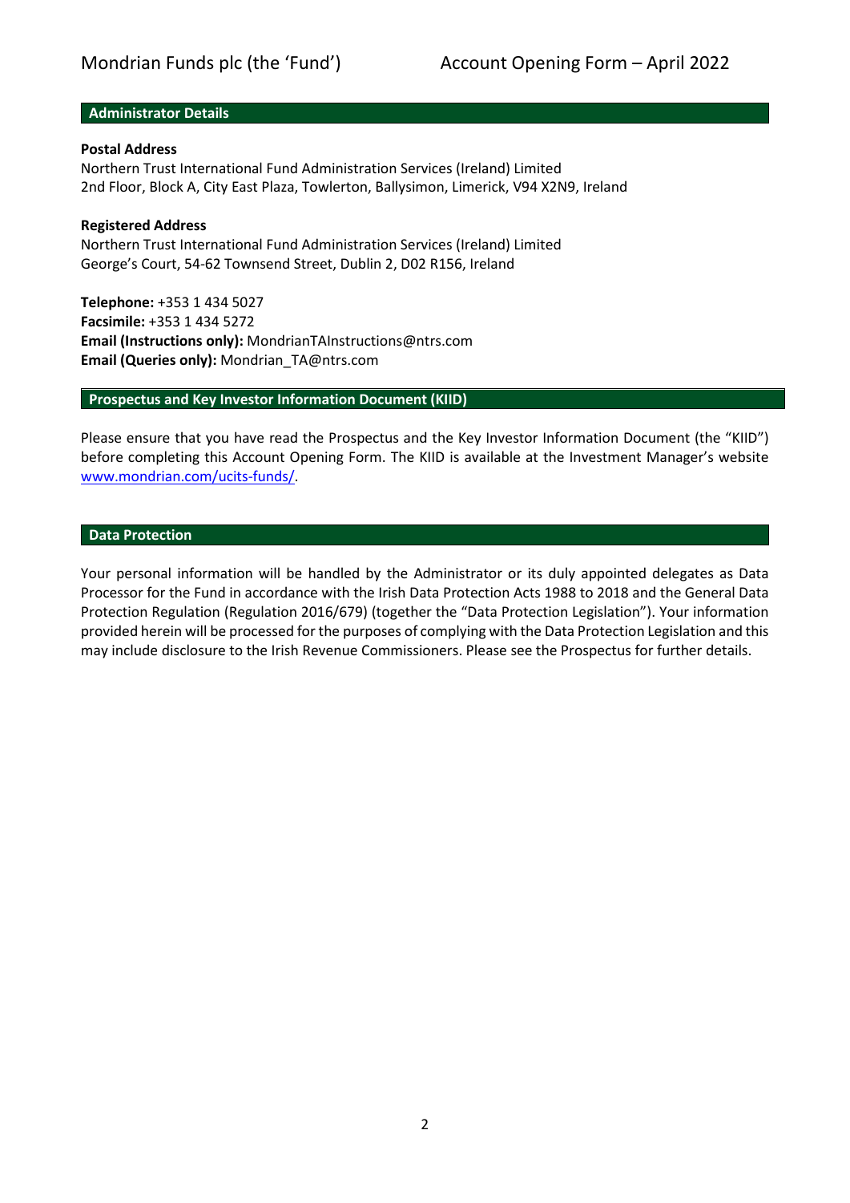## Administrator Details

**Postal Address**
Northern Trust International Fund Administration Services (Ireland) Limited
2nd Floor, Block A, City East Plaza, Towlerton, Ballysimon, Limerick, V94 X2N9, Ireland

**Registered Address**
Northern Trust International Fund Administration Services (Ireland) Limited
George's Court, 54-62 Townsend Street, Dublin 2, D02 R156, Ireland

**Telephone:** +353 1 434 5027
**Facsimile:** +353 1 434 5272
**Email (Instructions only):** MondrianTAInstructions@ntrs.com
**Email (Queries only):** Mondrian_TA@ntrs.com

## Prospectus and Key Investor Information Document (KIID)

Please ensure that you have read the Prospectus and the Key Investor Information Document (the "KIID") before completing this Account Opening Form. The KIID is available at the Investment Manager's website www.mondrian.com/ucits-funds/.

## Data Protection

Your personal information will be handled by the Administrator or its duly appointed delegates as Data Processor for the Fund in accordance with the Irish Data Protection Acts 1988 to 2018 and the General Data Protection Regulation (Regulation 2016/679) (together the "Data Protection Legislation"). Your information provided herein will be processed for the purposes of complying with the Data Protection Legislation and this may include disclosure to the Irish Revenue Commissioners. Please see the Prospectus for further details.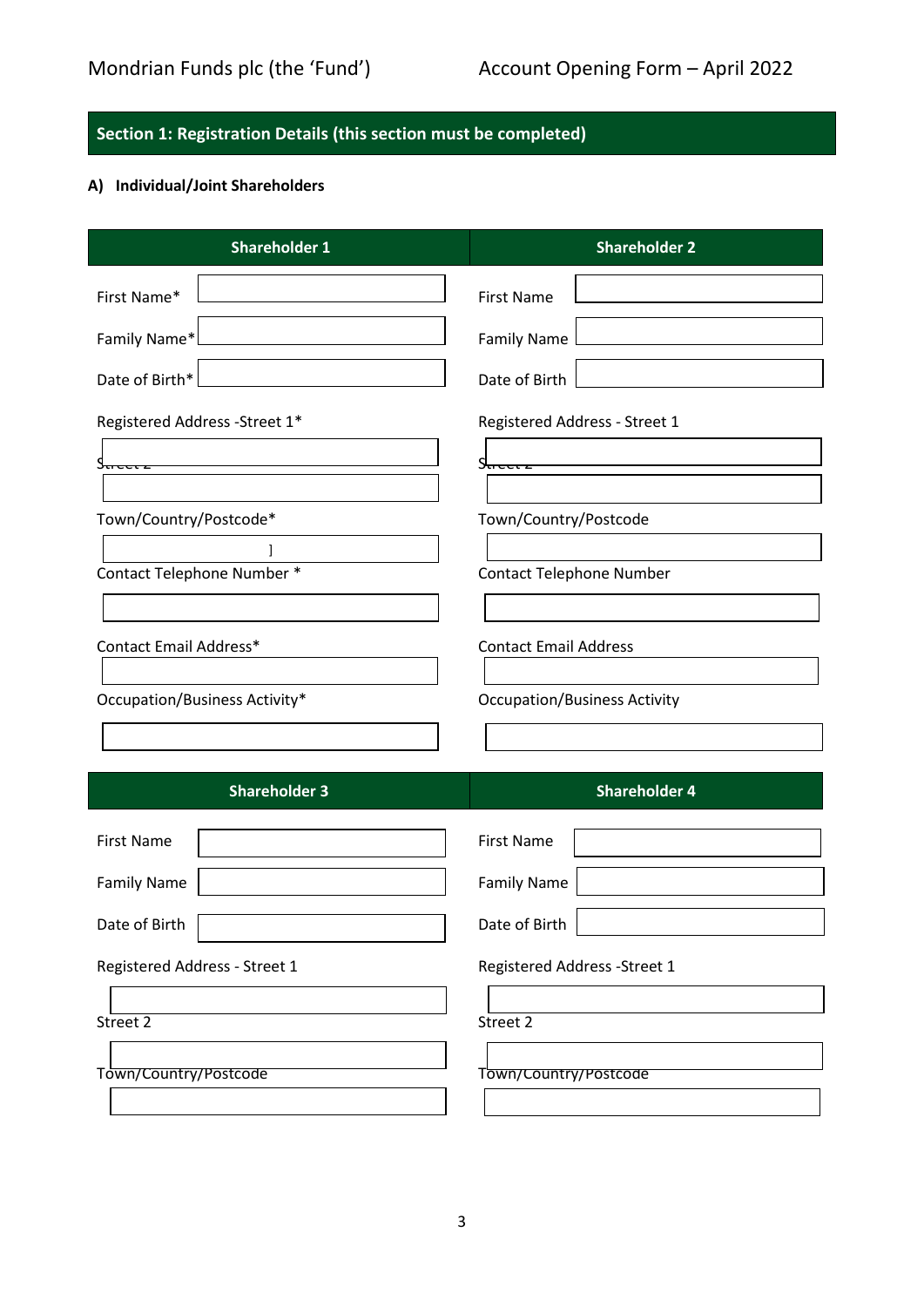## Section 1: Registration Details (this section must be completed)

### A) Individual/Joint Shareholders

| Shareholder 1 | Shareholder 2 |
|---|---|
| First Name* | First Name |
| Family Name* | Family Name |
| Date of Birth* | Date of Birth |
| Registered Address -Street 1* | Registered Address - Street 1 |
| Street 2 | Street 2 |
| Town/Country/Postcode* | Town/Country/Postcode |
| Contact Telephone Number * | Contact Telephone Number |
| Contact Email Address* | Contact Email Address |
| Occupation/Business Activity* | Occupation/Business Activity |

| Shareholder 3 | Shareholder 4 |
|---|---|
| First Name | First Name |
| Family Name | Family Name |
| Date of Birth | Date of Birth |
| Registered Address - Street 1 | Registered Address -Street 1 |
| Street 2 | Street 2 |
| Town/Country/Postcode | Town/Country/Postcode |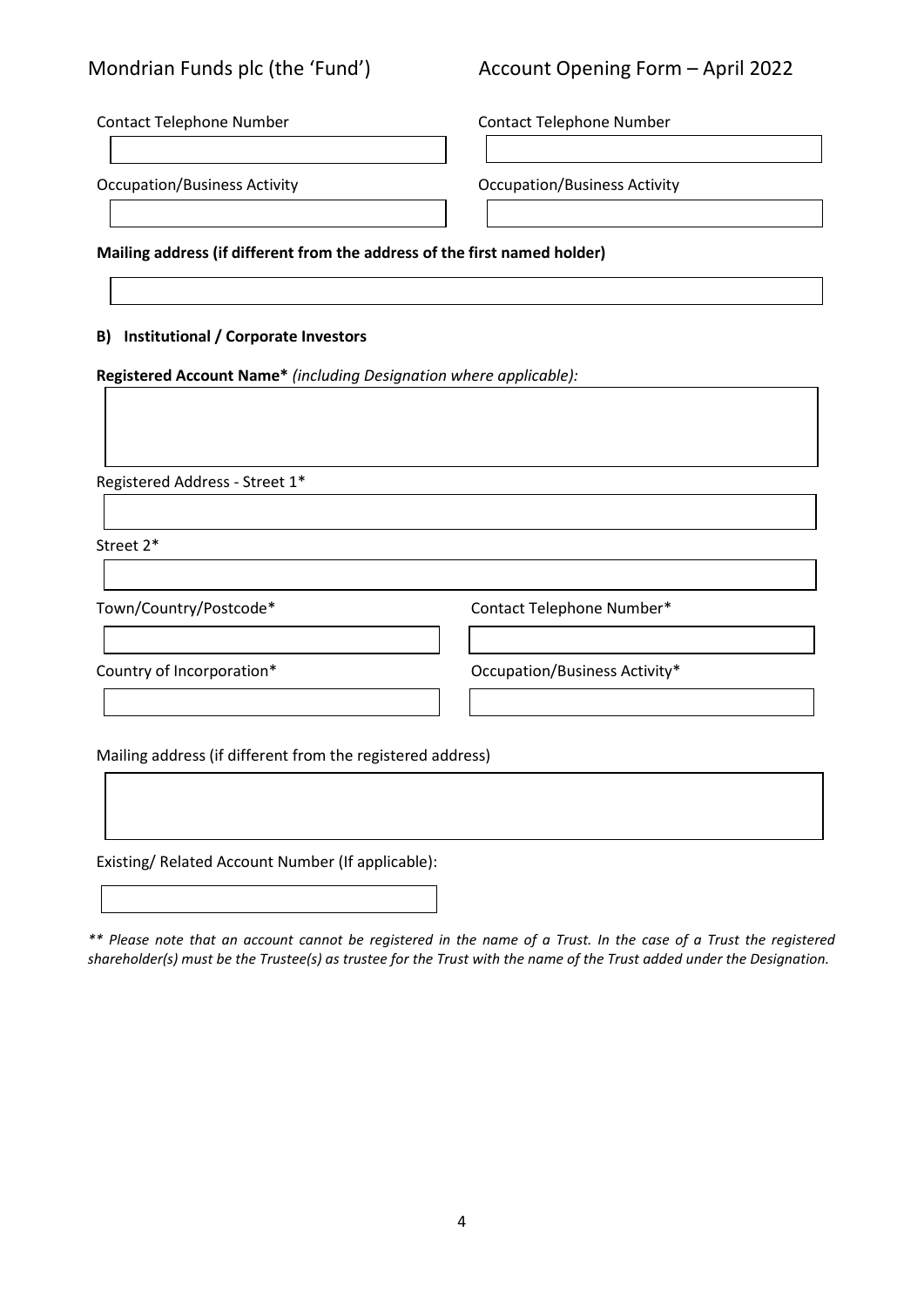| Contact Telephone Number | Contact Telephone Number |
| --- | --- |
| | |
| **Occupation/Business Activity** | **Occupation/Business Activity** |
| | |

**Mailing address (if different from the address of the first named holder)**

&nbsp;

**B) Institutional / Corporate Investors**

**Registered Account Name*** *(including Designation where applicable):*

&nbsp;

Registered Address - Street 1*

&nbsp;

Street 2*

&nbsp;

| Town/Country/Postcode* | Contact Telephone Number* |
| --- | --- |
| | |
| **Country of Incorporation*** | **Occupation/Business Activity*** |
| | |

Mailing address (if different from the registered address)

&nbsp;

Existing/ Related Account Number (If applicable):

&nbsp;

*** Please note that an account cannot be registered in the name of a Trust. In the case of a Trust the registered shareholder(s) must be the Trustee(s) as trustee for the Trust with the name of the Trust added under the Designation.*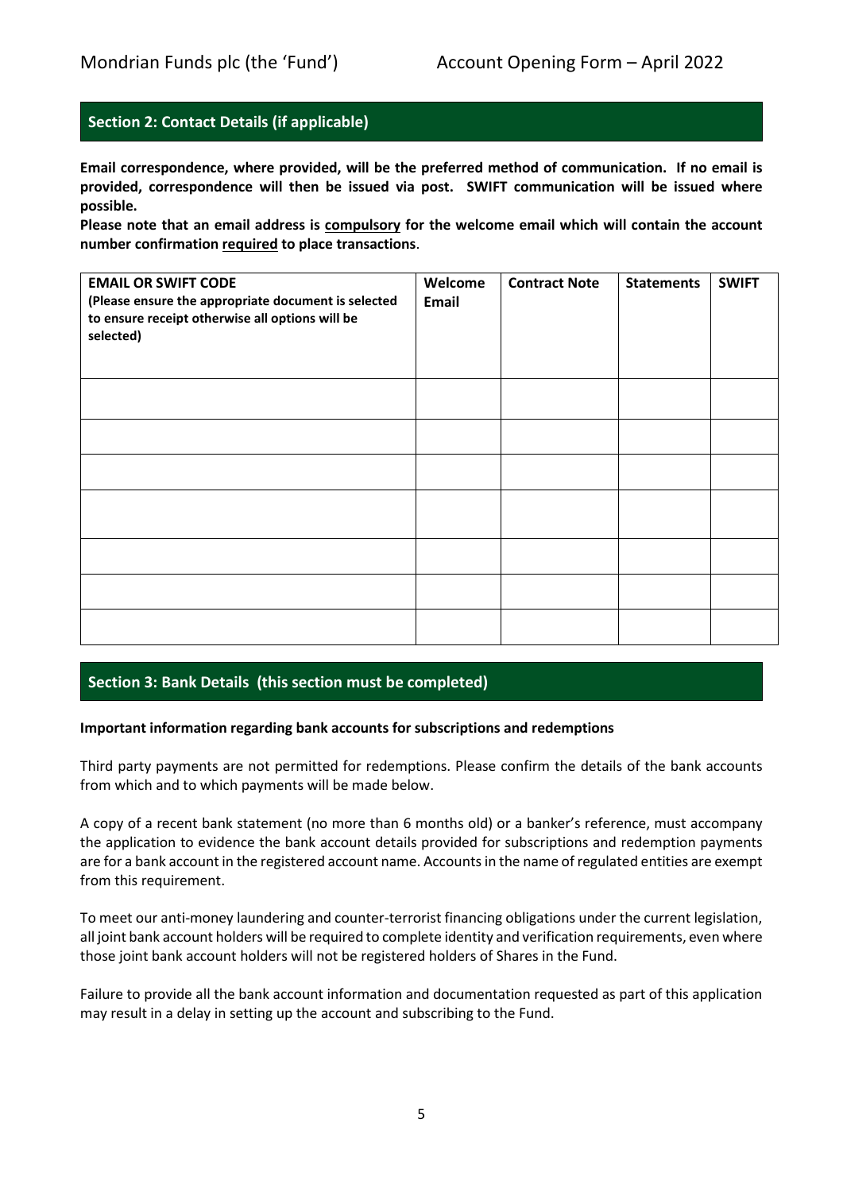## Section 2: Contact Details (if applicable)

**Email correspondence, where provided, will be the preferred method of communication. If no email is provided, correspondence will then be issued via post. SWIFT communication will be issued where possible.**

**Please note that an email address is <u>compulsory</u> for the welcome email which will contain the account number confirmation <u>required</u> to place transactions**.

| **EMAIL OR SWIFT CODE** (Please ensure the appropriate document is selected to ensure receipt otherwise all options will be selected) | **Welcome Email** | **Contract Note** | **Statements** | **SWIFT** |
|---|---|---|---|---|
| | | | | |
| | | | | |
| | | | | |
| | | | | |
| | | | | |
| | | | | |
| | | | | |

## Section 3: Bank Details (this section must be completed)

**Important information regarding bank accounts for subscriptions and redemptions**

Third party payments are not permitted for redemptions. Please confirm the details of the bank accounts from which and to which payments will be made below.

A copy of a recent bank statement (no more than 6 months old) or a banker's reference, must accompany the application to evidence the bank account details provided for subscriptions and redemption payments are for a bank account in the registered account name. Accounts in the name of regulated entities are exempt from this requirement.

To meet our anti-money laundering and counter-terrorist financing obligations under the current legislation, all joint bank account holders will be required to complete identity and verification requirements, even where those joint bank account holders will not be registered holders of Shares in the Fund.

Failure to provide all the bank account information and documentation requested as part of this application may result in a delay in setting up the account and subscribing to the Fund.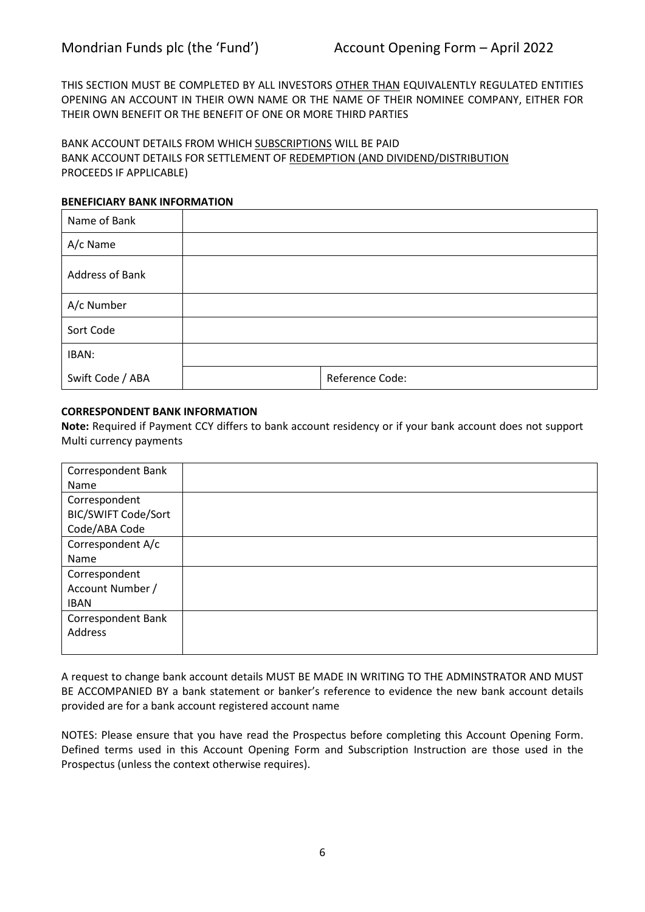THIS SECTION MUST BE COMPLETED BY ALL INVESTORS OTHER THAN EQUIVALENTLY REGULATED ENTITIES OPENING AN ACCOUNT IN THEIR OWN NAME OR THE NAME OF THEIR NOMINEE COMPANY, EITHER FOR THEIR OWN BENEFIT OR THE BENEFIT OF ONE OR MORE THIRD PARTIES

BANK ACCOUNT DETAILS FROM WHICH SUBSCRIPTIONS WILL BE PAID
BANK ACCOUNT DETAILS FOR SETTLEMENT OF REDEMPTION (AND DIVIDEND/DISTRIBUTION PROCEEDS IF APPLICABLE)

**BENEFICIARY BANK INFORMATION**

| | | |
|---|---|---|
| Name of Bank | | |
| A/c Name | | |
| Address of Bank | | |
| A/c Number | | |
| Sort Code | | |
| IBAN: | | |
| Swift Code / ABA | | Reference Code: |

**CORRESPONDENT BANK INFORMATION**

**Note:** Required if Payment CCY differs to bank account residency or if your bank account does not support Multi currency payments

| | |
|---|---|
| Correspondent Bank Name | |
| Correspondent BIC/SWIFT Code/Sort Code/ABA Code | |
| Correspondent A/c Name | |
| Correspondent Account Number / IBAN | |
| Correspondent Bank Address | |

A request to change bank account details MUST BE MADE IN WRITING TO THE ADMINSTRATOR AND MUST BE ACCOMPANIED BY a bank statement or banker's reference to evidence the new bank account details provided are for a bank account registered account name

NOTES: Please ensure that you have read the Prospectus before completing this Account Opening Form. Defined terms used in this Account Opening Form and Subscription Instruction are those used in the Prospectus (unless the context otherwise requires).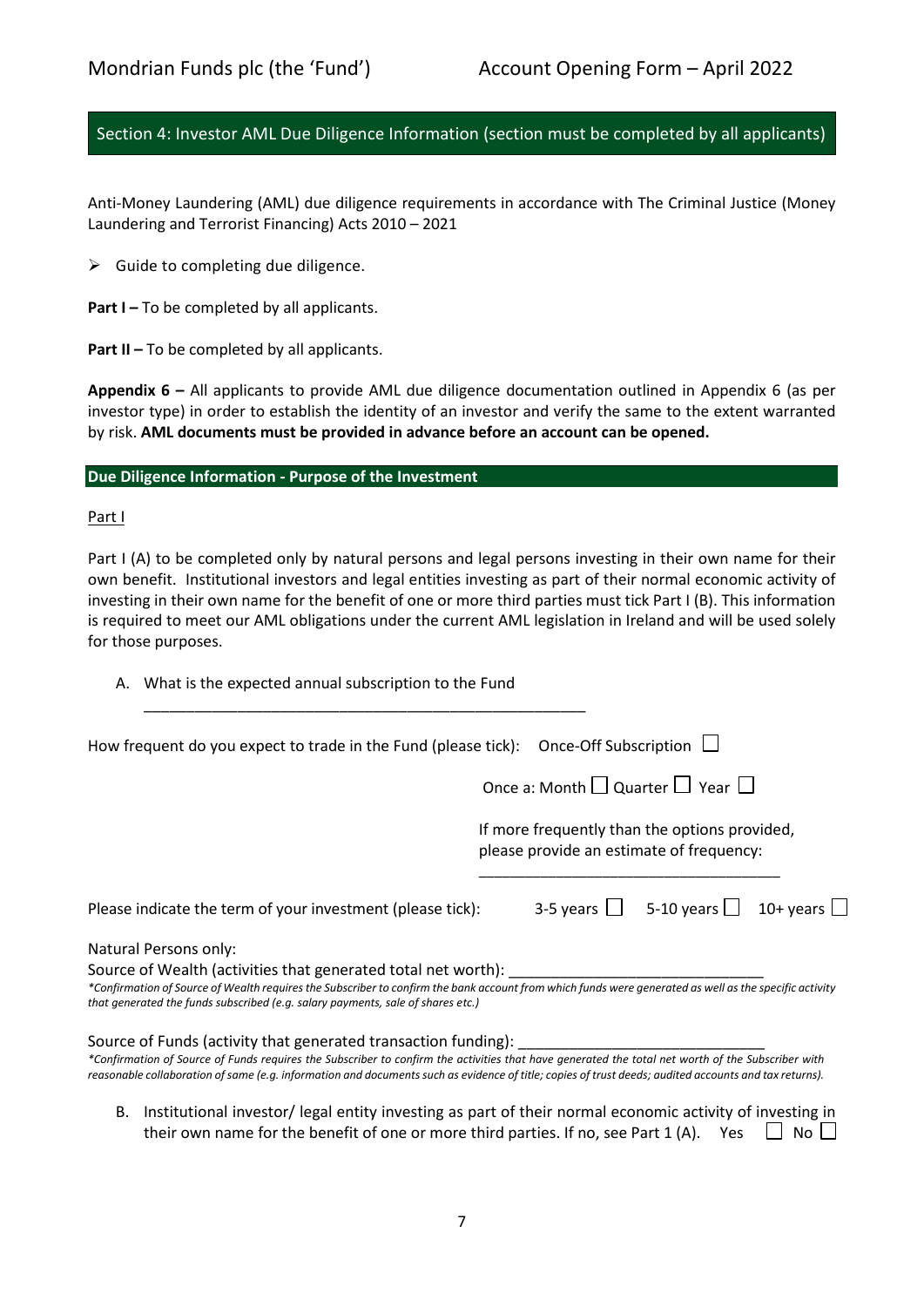## Section 4: Investor AML Due Diligence Information (section must be completed by all applicants)

Anti-Money Laundering (AML) due diligence requirements in accordance with The Criminal Justice (Money Laundering and Terrorist Financing) Acts 2010 – 2021

- Guide to completing due diligence.

**Part I –** To be completed by all applicants.

**Part II –** To be completed by all applicants.

**Appendix 6 –** All applicants to provide AML due diligence documentation outlined in Appendix 6 (as per investor type) in order to establish the identity of an investor and verify the same to the extent warranted by risk. **AML documents must be provided in advance before an account can be opened.**

### Due Diligence Information - Purpose of the Investment

Part I

Part I (A) to be completed only by natural persons and legal persons investing in their own name for their own benefit. Institutional investors and legal entities investing as part of their normal economic activity of investing in their own name for the benefit of one or more third parties must tick Part I (B). This information is required to meet our AML obligations under the current AML legislation in Ireland and will be used solely for those purposes.

A. What is the expected annual subscription to the Fund

_____________________________________________________

How frequent do you expect to trade in the Fund (please tick): Once-Off Subscription ☐

Once a: Month ☐ Quarter ☐ Year ☐

If more frequently than the options provided, please provide an estimate of frequency:

____________________________________

Please indicate the term of your investment (please tick): 3-5 years ☐ 5-10 years ☐ 10+ years ☐

Natural Persons only:

Source of Wealth (activities that generated total net worth): ______________________________

*\*Confirmation of Source of Wealth requires the Subscriber to confirm the bank account from which funds were generated as well as the specific activity that generated the funds subscribed (e.g. salary payments, sale of shares etc.)*

Source of Funds (activity that generated transaction funding): ______________________________

*\*Confirmation of Source of Funds requires the Subscriber to confirm the activities that have generated the total net worth of the Subscriber with reasonable collaboration of same (e.g. information and documents such as evidence of title; copies of trust deeds; audited accounts and tax returns).*

B. Institutional investor/ legal entity investing as part of their normal economic activity of investing in their own name for the benefit of one or more third parties. If no, see Part 1 (A). Yes ☐ No ☐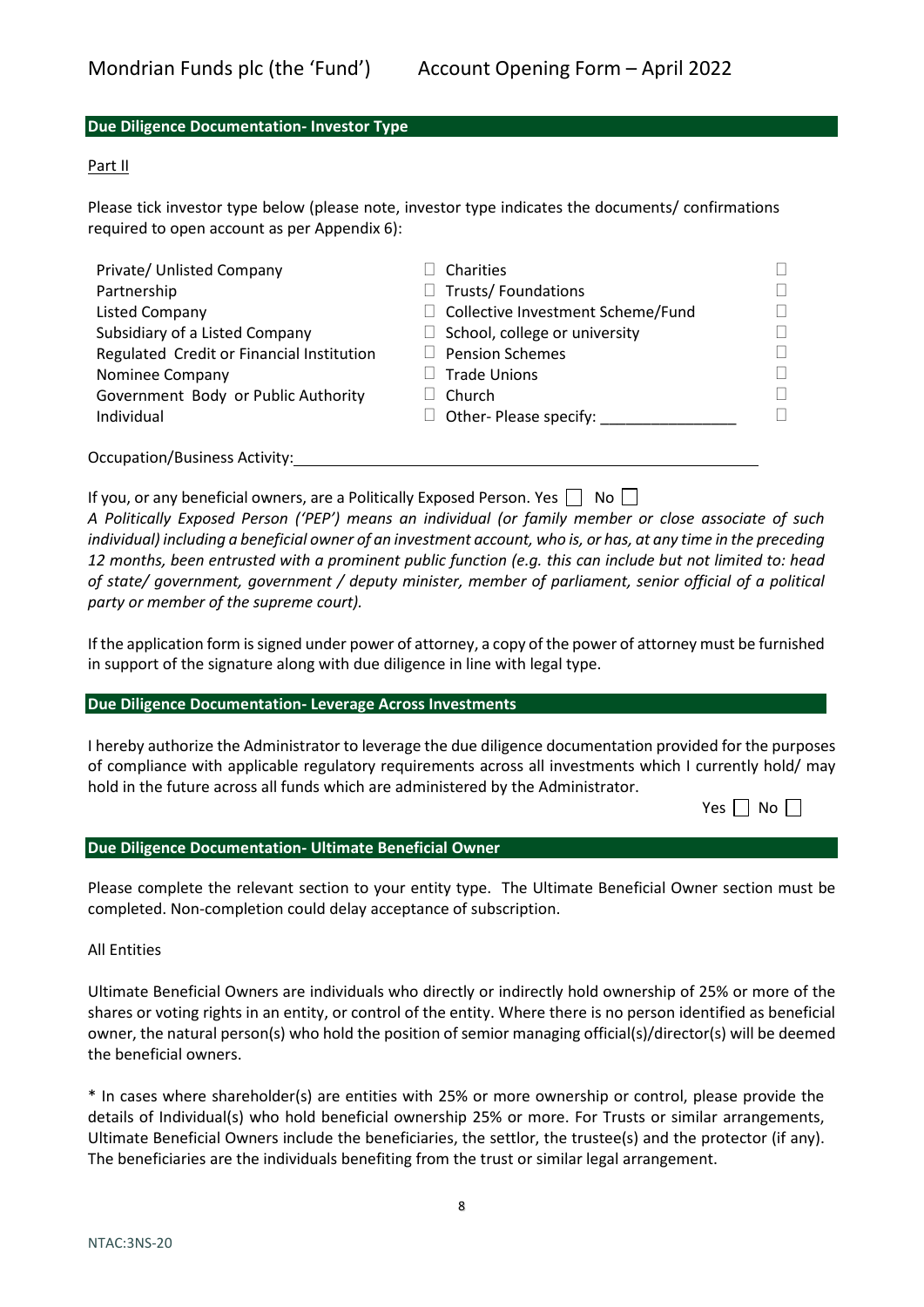## Due Diligence Documentation- Investor Type

Part II

Please tick investor type below (please note, investor type indicates the documents/ confirmations required to open account as per Appendix 6):

| | | | |
|---|---|---|---|
| Private/ Unlisted Company | ☐ | Charities | ☐ |
| Partnership | ☐ | Trusts/ Foundations | ☐ |
| Listed Company | ☐ | Collective Investment Scheme/Fund | ☐ |
| Subsidiary of a Listed Company | ☐ | School, college or university | ☐ |
| Regulated Credit or Financial Institution | ☐ | Pension Schemes | ☐ |
| Nominee Company | ☐ | Trade Unions | ☐ |
| Government Body or Public Authority | ☐ | Church | ☐ |
| Individual | ☐ | Other- Please specify: ________________ | ☐ |

Occupation/Business Activity: ____________________________________________________________

If you, or any beneficial owners, are a Politically Exposed Person. Yes ☐ No ☐

*A Politically Exposed Person ('PEP') means an individual (or family member or close associate of such individual) including a beneficial owner of an investment account, who is, or has, at any time in the preceding 12 months, been entrusted with a prominent public function (e.g. this can include but not limited to: head of state/ government, government / deputy minister, member of parliament, senior official of a political party or member of the supreme court).*

If the application form is signed under power of attorney, a copy of the power of attorney must be furnished in support of the signature along with due diligence in line with legal type.

## Due Diligence Documentation- Leverage Across Investments

I hereby authorize the Administrator to leverage the due diligence documentation provided for the purposes of compliance with applicable regulatory requirements across all investments which I currently hold/ may hold in the future across all funds which are administered by the Administrator.

Yes ☐ No ☐

## Due Diligence Documentation- Ultimate Beneficial Owner

Please complete the relevant section to your entity type. The Ultimate Beneficial Owner section must be completed. Non-completion could delay acceptance of subscription.

All Entities

Ultimate Beneficial Owners are individuals who directly or indirectly hold ownership of 25% or more of the shares or voting rights in an entity, or control of the entity. Where there is no person identified as beneficial owner, the natural person(s) who hold the position of senior managing official(s)/director(s) will be deemed the beneficial owners.

* In cases where shareholder(s) are entities with 25% or more ownership or control, please provide the details of Individual(s) who hold beneficial ownership 25% or more. For Trusts or similar arrangements, Ultimate Beneficial Owners include the beneficiaries, the settlor, the trustee(s) and the protector (if any). The beneficiaries are the individuals benefiting from the trust or similar legal arrangement.

NTAC:3NS-20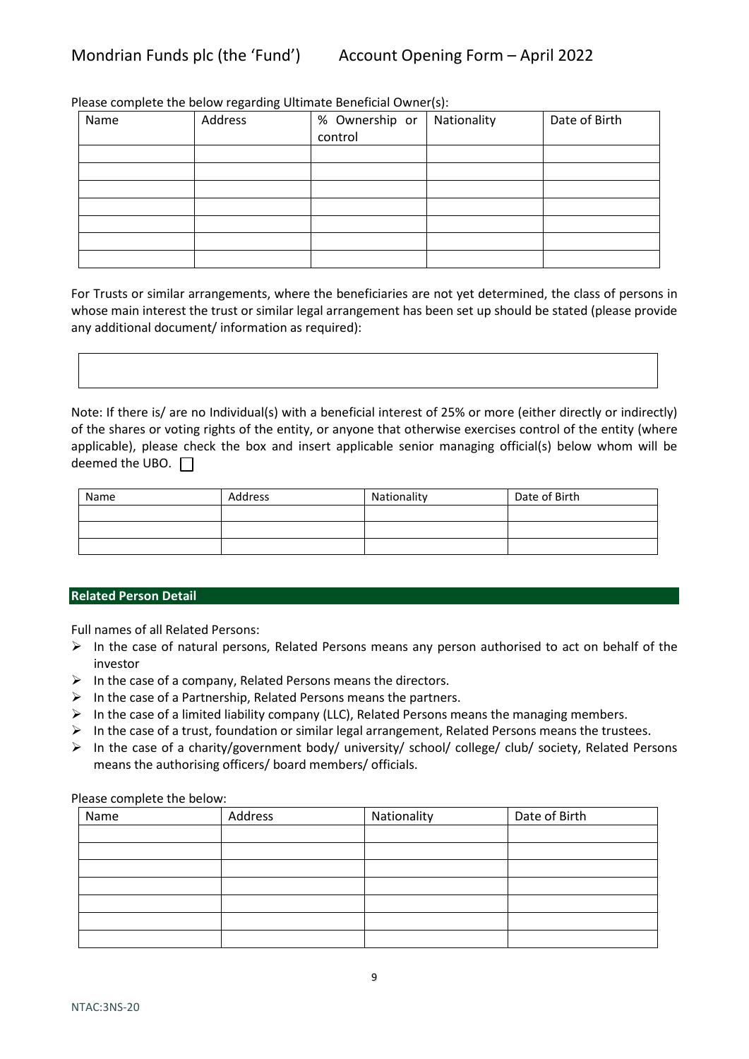Please complete the below regarding Ultimate Beneficial Owner(s):

| Name | Address | % Ownership or control | Nationality | Date of Birth |
|---|---|---|---|---|
| | | | | |
| | | | | |
| | | | | |
| | | | | |
| | | | | |
| | | | | |
| | | | | |

For Trusts or similar arrangements, where the beneficiaries are not yet determined, the class of persons in whose main interest the trust or similar legal arrangement has been set up should be stated (please provide any additional document/ information as required):

| |
|---|
| |

Note: If there is/ are no Individual(s) with a beneficial interest of 25% or more (either directly or indirectly) of the shares or voting rights of the entity, or anyone that otherwise exercises control of the entity (where applicable), please check the box and insert applicable senior managing official(s) below whom will be deemed the UBO. ☐

| Name | Address | Nationality | Date of Birth |
|---|---|---|---|
| | | | |
| | | | |
| | | | |

## Related Person Detail

Full names of all Related Persons:

- In the case of natural persons, Related Persons means any person authorised to act on behalf of the investor
- In the case of a company, Related Persons means the directors.
- In the case of a Partnership, Related Persons means the partners.
- In the case of a limited liability company (LLC), Related Persons means the managing members.
- In the case of a trust, foundation or similar legal arrangement, Related Persons means the trustees.
- In the case of a charity/government body/ university/ school/ college/ club/ society, Related Persons means the authorising officers/ board members/ officials.

Please complete the below:

| Name | Address | Nationality | Date of Birth |
|---|---|---|---|
| | | | |
| | | | |
| | | | |
| | | | |
| | | | |
| | | | |
| | | | |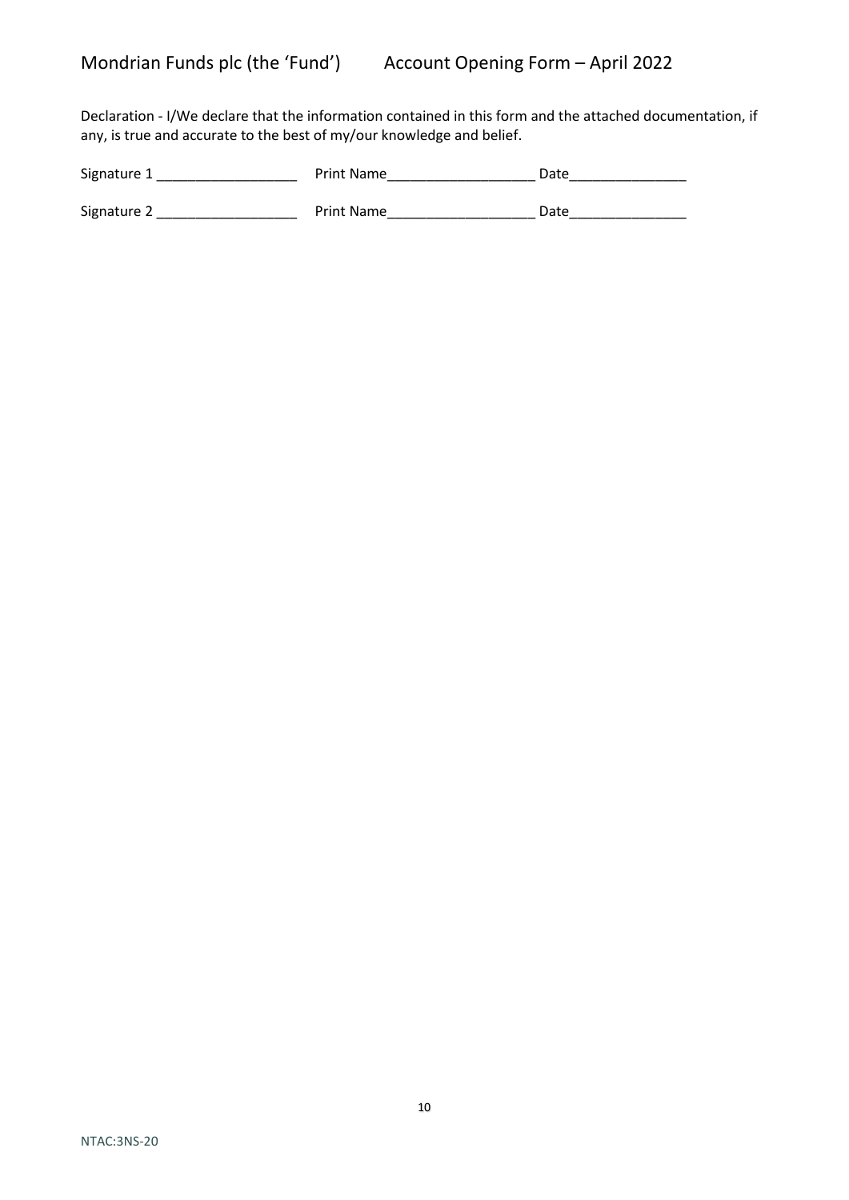Declaration - I/We declare that the information contained in this form and the attached documentation, if any, is true and accurate to the best of my/our knowledge and belief.

Signature 1 ___________________ Print Name___________________ Date_______________

Signature 2 ___________________ Print Name___________________ Date_______________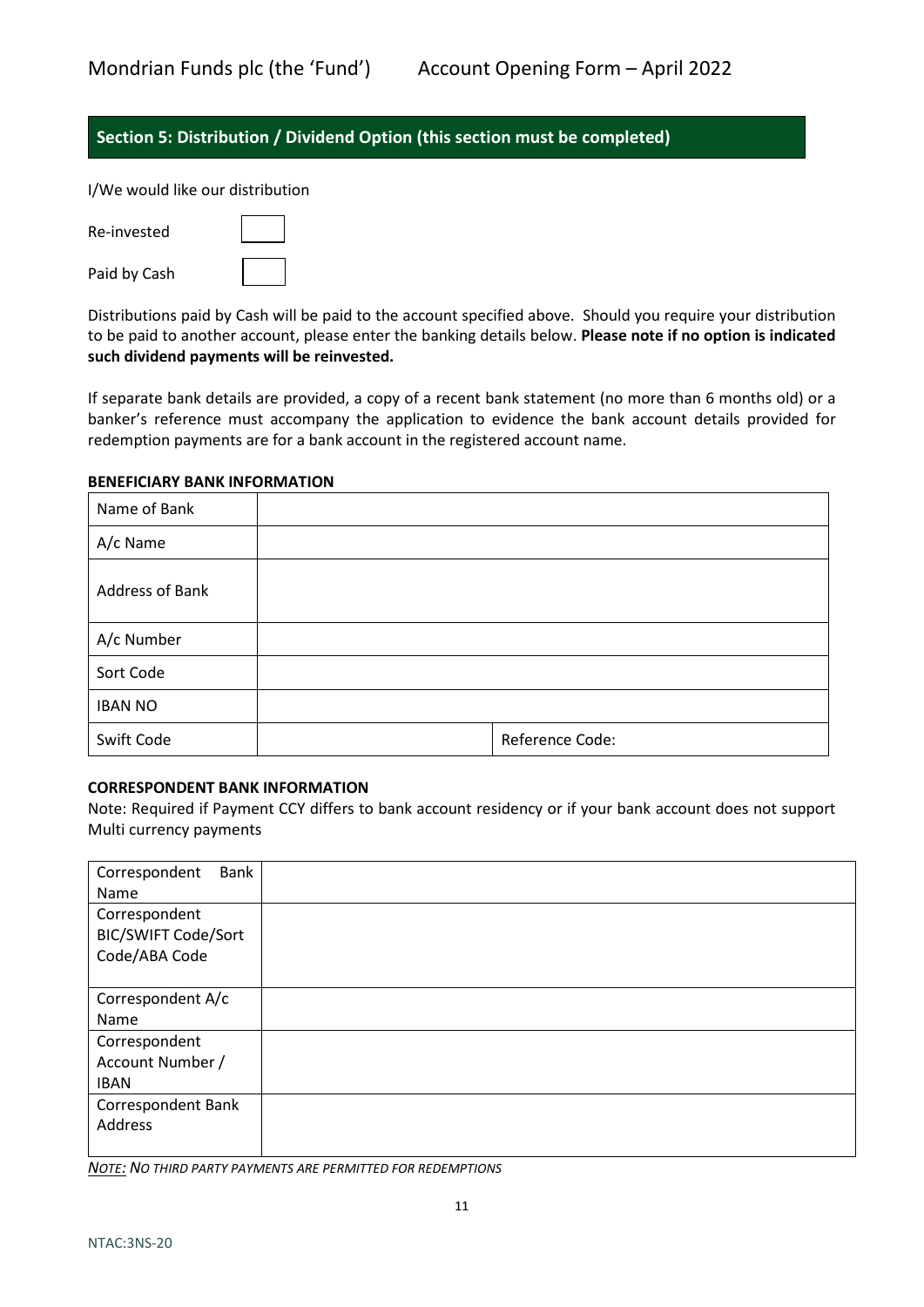## Section 5: Distribution / Dividend Option (this section must be completed)

I/We would like our distribution

Re-invested ☐

Paid by Cash ☐

Distributions paid by Cash will be paid to the account specified above. Should you require your distribution to be paid to another account, please enter the banking details below. **Please note if no option is indicated such dividend payments will be reinvested.**

If separate bank details are provided, a copy of a recent bank statement (no more than 6 months old) or a banker's reference must accompany the application to evidence the bank account details provided for redemption payments are for a bank account in the registered account name.

**BENEFICIARY BANK INFORMATION**

| Name of Bank | | |
|---|---|---|
| A/c Name | | |
| Address of Bank | | |
| A/c Number | | |
| Sort Code | | |
| IBAN NO | | |
| Swift Code | | Reference Code: |

**CORRESPONDENT BANK INFORMATION**

Note: Required if Payment CCY differs to bank account residency or if your bank account does not support Multi currency payments

| Correspondent Bank Name | |
|---|---|
| Correspondent BIC/SWIFT Code/Sort Code/ABA Code | |
| Correspondent A/c Name | |
| Correspondent Account Number / IBAN | |
| Correspondent Bank Address | |

***NOTE:*** *NO THIRD PARTY PAYMENTS ARE PERMITTED FOR REDEMPTIONS*

NTAC:3NS-20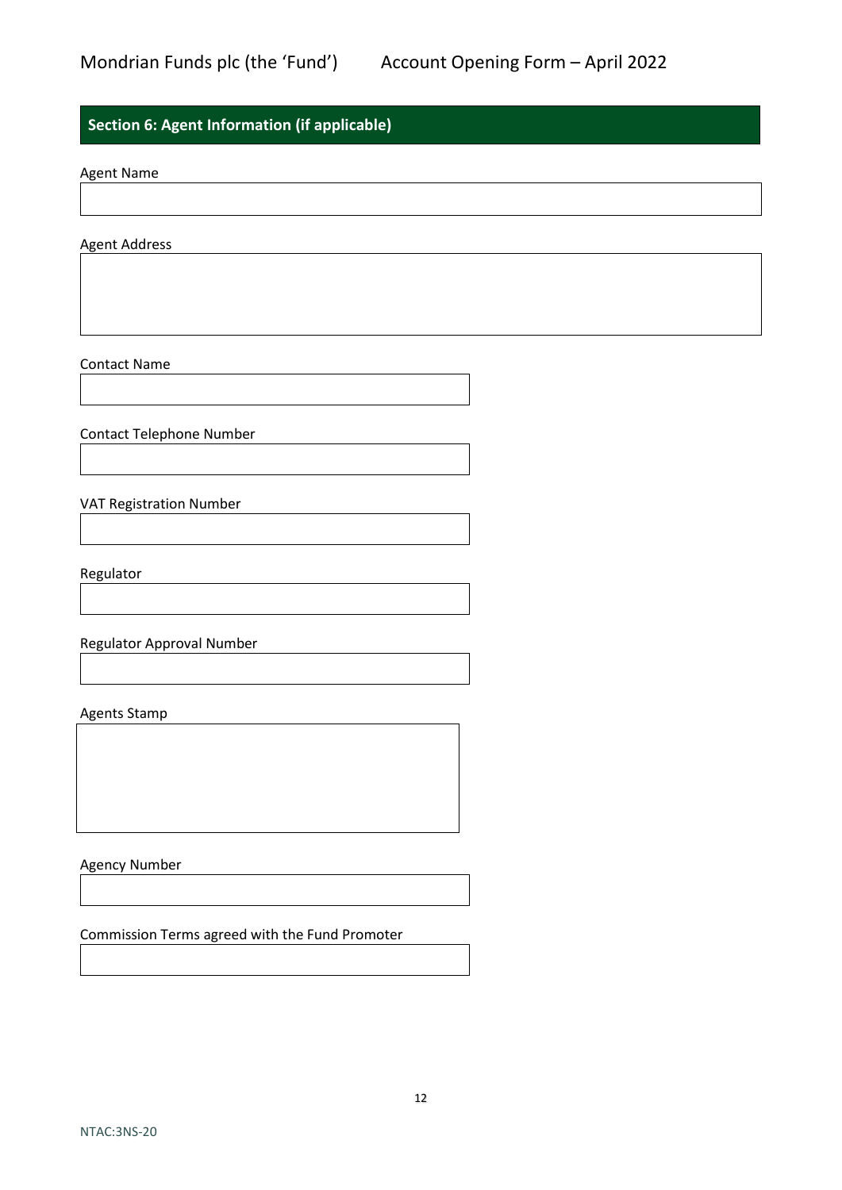## Section 6: Agent Information (if applicable)

Agent Name

Agent Address

Contact Name

Contact Telephone Number

VAT Registration Number

Regulator

Regulator Approval Number

Agents Stamp

Agency Number

Commission Terms agreed with the Fund Promoter

NTAC:3NS-20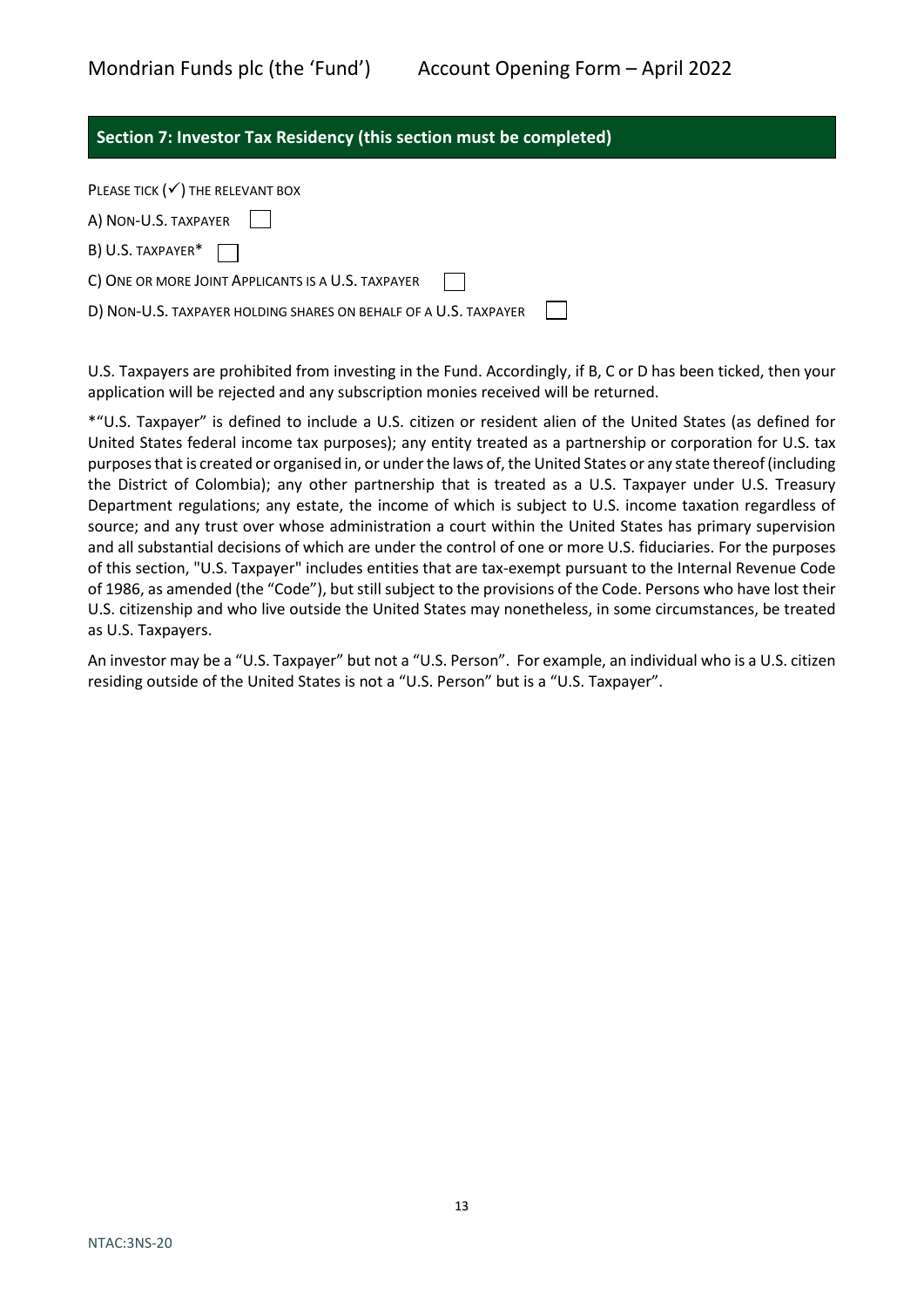## Section 7: Investor Tax Residency (this section must be completed)

PLEASE TICK (✓) THE RELEVANT BOX

A) NON-U.S. TAXPAYER ☐

B) U.S. TAXPAYER* ☐

C) ONE OR MORE JOINT APPLICANTS IS A U.S. TAXPAYER ☐

D) NON-U.S. TAXPAYER HOLDING SHARES ON BEHALF OF A U.S. TAXPAYER ☐

U.S. Taxpayers are prohibited from investing in the Fund. Accordingly, if B, C or D has been ticked, then your application will be rejected and any subscription monies received will be returned.

*"U.S. Taxpayer" is defined to include a U.S. citizen or resident alien of the United States (as defined for United States federal income tax purposes); any entity treated as a partnership or corporation for U.S. tax purposes that is created or organised in, or under the laws of, the United States or any state thereof (including the District of Colombia); any other partnership that is treated as a U.S. Taxpayer under U.S. Treasury Department regulations; any estate, the income of which is subject to U.S. income taxation regardless of source; and any trust over whose administration a court within the United States has primary supervision and all substantial decisions of which are under the control of one or more U.S. fiduciaries. For the purposes of this section, "U.S. Taxpayer" includes entities that are tax-exempt pursuant to the Internal Revenue Code of 1986, as amended (the "Code"), but still subject to the provisions of the Code. Persons who have lost their U.S. citizenship and who live outside the United States may nonetheless, in some circumstances, be treated as U.S. Taxpayers.

An investor may be a "U.S. Taxpayer" but not a "U.S. Person". For example, an individual who is a U.S. citizen residing outside of the United States is not a "U.S. Person" but is a "U.S. Taxpayer".

NTAC:3NS-20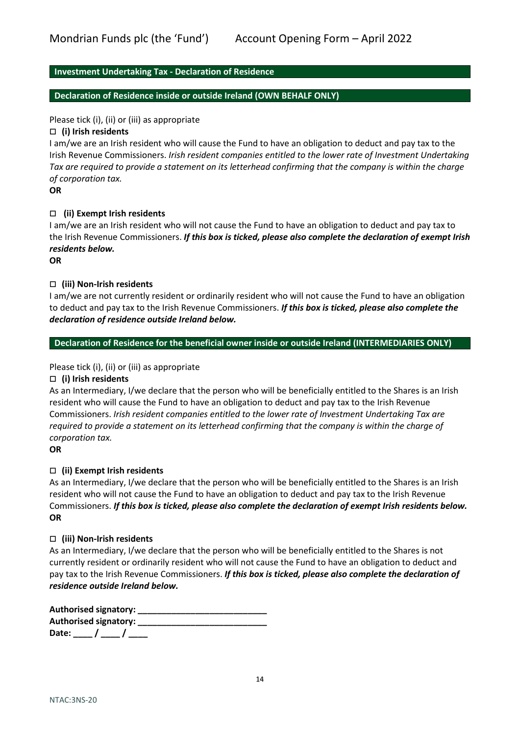## Investment Undertaking Tax - Declaration of Residence

### Declaration of Residence inside or outside Ireland (OWN BEHALF ONLY)

Please tick (i), (ii) or (iii) as appropriate

☐ **(i) Irish residents**

I am/we are an Irish resident who will cause the Fund to have an obligation to deduct and pay tax to the Irish Revenue Commissioners. *Irish resident companies entitled to the lower rate of Investment Undertaking Tax are required to provide a statement on its letterhead confirming that the company is within the charge of corporation tax.*

**OR**

☐ **(ii) Exempt Irish residents**

I am/we are an Irish resident who will not cause the Fund to have an obligation to deduct and pay tax to the Irish Revenue Commissioners. ***If this box is ticked, please also complete the declaration of exempt Irish residents below.***

**OR**

☐ **(iii) Non-Irish residents**

I am/we are not currently resident or ordinarily resident who will not cause the Fund to have an obligation to deduct and pay tax to the Irish Revenue Commissioners. ***If this box is ticked, please also complete the declaration of residence outside Ireland below.***

### Declaration of Residence for the beneficial owner inside or outside Ireland (INTERMEDIARIES ONLY)

Please tick (i), (ii) or (iii) as appropriate

☐ **(i) Irish residents**

As an Intermediary, I/we declare that the person who will be beneficially entitled to the Shares is an Irish resident who will cause the Fund to have an obligation to deduct and pay tax to the Irish Revenue Commissioners. *Irish resident companies entitled to the lower rate of Investment Undertaking Tax are required to provide a statement on its letterhead confirming that the company is within the charge of corporation tax.*

**OR**

☐ **(ii) Exempt Irish residents**

As an Intermediary, I/we declare that the person who will be beneficially entitled to the Shares is an Irish resident who will not cause the Fund to have an obligation to deduct and pay tax to the Irish Revenue Commissioners. ***If this box is ticked, please also complete the declaration of exempt Irish residents below.***

**OR**

☐ **(iii) Non-Irish residents**

As an Intermediary, I/we declare that the person who will be beneficially entitled to the Shares is not currently resident or ordinarily resident who will not cause the Fund to have an obligation to deduct and pay tax to the Irish Revenue Commissioners. ***If this box is ticked, please also complete the declaration of residence outside Ireland below.***

**Authorised signatory: ___________________________**

**Authorised signatory: ___________________________**

**Date: ____ / ____ / ____**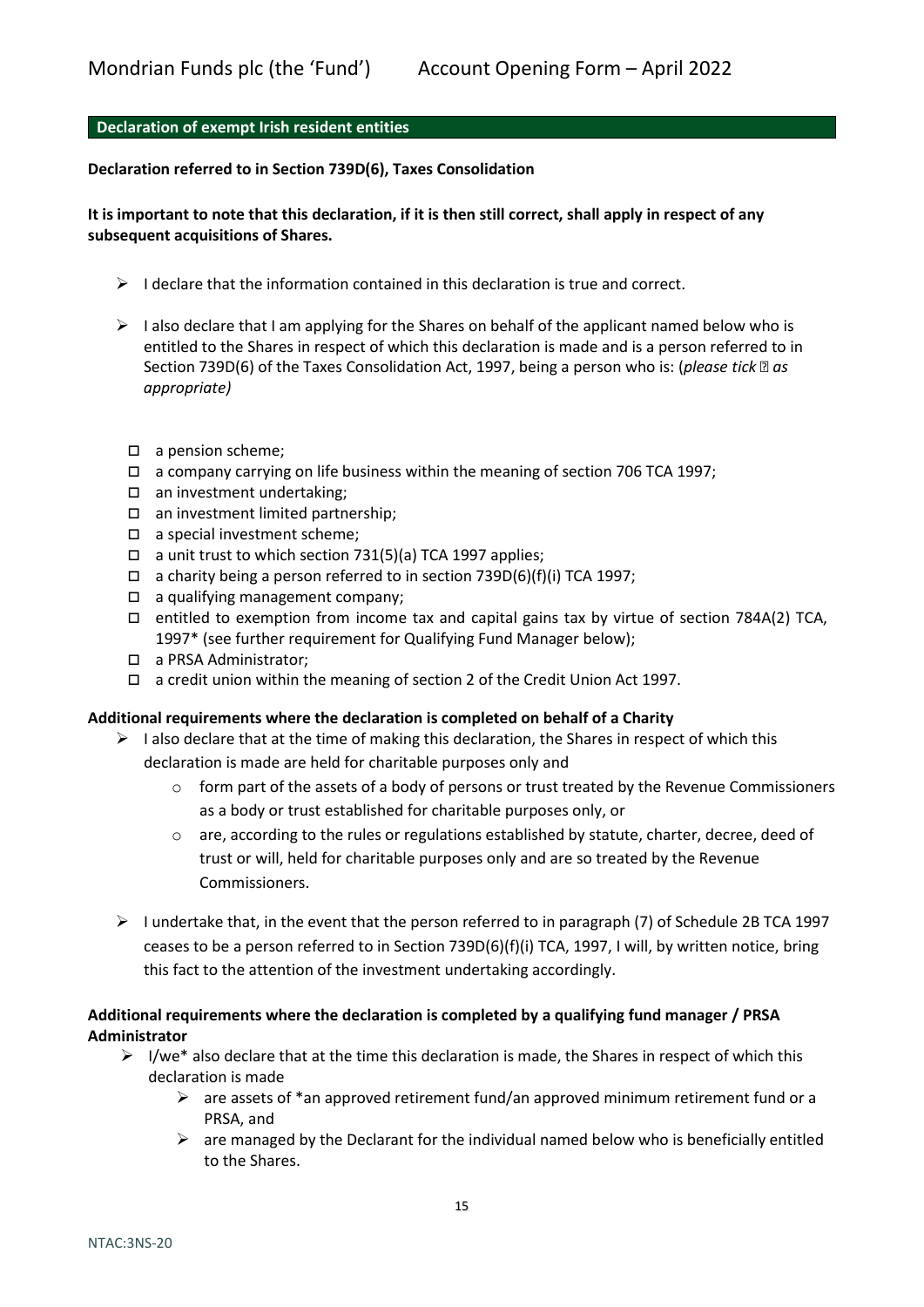## Declaration of exempt Irish resident entities

**Declaration referred to in Section 739D(6), Taxes Consolidation**

**It is important to note that this declaration, if it is then still correct, shall apply in respect of any subsequent acquisitions of Shares.**

- I declare that the information contained in this declaration is true and correct.
- I also declare that I am applying for the Shares on behalf of the applicant named below who is entitled to the Shares in respect of which this declaration is made and is a person referred to in Section 739D(6) of the Taxes Consolidation Act, 1997, being a person who is: (*please tick ▯ as appropriate)*

  - ☐ a pension scheme;
  - ☐ a company carrying on life business within the meaning of section 706 TCA 1997;
  - ☐ an investment undertaking;
  - ☐ an investment limited partnership;
  - ☐ a special investment scheme;
  - ☐ a unit trust to which section 731(5)(a) TCA 1997 applies;
  - ☐ a charity being a person referred to in section 739D(6)(f)(i) TCA 1997;
  - ☐ a qualifying management company;
  - ☐ entitled to exemption from income tax and capital gains tax by virtue of section 784A(2) TCA, 1997* (see further requirement for Qualifying Fund Manager below);
  - ☐ a PRSA Administrator;
  - ☐ a credit union within the meaning of section 2 of the Credit Union Act 1997.

**Additional requirements where the declaration is completed on behalf of a Charity**

- I also declare that at the time of making this declaration, the Shares in respect of which this declaration is made are held for charitable purposes only and
  - form part of the assets of a body of persons or trust treated by the Revenue Commissioners as a body or trust established for charitable purposes only, or
  - are, according to the rules or regulations established by statute, charter, decree, deed of trust or will, held for charitable purposes only and are so treated by the Revenue Commissioners.
- I undertake that, in the event that the person referred to in paragraph (7) of Schedule 2B TCA 1997 ceases to be a person referred to in Section 739D(6)(f)(i) TCA, 1997, I will, by written notice, bring this fact to the attention of the investment undertaking accordingly.

**Additional requirements where the declaration is completed by a qualifying fund manager / PRSA Administrator**

- I/we* also declare that at the time this declaration is made, the Shares in respect of which this declaration is made
  - are assets of *an approved retirement fund/an approved minimum retirement fund or a PRSA, and
  - are managed by the Declarant for the individual named below who is beneficially entitled to the Shares.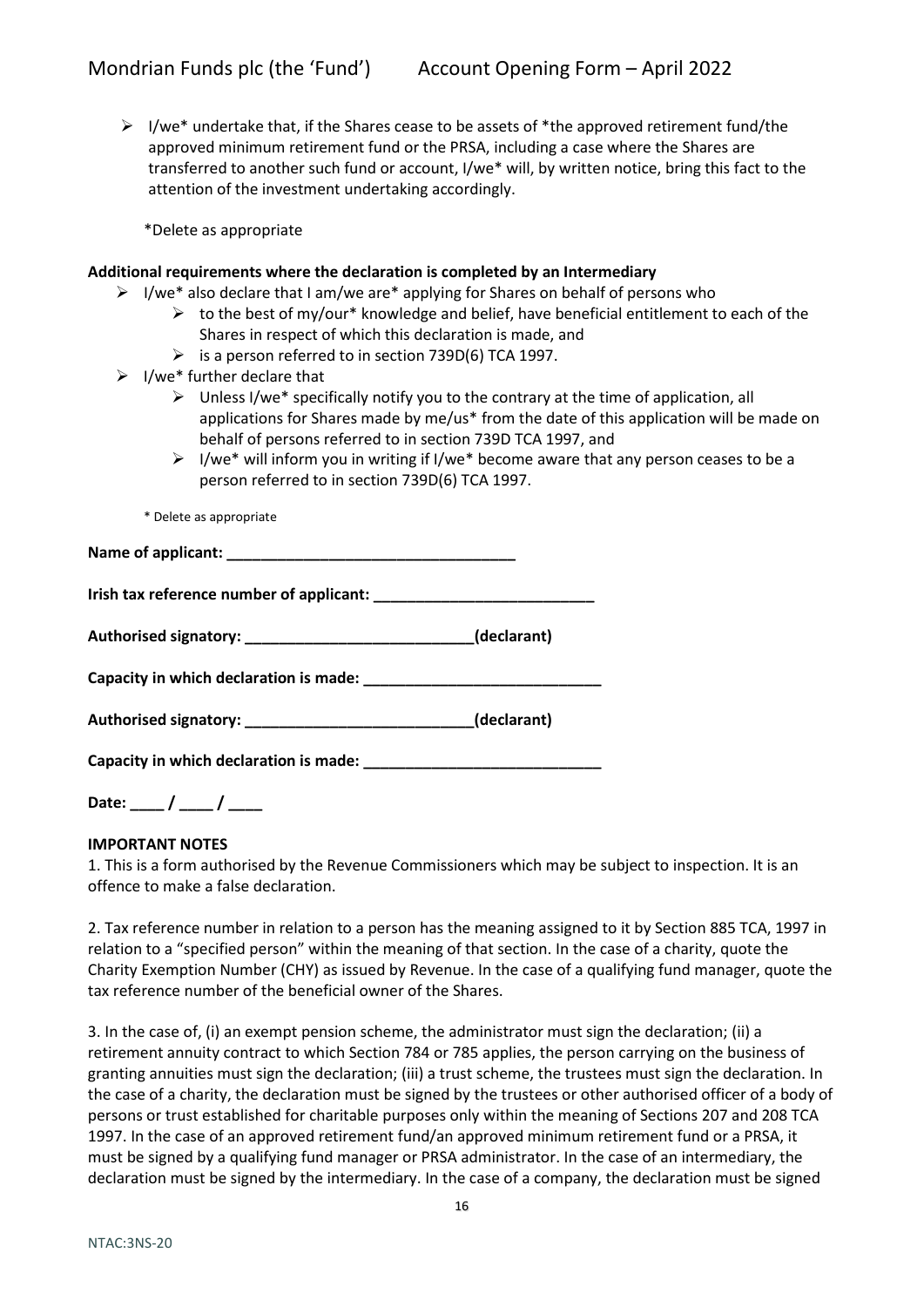- I/we* undertake that, if the Shares cease to be assets of *the approved retirement fund/the approved minimum retirement fund or the PRSA, including a case where the Shares are transferred to another such fund or account, I/we* will, by written notice, bring this fact to the attention of the investment undertaking accordingly.

*Delete as appropriate

**Additional requirements where the declaration is completed by an Intermediary**

- I/we* also declare that I am/we are* applying for Shares on behalf of persons who
  - to the best of my/our* knowledge and belief, have beneficial entitlement to each of the Shares in respect of which this declaration is made, and
  - is a person referred to in section 739D(6) TCA 1997.
- I/we* further declare that
  - Unless I/we* specifically notify you to the contrary at the time of application, all applications for Shares made by me/us* from the date of this application will be made on behalf of persons referred to in section 739D TCA 1997, and
  - I/we* will inform you in writing if I/we* become aware that any person ceases to be a person referred to in section 739D(6) TCA 1997.

* Delete as appropriate

**Name of applicant:** ___________________________________

**Irish tax reference number of applicant:** __________________________

**Authorised signatory:** ___________________________**(declarant)**

**Capacity in which declaration is made:** ____________________________

**Authorised signatory:** ___________________________**(declarant)**

**Capacity in which declaration is made:** ____________________________

**Date:** ____ / ____ / ____

**IMPORTANT NOTES**

1. This is a form authorised by the Revenue Commissioners which may be subject to inspection. It is an offence to make a false declaration.

2. Tax reference number in relation to a person has the meaning assigned to it by Section 885 TCA, 1997 in relation to a "specified person" within the meaning of that section. In the case of a charity, quote the Charity Exemption Number (CHY) as issued by Revenue. In the case of a qualifying fund manager, quote the tax reference number of the beneficial owner of the Shares.

3. In the case of, (i) an exempt pension scheme, the administrator must sign the declaration; (ii) a retirement annuity contract to which Section 784 or 785 applies, the person carrying on the business of granting annuities must sign the declaration; (iii) a trust scheme, the trustees must sign the declaration. In the case of a charity, the declaration must be signed by the trustees or other authorised officer of a body of persons or trust established for charitable purposes only within the meaning of Sections 207 and 208 TCA 1997. In the case of an approved retirement fund/an approved minimum retirement fund or a PRSA, it must be signed by a qualifying fund manager or PRSA administrator. In the case of an intermediary, the declaration must be signed by the intermediary. In the case of a company, the declaration must be signed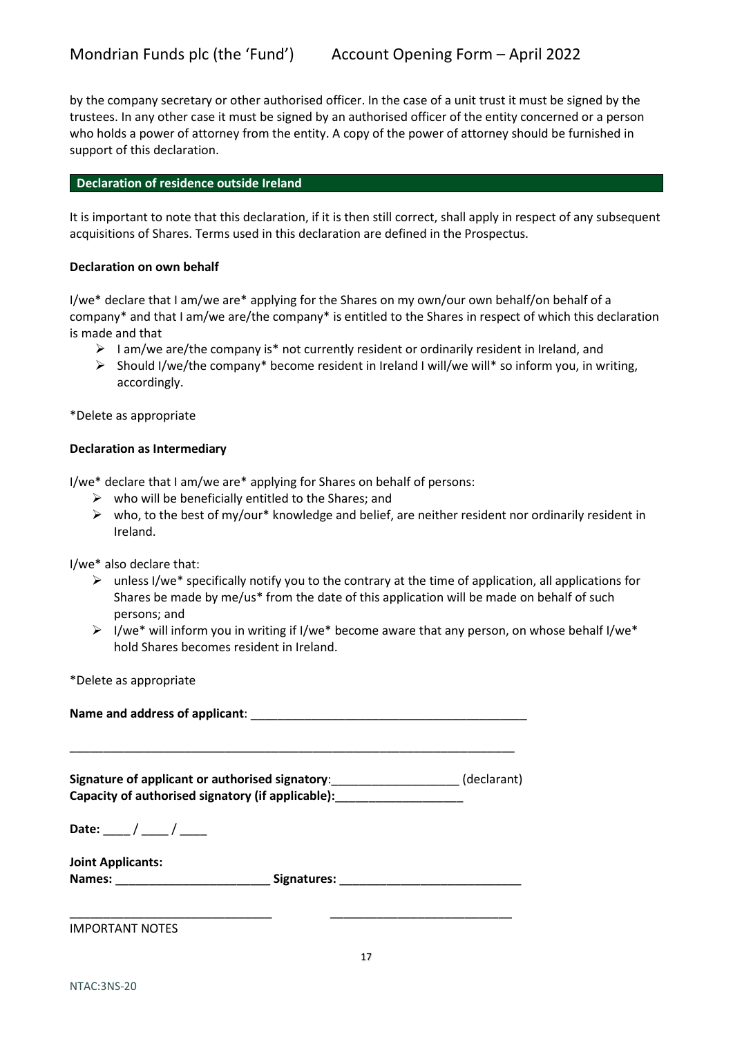by the company secretary or other authorised officer. In the case of a unit trust it must be signed by the trustees. In any other case it must be signed by an authorised officer of the entity concerned or a person who holds a power of attorney from the entity. A copy of the power of attorney should be furnished in support of this declaration.

## Declaration of residence outside Ireland

It is important to note that this declaration, if it is then still correct, shall apply in respect of any subsequent acquisitions of Shares. Terms used in this declaration are defined in the Prospectus.

**Declaration on own behalf**

I/we* declare that I am/we are* applying for the Shares on my own/our own behalf/on behalf of a company* and that I am/we are/the company* is entitled to the Shares in respect of which this declaration is made and that

- I am/we are/the company is* not currently resident or ordinarily resident in Ireland, and
- Should I/we/the company* become resident in Ireland I will/we will* so inform you, in writing, accordingly.

*Delete as appropriate

**Declaration as Intermediary**

I/we* declare that I am/we are* applying for Shares on behalf of persons:

- who will be beneficially entitled to the Shares; and
- who, to the best of my/our* knowledge and belief, are neither resident nor ordinarily resident in Ireland.

I/we* also declare that:

- unless I/we* specifically notify you to the contrary at the time of application, all applications for Shares be made by me/us* from the date of this application will be made on behalf of such persons; and
- I/we* will inform you in writing if I/we* become aware that any person, on whose behalf I/we* hold Shares becomes resident in Ireland.

*Delete as appropriate

**Name and address of applicant**: ___________________________________________

______________________________________________________________________

**Signature of applicant or authorised signatory**:___________________ (declarant)
**Capacity of authorised signatory (if applicable):**___________________

**Date:** ____ / ____ / ____

**Joint Applicants:**
**Names:** _______________________ **Signatures:** ___________________________

_______________________________ ___________________________

IMPORTANT NOTES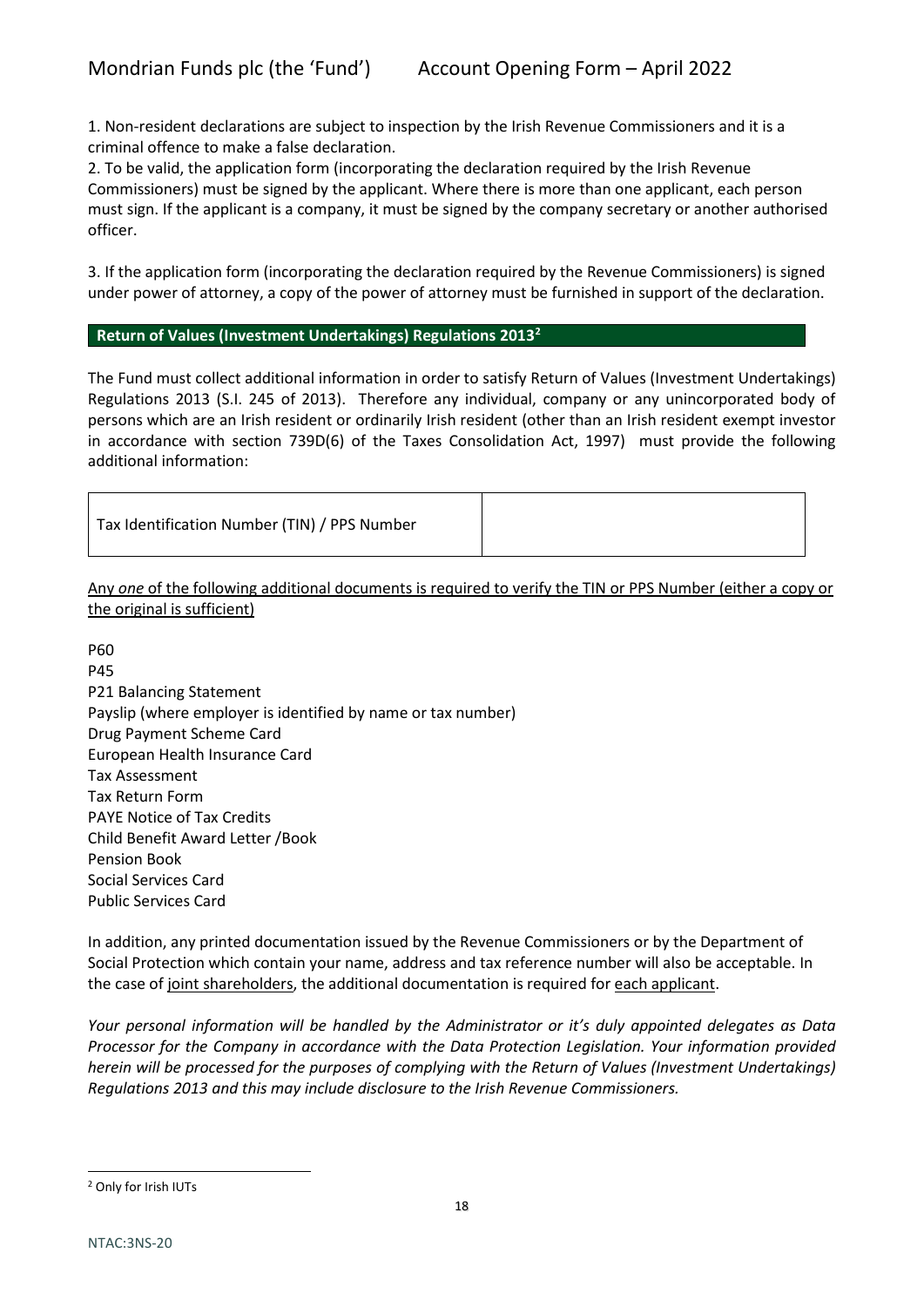1. Non-resident declarations are subject to inspection by the Irish Revenue Commissioners and it is a criminal offence to make a false declaration.
2. To be valid, the application form (incorporating the declaration required by the Irish Revenue Commissioners) must be signed by the applicant. Where there is more than one applicant, each person must sign. If the applicant is a company, it must be signed by the company secretary or another authorised officer.

3. If the application form (incorporating the declaration required by the Revenue Commissioners) is signed under power of attorney, a copy of the power of attorney must be furnished in support of the declaration.

## Return of Values (Investment Undertakings) Regulations 2013[2]

The Fund must collect additional information in order to satisfy Return of Values (Investment Undertakings) Regulations 2013 (S.I. 245 of 2013). Therefore any individual, company or any unincorporated body of persons which are an Irish resident or ordinarily Irish resident (other than an Irish resident exempt investor in accordance with section 739D(6) of the Taxes Consolidation Act, 1997) must provide the following additional information:

| Tax Identification Number (TIN) / PPS Number | |
|---|---|

Any *one* of the following additional documents is required to verify the TIN or PPS Number (either a copy or the original is sufficient)

P60
P45
P21 Balancing Statement
Payslip (where employer is identified by name or tax number)
Drug Payment Scheme Card
European Health Insurance Card
Tax Assessment
Tax Return Form
PAYE Notice of Tax Credits
Child Benefit Award Letter /Book
Pension Book
Social Services Card
Public Services Card

In addition, any printed documentation issued by the Revenue Commissioners or by the Department of Social Protection which contain your name, address and tax reference number will also be acceptable. In the case of joint shareholders, the additional documentation is required for each applicant.

*Your personal information will be handled by the Administrator or it's duly appointed delegates as Data Processor for the Company in accordance with the Data Protection Legislation. Your information provided herein will be processed for the purposes of complying with the Return of Values (Investment Undertakings) Regulations 2013 and this may include disclosure to the Irish Revenue Commissioners.*

[2] Only for Irish IUTs

NTAC:3NS-20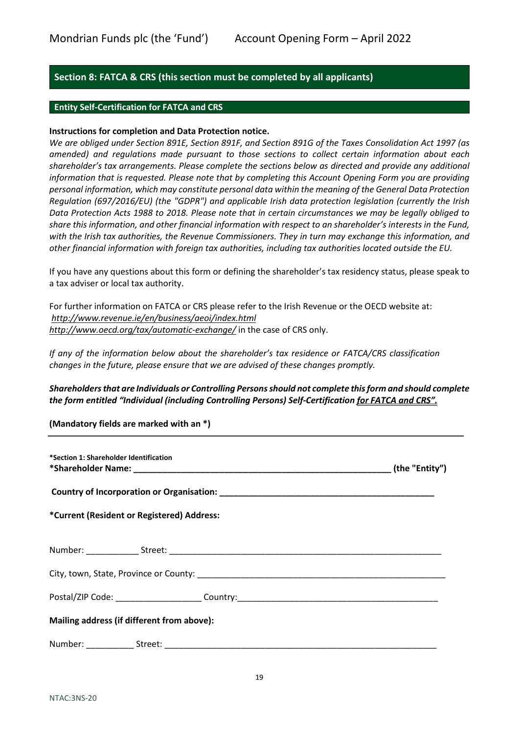## Section 8: FATCA & CRS (this section must be completed by all applicants)

### Entity Self-Certification for FATCA and CRS

**Instructions for completion and Data Protection notice.**

*We are obliged under Section 891E, Section 891F, and Section 891G of the Taxes Consolidation Act 1997 (as amended) and regulations made pursuant to those sections to collect certain information about each shareholder's tax arrangements. Please complete the sections below as directed and provide any additional information that is requested. Please note that by completing this Account Opening Form you are providing personal information, which may constitute personal data within the meaning of the General Data Protection Regulation (697/2016/EU) (the "GDPR") and applicable Irish data protection legislation (currently the Irish Data Protection Acts 1988 to 2018. Please note that in certain circumstances we may be legally obliged to share this information, and other financial information with respect to an shareholder's interests in the Fund, with the Irish tax authorities, the Revenue Commissioners. They in turn may exchange this information, and other financial information with foreign tax authorities, including tax authorities located outside the EU.*

If you have any questions about this form or defining the shareholder's tax residency status, please speak to a tax adviser or local tax authority.

For further information on FATCA or CRS please refer to the Irish Revenue or the OECD website at:
*http://www.revenue.ie/en/business/aeoi/index.html*
*http://www.oecd.org/tax/automatic-exchange/* in the case of CRS only.

*If any of the information below about the shareholder's tax residence or FATCA/CRS classification changes in the future, please ensure that we are advised of these changes promptly.*

***Shareholders that are Individuals or Controlling Persons should not complete this form and should complete the form entitled "Individual (including Controlling Persons) Self-Certification for FATCA and CRS".***

**(Mandatory fields are marked with an *)**

---

**\*Section 1: Shareholder Identification**

**\*Shareholder Name: _______________________________________________________ (the "Entity")**

**Country of Incorporation or Organisation: _____________________________________________**

**\*Current (Resident or Registered) Address:**

Number: ___________ Street: ___________________________________________________________

City, town, State, Province or County: ____________________________________________________

Postal/ZIP Code: __________________ Country:___________________________________________

**Mailing address (if different from above):**

Number: __________ Street: ____________________________________________________________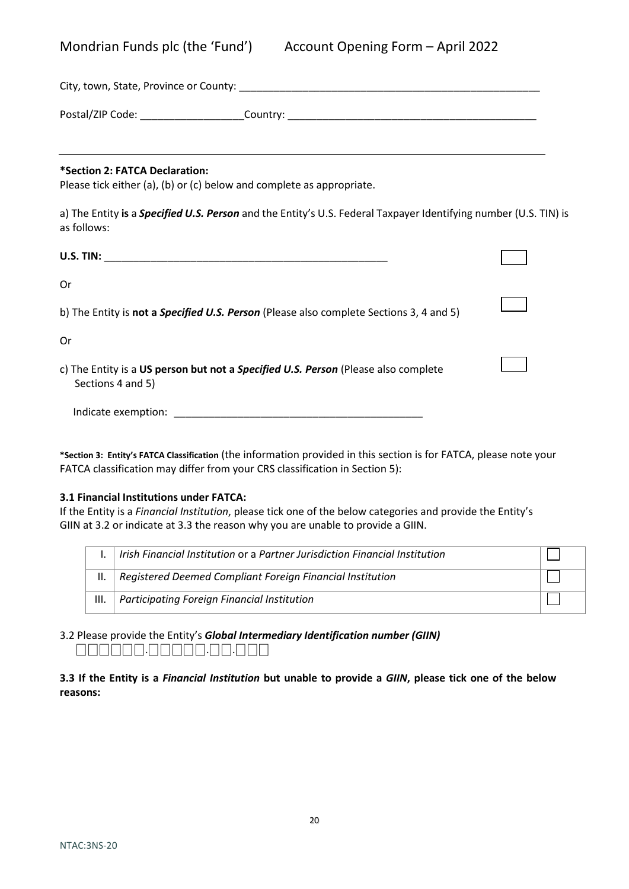City, town, State, Province or County: \_\_\_\_\_\_\_\_\_\_\_\_\_\_\_\_\_\_\_\_\_\_\_\_\_\_\_\_\_\_\_\_\_\_\_\_\_\_\_\_\_\_\_\_\_\_\_\_\_\_\_\_

Postal/ZIP Code: \_\_\_\_\_\_\_\_\_\_\_\_\_\_\_\_\_\_Country: \_\_\_\_\_\_\_\_\_\_\_\_\_\_\_\_\_\_\_\_\_\_\_\_\_\_\_\_\_\_\_\_\_\_\_\_\_\_\_\_\_\_\_\_

---

**\*Section 2: FATCA Declaration:**

Please tick either (a), (b) or (c) below and complete as appropriate.

a) The Entity **is** a ***Specified U.S. Person*** and the Entity's U.S. Federal Taxpayer Identifying number (U.S. TIN) is as follows:

**U.S. TIN:** \_\_\_\_\_\_\_\_\_\_\_\_\_\_\_\_\_\_\_\_\_\_\_\_\_\_\_\_\_\_\_\_\_\_\_\_\_\_\_\_\_\_\_\_\_\_\_\_\_\_ ☐

Or

b) The Entity is **not a *Specified U.S. Person*** (Please also complete Sections 3, 4 and 5) ☐

Or

c) The Entity is a **US person but not a *Specified U.S. Person*** (Please also complete Sections 4 and 5) ☐

Indicate exemption: \_\_\_\_\_\_\_\_\_\_\_\_\_\_\_\_\_\_\_\_\_\_\_\_\_\_\_\_\_\_\_\_\_\_\_\_\_\_\_\_\_\_\_\_\_\_

**\*Section 3: Entity's FATCA Classification** (the information provided in this section is for FATCA, please note your FATCA classification may differ from your CRS classification in Section 5):

**3.1 Financial Institutions under FATCA:**

If the Entity is a *Financial Institution*, please tick one of the below categories and provide the Entity's GIIN at 3.2 or indicate at 3.3 the reason why you are unable to provide a GIIN.

| | | |
|---|---|---|
| I. | *Irish Financial Institution* or a *Partner Jurisdiction Financial Institution* | ☐ |
| II. | *Registered Deemed Compliant Foreign Financial Institution* | ☐ |
| III. | *Participating Foreign Financial Institution* | ☐ |

3.2 Please provide the Entity's ***Global Intermediary Identification number (GIIN)***

☐☐☐☐☐☐.☐☐☐☐☐.☐☐.☐☐☐

**3.3 If the Entity is a *Financial Institution* but unable to provide a *GIIN*, please tick one of the below reasons:**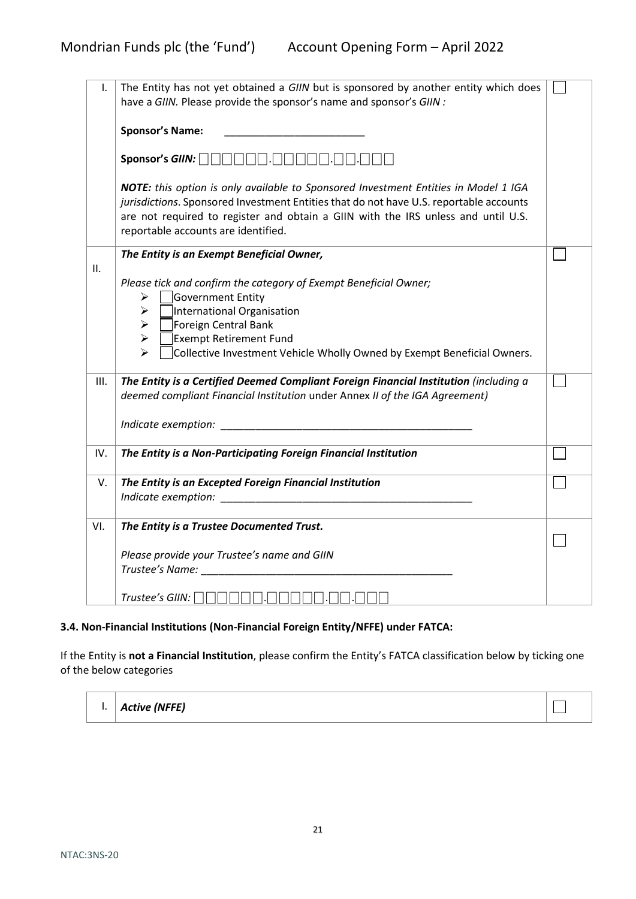| | | |
|---|---|---|
| I. | The Entity has not yet obtained a *GIIN* but is sponsored by another entity which does have a *GIIN.* Please provide the sponsor's name and sponsor's *GIIN :*<br><br>**Sponsor's Name:** ________________________<br><br>**Sponsor's *GIIN:*** ☐☐☐☐☐☐.☐☐☐☐☐.☐☐.☐☐☐<br><br>***NOTE:*** *this option is only available to Sponsored Investment Entities in Model 1 IGA jurisdictions*. Sponsored Investment Entities that do not have U.S. reportable accounts are not required to register and obtain a GIIN with the IRS unless and until U.S. reportable accounts are identified. | ☐ |
| II. | ***The Entity is an Exempt Beneficial Owner,***<br><br>*Please tick and confirm the category of Exempt Beneficial Owner;*<br>➢ ☐ Government Entity<br>➢ ☐ International Organisation<br>➢ ☐ Foreign Central Bank<br>➢ ☐ Exempt Retirement Fund<br>➢ ☐ Collective Investment Vehicle Wholly Owned by Exempt Beneficial Owners. | ☐ |
| III. | ***The Entity is a Certified Deemed Compliant Foreign Financial Institution*** *(including a deemed compliant Financial Institution* under Annex *II of the IGA Agreement)*<br><br>*Indicate exemption:* ____________________________________________ | ☐ |
| IV. | ***The Entity is a Non-Participating Foreign Financial Institution*** | ☐ |
| V. | ***The Entity is an Excepted Foreign Financial Institution***<br>*Indicate exemption:* ____________________________________________ | ☐ |
| VI. | ***The Entity is a Trustee Documented Trust.***<br><br>*Please provide your Trustee's name and GIIN*<br>*Trustee's Name:* ____________________________________________<br><br>*Trustee's GIIN:* ☐☐☐☐☐☐.☐☐☐☐☐.☐☐.☐☐☐ | ☐ |

### 3.4. Non-Financial Institutions (Non-Financial Foreign Entity/NFFE) under FATCA:

If the Entity is **not a Financial Institution**, please confirm the Entity's FATCA classification below by ticking one of the below categories

| | | |
|---|---|---|
| I. | ***Active (NFFE)*** | ☐ |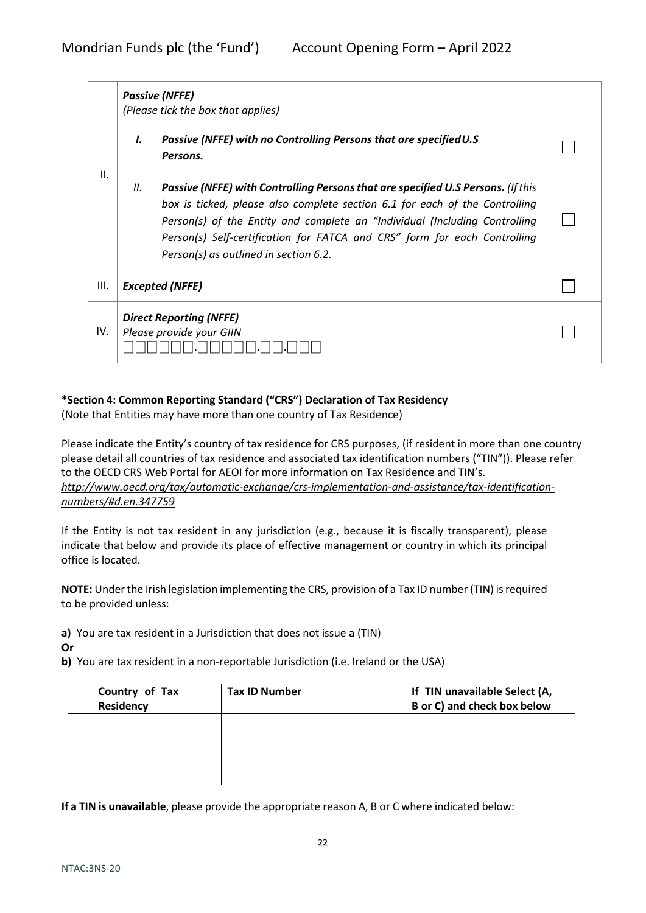| | | |
|---|---|---|
| II. | ***Passive (NFFE)***<br>*(Please tick the box that applies)*<br><br>***I. Passive (NFFE) with no Controlling Persons that are specified U.S Persons.*** | ☐ |
| | ***II. Passive (NFFE) with Controlling Persons that are specified U.S Persons.*** *(If this box is ticked, please also complete section 6.1 for each of the Controlling Person(s) of the Entity and complete an "Individual (Including Controlling Person(s) Self-certification for FATCA and CRS" form for each Controlling Person(s) as outlined in section 6.2.* | ☐ |
| III. | ***Excepted (NFFE)*** | ☐ |
| IV. | ***Direct Reporting (NFFE)***<br>*Please provide your GIIN*<br>□□□□□□.□□□□□.□□.□□□ | ☐ |

**\*Section 4: Common Reporting Standard ("CRS") Declaration of Tax Residency**
(Note that Entities may have more than one country of Tax Residence)

Please indicate the Entity's country of tax residence for CRS purposes, (if resident in more than one country please detail all countries of tax residence and associated tax identification numbers ("TIN")). Please refer to the OECD CRS Web Portal for AEOI for more information on Tax Residence and TIN's. *http://www.oecd.org/tax/automatic-exchange/crs-implementation-and-assistance/tax-identification-numbers/#d.en.347759*

If the Entity is not tax resident in any jurisdiction (e.g., because it is fiscally transparent), please indicate that below and provide its place of effective management or country in which its principal office is located.

**NOTE:** Under the Irish legislation implementing the CRS, provision of a Tax ID number (TIN) is required to be provided unless:

**a)** You are tax resident in a Jurisdiction that does not issue a (TIN)

**Or**

**b)** You are tax resident in a non-reportable Jurisdiction (i.e. Ireland or the USA)

| Country of Tax Residency | Tax ID Number | If TIN unavailable Select (A, B or C) and check box below |
|---|---|---|
| | | |
| | | |
| | | |

**If a TIN is unavailable**, please provide the appropriate reason A, B or C where indicated below: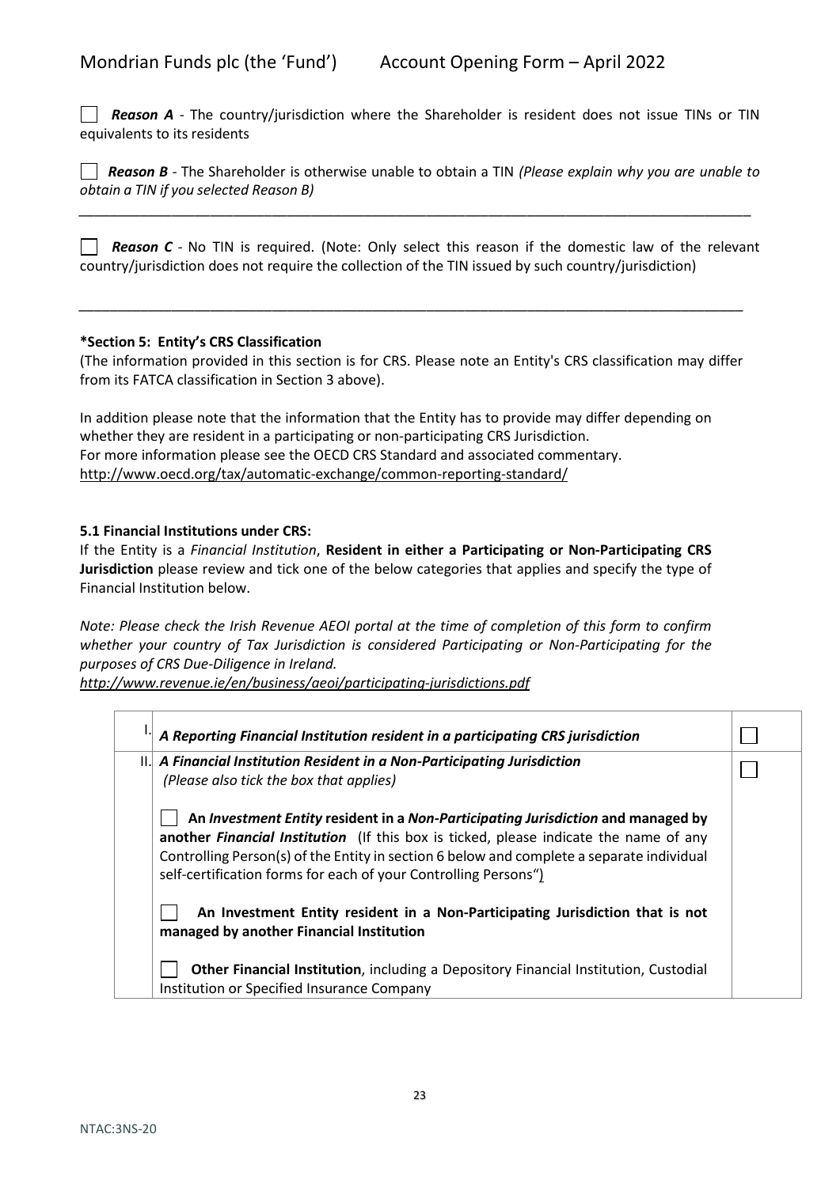☐ ***Reason A*** - The country/jurisdiction where the Shareholder is resident does not issue TINs or TIN equivalents to its residents

☐ ***Reason B*** - The Shareholder is otherwise unable to obtain a TIN *(Please explain why you are unable to obtain a TIN if you selected Reason B)*

_______________________________________________________________________________________

☐ ***Reason C*** - No TIN is required. (Note: Only select this reason if the domestic law of the relevant country/jurisdiction does not require the collection of the TIN issued by such country/jurisdiction)

_______________________________________________________________________________________

**\*Section 5: Entity's CRS Classification**

(The information provided in this section is for CRS. Please note an Entity's CRS classification may differ from its FATCA classification in Section 3 above).

In addition please note that the information that the Entity has to provide may differ depending on whether they are resident in a participating or non-participating CRS Jurisdiction.
For more information please see the OECD CRS Standard and associated commentary.
http://www.oecd.org/tax/automatic-exchange/common-reporting-standard/

**5.1 Financial Institutions under CRS:**

If the Entity is a *Financial Institution*, **Resident in either a Participating or Non-Participating CRS Jurisdiction** please review and tick one of the below categories that applies and specify the type of Financial Institution below.

*Note: Please check the Irish Revenue AEOI portal at the time of completion of this form to confirm whether your country of Tax Jurisdiction is considered Participating or Non-Participating for the purposes of CRS Due-Diligence in Ireland.*
*http://www.revenue.ie/en/business/aeoi/participating-jurisdictions.pdf*

| | | |
|---|---|---|
| I. | ***A Reporting Financial Institution resident in a participating CRS jurisdiction*** | ☐ |
| II. | ***A Financial Institution Resident in a Non-Participating Jurisdiction*** *(Please also tick the box that applies)*<br><br>☐ **An *Investment Entity* resident in a *Non-Participating Jurisdiction* and managed by another *Financial Institution*** (If this box is ticked, please indicate the name of any Controlling Person(s) of the Entity in section 6 below and complete a separate individual self-certification forms for each of your Controlling Persons")<br><br>☐ **An Investment Entity resident in a Non-Participating Jurisdiction that is not managed by another Financial Institution**<br><br>☐ **Other Financial Institution**, including a Depository Financial Institution, Custodial Institution or Specified Insurance Company | ☐ |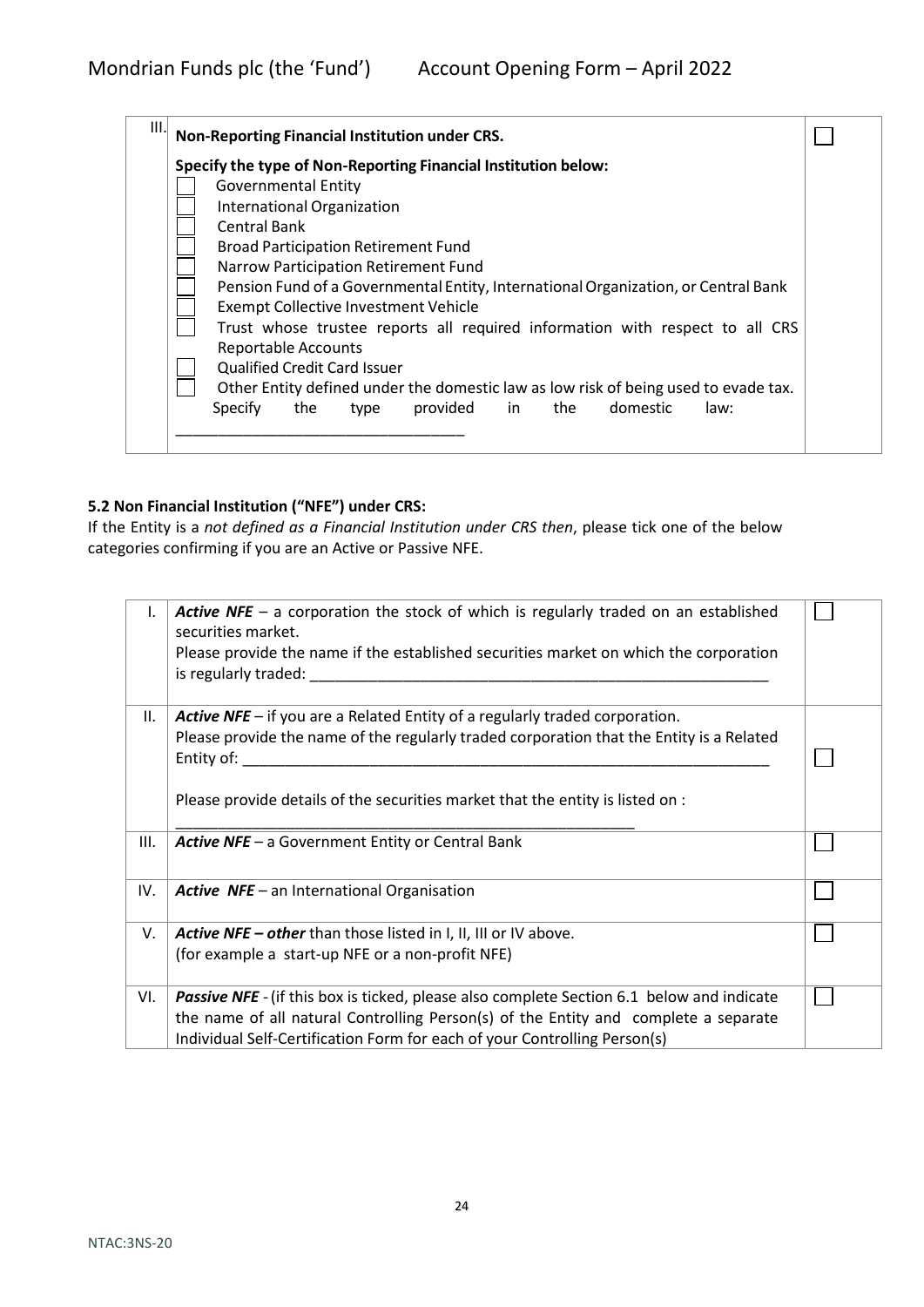| III. | **Non-Reporting Financial Institution under CRS.**<br><br>**Specify the type of Non-Reporting Financial Institution below:**<br>☐ Governmental Entity<br>☐ International Organization<br>☐ Central Bank<br>☐ Broad Participation Retirement Fund<br>☐ Narrow Participation Retirement Fund<br>☐ Pension Fund of a Governmental Entity, International Organization, or Central Bank<br>☐ Exempt Collective Investment Vehicle<br>☐ Trust whose trustee reports all required information with respect to all CRS Reportable Accounts<br>☐ Qualified Credit Card Issuer<br>☐ Other Entity defined under the domestic law as low risk of being used to evade tax. Specify the type provided in the domestic law: ________________________________ | ☐ |
|---|---|---|

### 5.2 Non Financial Institution ("NFE") under CRS:

If the Entity is a *not defined as a Financial Institution under CRS then*, please tick one of the below categories confirming if you are an Active or Passive NFE.

| | | |
|---|---|---|
| I. | ***Active NFE*** – a corporation the stock of which is regularly traded on an established securities market.<br>Please provide the name if the established securities market on which the corporation is regularly traded: ______________________________________________________ | ☐ |
| II. | ***Active NFE*** – if you are a Related Entity of a regularly traded corporation.<br>Please provide the name of the regularly traded corporation that the Entity is a Related Entity of: ______________________________________________________________<br><br>Please provide details of the securities market that the entity is listed on :<br>________________________________________________________ | ☐ |
| III. | ***Active NFE*** – a Government Entity or Central Bank | ☐ |
| IV. | ***Active NFE*** – an International Organisation | ☐ |
| V. | ***Active NFE – other*** than those listed in I, II, III or IV above.<br>(for example a start-up NFE or a non-profit NFE) | ☐ |
| VI. | ***Passive NFE*** - (if this box is ticked, please also complete Section 6.1 below and indicate the name of all natural Controlling Person(s) of the Entity and complete a separate Individual Self-Certification Form for each of your Controlling Person(s) | ☐ |

NTAC:3NS-20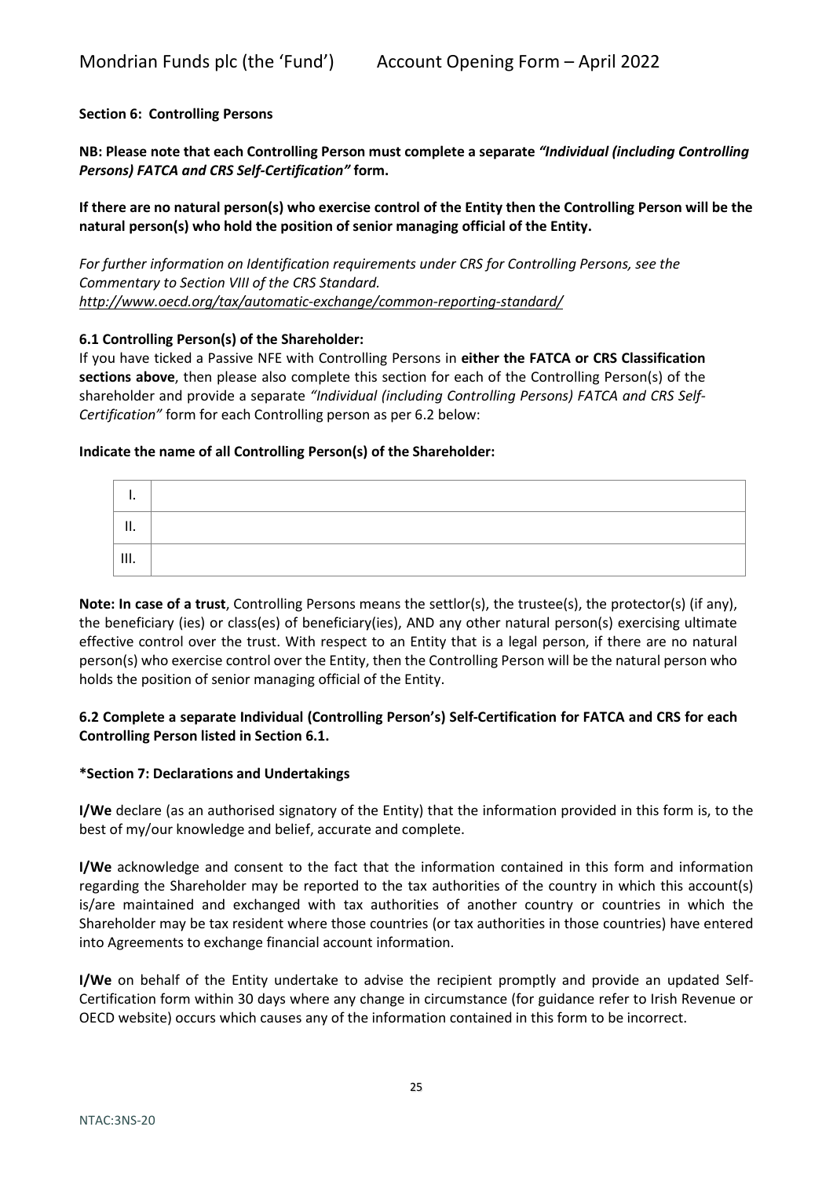**Section 6: Controlling Persons**

**NB: Please note that each Controlling Person must complete a separate *"Individual (including Controlling Persons) FATCA and CRS Self-Certification"* form.**

**If there are no natural person(s) who exercise control of the Entity then the Controlling Person will be the natural person(s) who hold the position of senior managing official of the Entity.**

*For further information on Identification requirements under CRS for Controlling Persons, see the Commentary to Section VIII of the CRS Standard.*
*http://www.oecd.org/tax/automatic-exchange/common-reporting-standard/*

**6.1 Controlling Person(s) of the Shareholder:**

If you have ticked a Passive NFE with Controlling Persons in **either the FATCA or CRS Classification sections above**, then please also complete this section for each of the Controlling Person(s) of the shareholder and provide a separate *"Individual (including Controlling Persons) FATCA and CRS Self-Certification"* form for each Controlling person as per 6.2 below:

**Indicate the name of all Controlling Person(s) of the Shareholder:**

| | |
|---|---|
| I. | |
| II. | |
| III. | |

**Note: In case of a trust**, Controlling Persons means the settlor(s), the trustee(s), the protector(s) (if any), the beneficiary (ies) or class(es) of beneficiary(ies), AND any other natural person(s) exercising ultimate effective control over the trust. With respect to an Entity that is a legal person, if there are no natural person(s) who exercise control over the Entity, then the Controlling Person will be the natural person who holds the position of senior managing official of the Entity.

**6.2 Complete a separate Individual (Controlling Person's) Self-Certification for FATCA and CRS for each Controlling Person listed in Section 6.1.**

**\*Section 7: Declarations and Undertakings**

**I/We** declare (as an authorised signatory of the Entity) that the information provided in this form is, to the best of my/our knowledge and belief, accurate and complete.

**I/We** acknowledge and consent to the fact that the information contained in this form and information regarding the Shareholder may be reported to the tax authorities of the country in which this account(s) is/are maintained and exchanged with tax authorities of another country or countries in which the Shareholder may be tax resident where those countries (or tax authorities in those countries) have entered into Agreements to exchange financial account information.

**I/We** on behalf of the Entity undertake to advise the recipient promptly and provide an updated Self-Certification form within 30 days where any change in circumstance (for guidance refer to Irish Revenue or OECD website) occurs which causes any of the information contained in this form to be incorrect.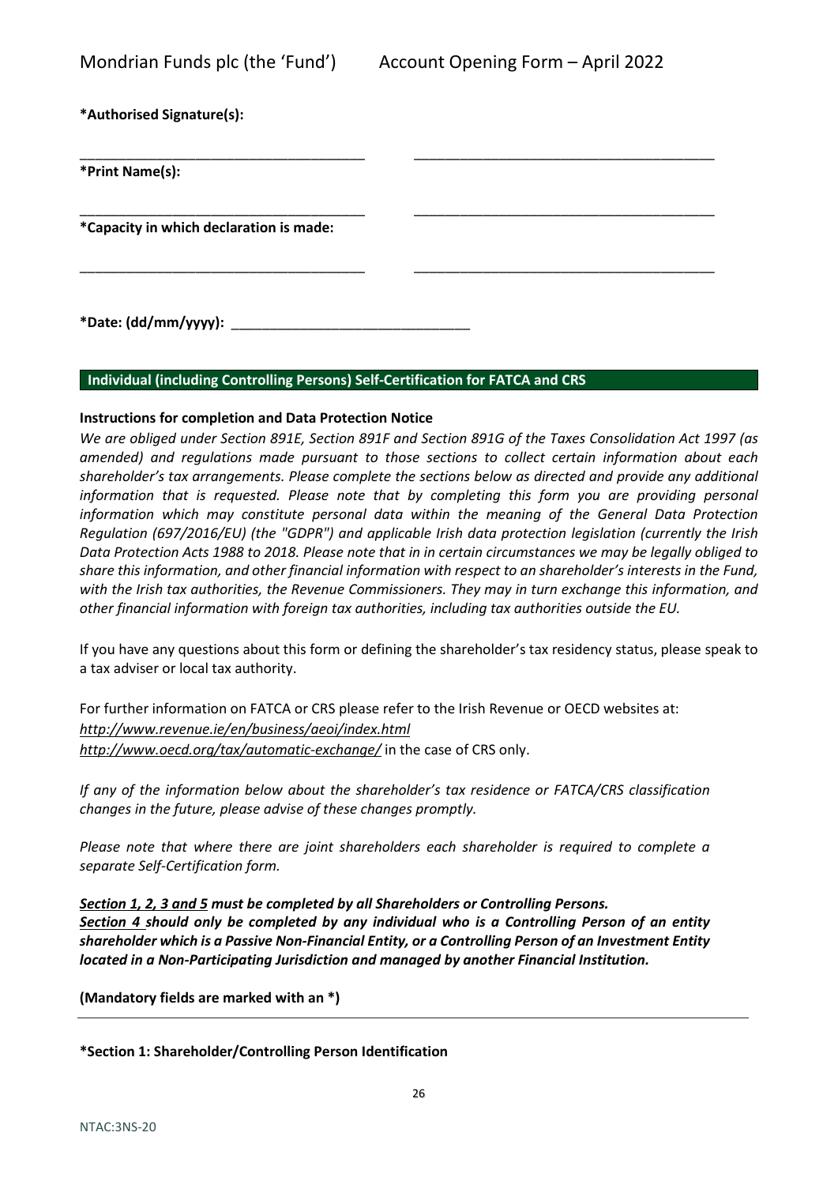**\*Authorised Signature(s):**

\_\_\_\_\_\_\_\_\_\_\_\_\_\_\_\_\_\_\_\_\_\_\_\_\_\_\_\_\_\_\_\_\_\_\_\_\_ \_\_\_\_\_\_\_\_\_\_\_\_\_\_\_\_\_\_\_\_\_\_\_\_\_\_\_\_\_\_\_\_\_\_\_\_\_\_\_

**\*Print Name(s):**

\_\_\_\_\_\_\_\_\_\_\_\_\_\_\_\_\_\_\_\_\_\_\_\_\_\_\_\_\_\_\_\_\_\_\_\_\_ \_\_\_\_\_\_\_\_\_\_\_\_\_\_\_\_\_\_\_\_\_\_\_\_\_\_\_\_\_\_\_\_\_\_\_\_\_\_\_

**\*Capacity in which declaration is made:**

\_\_\_\_\_\_\_\_\_\_\_\_\_\_\_\_\_\_\_\_\_\_\_\_\_\_\_\_\_\_\_\_\_\_\_\_\_ \_\_\_\_\_\_\_\_\_\_\_\_\_\_\_\_\_\_\_\_\_\_\_\_\_\_\_\_\_\_\_\_\_\_\_\_\_\_\_

**\*Date: (dd/mm/yyyy):** \_\_\_\_\_\_\_\_\_\_\_\_\_\_\_\_\_\_\_\_\_\_\_\_\_\_\_\_\_\_\_

## Individual (including Controlling Persons) Self-Certification for FATCA and CRS

**Instructions for completion and Data Protection Notice**

*We are obliged under Section 891E, Section 891F and Section 891G of the Taxes Consolidation Act 1997 (as amended) and regulations made pursuant to those sections to collect certain information about each shareholder's tax arrangements. Please complete the sections below as directed and provide any additional information that is requested. Please note that by completing this form you are providing personal information which may constitute personal data within the meaning of the General Data Protection Regulation (697/2016/EU) (the "GDPR") and applicable Irish data protection legislation (currently the Irish Data Protection Acts 1988 to 2018. Please note that in in certain circumstances we may be legally obliged to share this information, and other financial information with respect to an shareholder's interests in the Fund, with the Irish tax authorities, the Revenue Commissioners. They may in turn exchange this information, and other financial information with foreign tax authorities, including tax authorities outside the EU.*

If you have any questions about this form or defining the shareholder's tax residency status, please speak to a tax adviser or local tax authority.

For further information on FATCA or CRS please refer to the Irish Revenue or OECD websites at:
*http://www.revenue.ie/en/business/aeoi/index.html*
*http://www.oecd.org/tax/automatic-exchange/* in the case of CRS only.

*If any of the information below about the shareholder's tax residence or FATCA/CRS classification changes in the future, please advise of these changes promptly.*

*Please note that where there are joint shareholders each shareholder is required to complete a separate Self-Certification form.*

***Section 1, 2, 3 and 5** must be completed by all Shareholders or Controlling Persons.*
***Section 4** should only be completed by any individual who is a Controlling Person of an entity shareholder which is a Passive Non-Financial Entity, or a Controlling Person of an Investment Entity located in a Non-Participating Jurisdiction and managed by another Financial Institution.*

**(Mandatory fields are marked with an \*)**

---

**\*Section 1: Shareholder/Controlling Person Identification**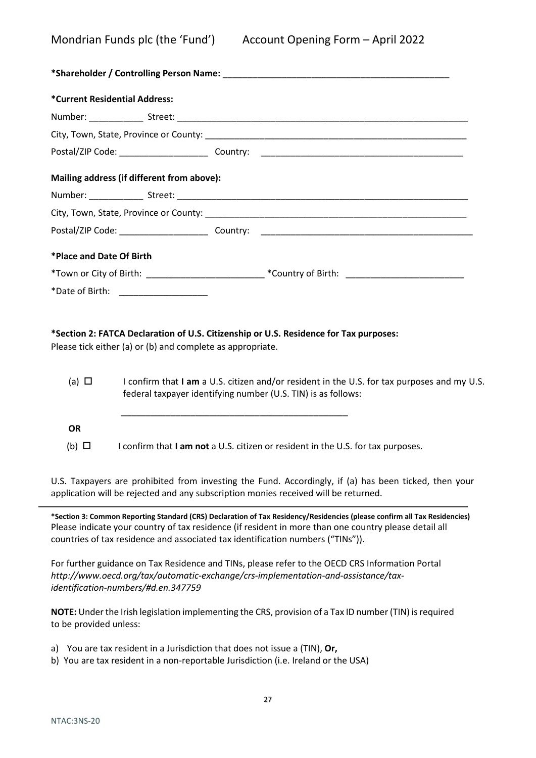**\*Shareholder / Controlling Person Name:** _______________________________________________

**\*Current Residential Address:**

Number: ___________ Street: ______________________________________________________________

City, Town, State, Province or County: _______________________________________________________

Postal/ZIP Code: __________________ Country: _________________________________________

**Mailing address (if different from above):**

Number: ___________ Street: ______________________________________________________________

City, Town, State, Province or County: _______________________________________________________

Postal/ZIP Code: __________________ Country: ____________________________________________

**\*Place and Date Of Birth**

\*Town or City of Birth: ________________________ \*Country of Birth: ________________________

\*Date of Birth: __________________

**\*Section 2: FATCA Declaration of U.S. Citizenship or U.S. Residence for Tax purposes:**

Please tick either (a) or (b) and complete as appropriate.

(a) ☐ I confirm that **I am** a U.S. citizen and/or resident in the U.S. for tax purposes and my U.S. federal taxpayer identifying number (U.S. TIN) is as follows:

_______________________________________________

**OR**

(b) ☐ I confirm that **I am not** a U.S. citizen or resident in the U.S. for tax purposes.

U.S. Taxpayers are prohibited from investing the Fund. Accordingly, if (a) has been ticked, then your application will be rejected and any subscription monies received will be returned.

---

**\*Section 3: Common Reporting Standard (CRS) Declaration of Tax Residency/Residencies (please confirm all Tax Residencies)**

Please indicate your country of tax residence (if resident in more than one country please detail all countries of tax residence and associated tax identification numbers ("TINs")).

For further guidance on Tax Residence and TINs, please refer to the OECD CRS Information Portal *http://www.oecd.org/tax/automatic-exchange/crs-implementation-and-assistance/tax-identification-numbers/#d.en.347759*

**NOTE:** Under the Irish legislation implementing the CRS, provision of a Tax ID number (TIN) is required to be provided unless:

a) You are tax resident in a Jurisdiction that does not issue a (TIN), **Or,**

b) You are tax resident in a non-reportable Jurisdiction (i.e. Ireland or the USA)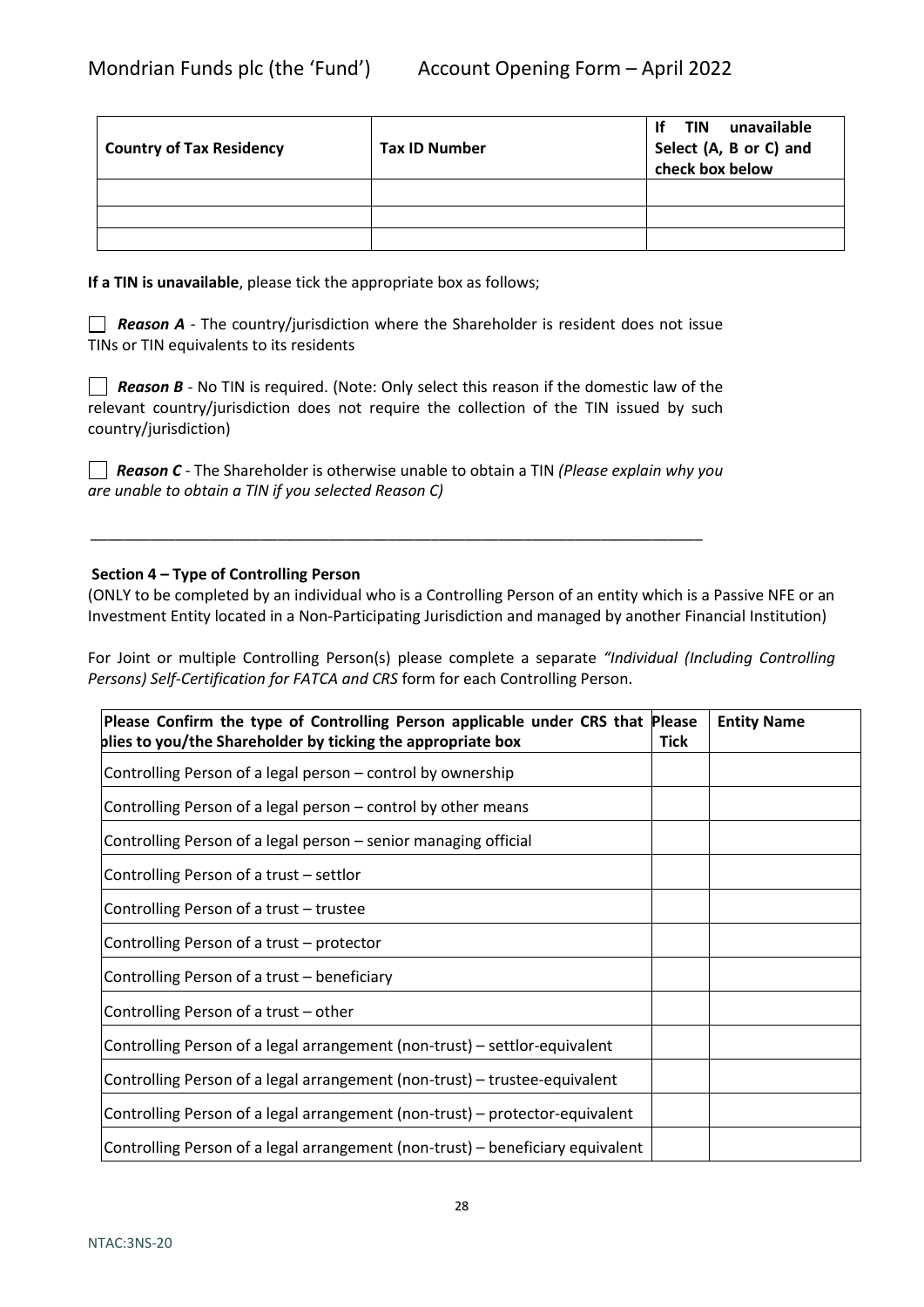| Country of Tax Residency | Tax ID Number | If TIN unavailable Select (A, B or C) and check box below |
|---|---|---|
| | | |
| | | |
| | | |

**If a TIN is unavailable**, please tick the appropriate box as follows;

☐ ***Reason A*** - The country/jurisdiction where the Shareholder is resident does not issue TINs or TIN equivalents to its residents

☐ ***Reason B*** - No TIN is required. (Note: Only select this reason if the domestic law of the relevant country/jurisdiction does not require the collection of the TIN issued by such country/jurisdiction)

☐ ***Reason C*** - The Shareholder is otherwise unable to obtain a TIN *(Please explain why you are unable to obtain a TIN if you selected Reason C)*

\_\_\_\_\_\_\_\_\_\_\_\_\_\_\_\_\_\_\_\_\_\_\_\_\_\_\_\_\_\_\_\_\_\_\_\_\_\_\_\_\_\_\_\_\_\_\_\_\_\_\_\_\_\_\_\_\_\_\_\_\_\_\_\_\_\_\_\_\_\_\_\_

**Section 4 – Type of Controlling Person**

(ONLY to be completed by an individual who is a Controlling Person of an entity which is a Passive NFE or an Investment Entity located in a Non-Participating Jurisdiction and managed by another Financial Institution)

For Joint or multiple Controlling Person(s) please complete a separate *"Individual (Including Controlling Persons) Self-Certification for FATCA and CRS* form for each Controlling Person.

| Please Confirm the type of Controlling Person applicable under CRS that applies to you/the Shareholder by ticking the appropriate box | Please Tick | Entity Name |
|---|---|---|
| Controlling Person of a legal person – control by ownership | | |
| Controlling Person of a legal person – control by other means | | |
| Controlling Person of a legal person – senior managing official | | |
| Controlling Person of a trust – settlor | | |
| Controlling Person of a trust – trustee | | |
| Controlling Person of a trust – protector | | |
| Controlling Person of a trust – beneficiary | | |
| Controlling Person of a trust – other | | |
| Controlling Person of a legal arrangement (non-trust) – settlor-equivalent | | |
| Controlling Person of a legal arrangement (non-trust) – trustee-equivalent | | |
| Controlling Person of a legal arrangement (non-trust) – protector-equivalent | | |
| Controlling Person of a legal arrangement (non-trust) – beneficiary equivalent | | |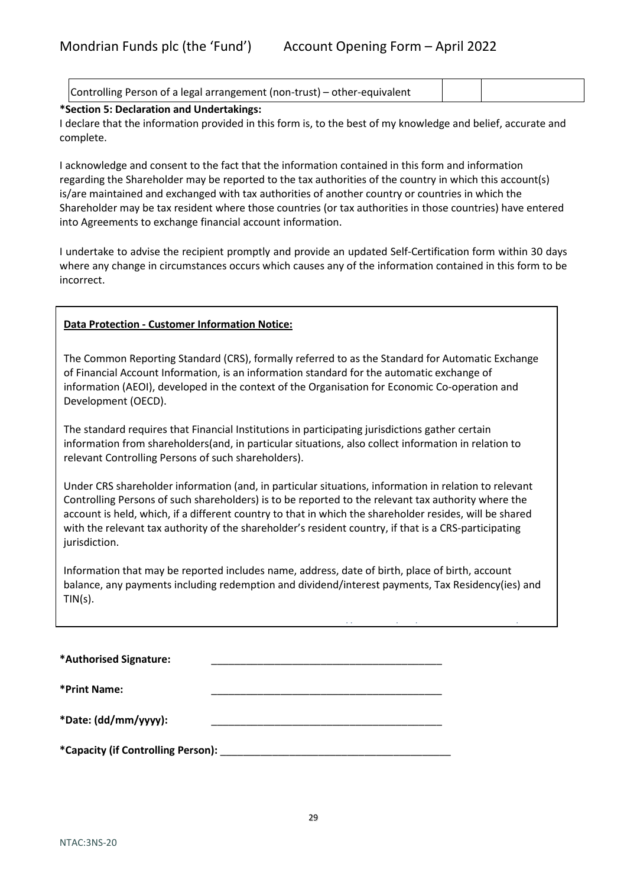| Controlling Person of a legal arrangement (non-trust) – other-equivalent | | |
|---|---|---|

**\*Section 5: Declaration and Undertakings:**

I declare that the information provided in this form is, to the best of my knowledge and belief, accurate and complete.

I acknowledge and consent to the fact that the information contained in this form and information regarding the Shareholder may be reported to the tax authorities of the country in which this account(s) is/are maintained and exchanged with tax authorities of another country or countries in which the Shareholder may be tax resident where those countries (or tax authorities in those countries) have entered into Agreements to exchange financial account information.

I undertake to advise the recipient promptly and provide an updated Self-Certification form within 30 days where any change in circumstances occurs which causes any of the information contained in this form to be incorrect.

**Data Protection - Customer Information Notice:**

The Common Reporting Standard (CRS), formally referred to as the Standard for Automatic Exchange of Financial Account Information, is an information standard for the automatic exchange of information (AEOI), developed in the context of the Organisation for Economic Co-operation and Development (OECD).

The standard requires that Financial Institutions in participating jurisdictions gather certain information from shareholders(and, in particular situations, also collect information in relation to relevant Controlling Persons of such shareholders).

Under CRS shareholder information (and, in particular situations, information in relation to relevant Controlling Persons of such shareholders) is to be reported to the relevant tax authority where the account is held, which, if a different country to that in which the shareholder resides, will be shared with the relevant tax authority of the shareholder's resident country, if that is a CRS-participating jurisdiction.

Information that may be reported includes name, address, date of birth, place of birth, account balance, any payments including redemption and dividend/interest payments, Tax Residency(ies) and TIN(s).

**\*Authorised Signature:** \_\_\_\_\_\_\_\_\_\_\_\_\_\_\_\_\_\_\_\_\_\_\_\_\_\_\_\_\_\_\_\_\_\_\_\_\_\_\_\_

**\*Print Name:** \_\_\_\_\_\_\_\_\_\_\_\_\_\_\_\_\_\_\_\_\_\_\_\_\_\_\_\_\_\_\_\_\_\_\_\_\_\_\_\_

**\*Date: (dd/mm/yyyy):** \_\_\_\_\_\_\_\_\_\_\_\_\_\_\_\_\_\_\_\_\_\_\_\_\_\_\_\_\_\_\_\_\_\_\_\_\_\_\_\_

**\*Capacity (if Controlling Person):** \_\_\_\_\_\_\_\_\_\_\_\_\_\_\_\_\_\_\_\_\_\_\_\_\_\_\_\_\_\_\_\_\_\_\_\_\_\_\_\_

NTAC:3NS-20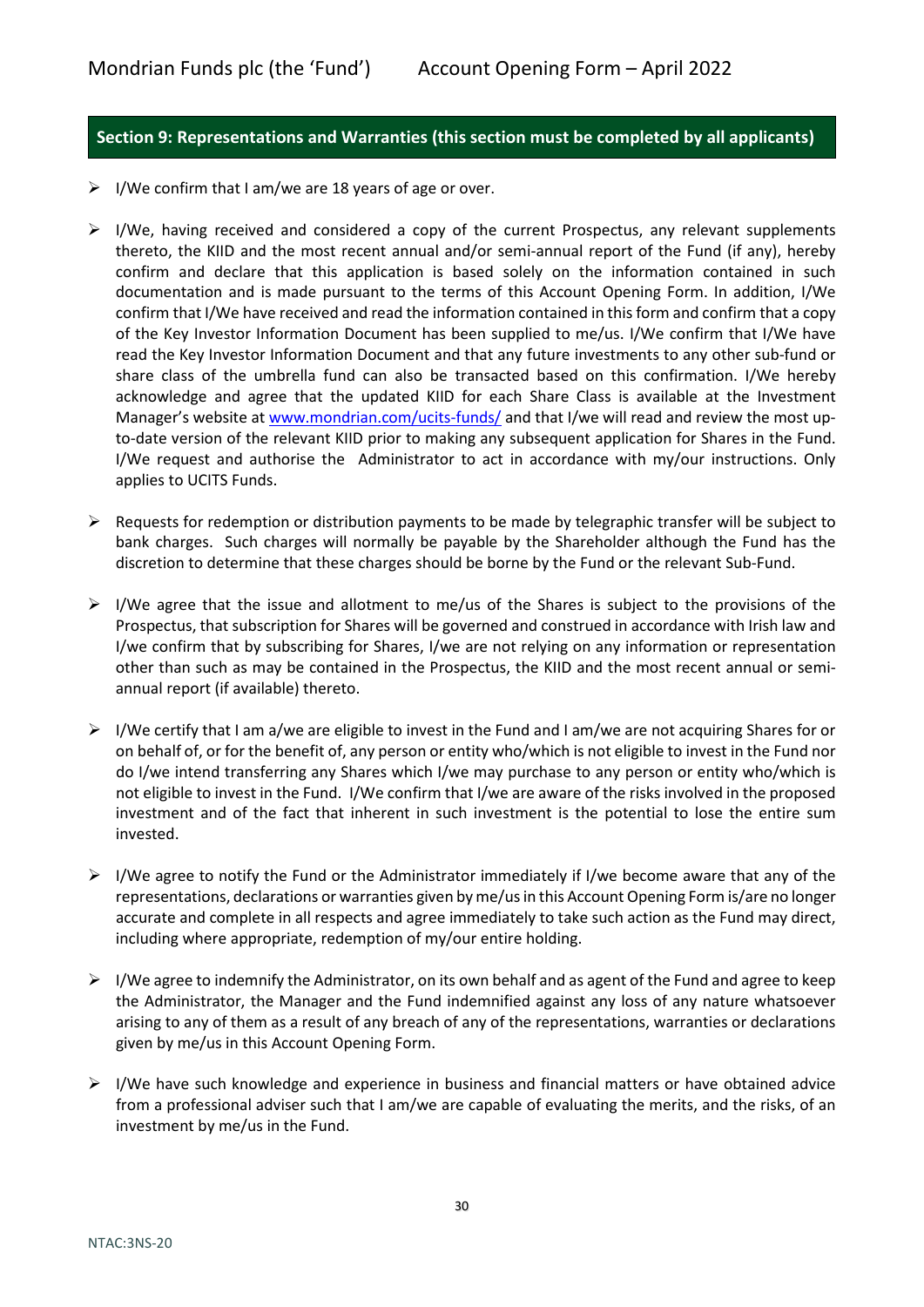## Section 9: Representations and Warranties (this section must be completed by all applicants)

- I/We confirm that I am/we are 18 years of age or over.

- I/We, having received and considered a copy of the current Prospectus, any relevant supplements thereto, the KIID and the most recent annual and/or semi-annual report of the Fund (if any), hereby confirm and declare that this application is based solely on the information contained in such documentation and is made pursuant to the terms of this Account Opening Form. In addition, I/We confirm that I/We have received and read the information contained in this form and confirm that a copy of the Key Investor Information Document has been supplied to me/us. I/We confirm that I/We have read the Key Investor Information Document and that any future investments to any other sub-fund or share class of the umbrella fund can also be transacted based on this confirmation. I/We hereby acknowledge and agree that the updated KIID for each Share Class is available at the Investment Manager's website at www.mondrian.com/ucits-funds/ and that I/we will read and review the most up-to-date version of the relevant KIID prior to making any subsequent application for Shares in the Fund. I/We request and authorise the Administrator to act in accordance with my/our instructions. Only applies to UCITS Funds.

- Requests for redemption or distribution payments to be made by telegraphic transfer will be subject to bank charges. Such charges will normally be payable by the Shareholder although the Fund has the discretion to determine that these charges should be borne by the Fund or the relevant Sub-Fund.

- I/We agree that the issue and allotment to me/us of the Shares is subject to the provisions of the Prospectus, that subscription for Shares will be governed and construed in accordance with Irish law and I/we confirm that by subscribing for Shares, I/we are not relying on any information or representation other than such as may be contained in the Prospectus, the KIID and the most recent annual or semi-annual report (if available) thereto.

- I/We certify that I am a/we are eligible to invest in the Fund and I am/we are not acquiring Shares for or on behalf of, or for the benefit of, any person or entity who/which is not eligible to invest in the Fund nor do I/we intend transferring any Shares which I/we may purchase to any person or entity who/which is not eligible to invest in the Fund. I/We confirm that I/we are aware of the risks involved in the proposed investment and of the fact that inherent in such investment is the potential to lose the entire sum invested.

- I/We agree to notify the Fund or the Administrator immediately if I/we become aware that any of the representations, declarations or warranties given by me/us in this Account Opening Form is/are no longer accurate and complete in all respects and agree immediately to take such action as the Fund may direct, including where appropriate, redemption of my/our entire holding.

- I/We agree to indemnify the Administrator, on its own behalf and as agent of the Fund and agree to keep the Administrator, the Manager and the Fund indemnified against any loss of any nature whatsoever arising to any of them as a result of any breach of any of the representations, warranties or declarations given by me/us in this Account Opening Form.

- I/We have such knowledge and experience in business and financial matters or have obtained advice from a professional adviser such that I am/we are capable of evaluating the merits, and the risks, of an investment by me/us in the Fund.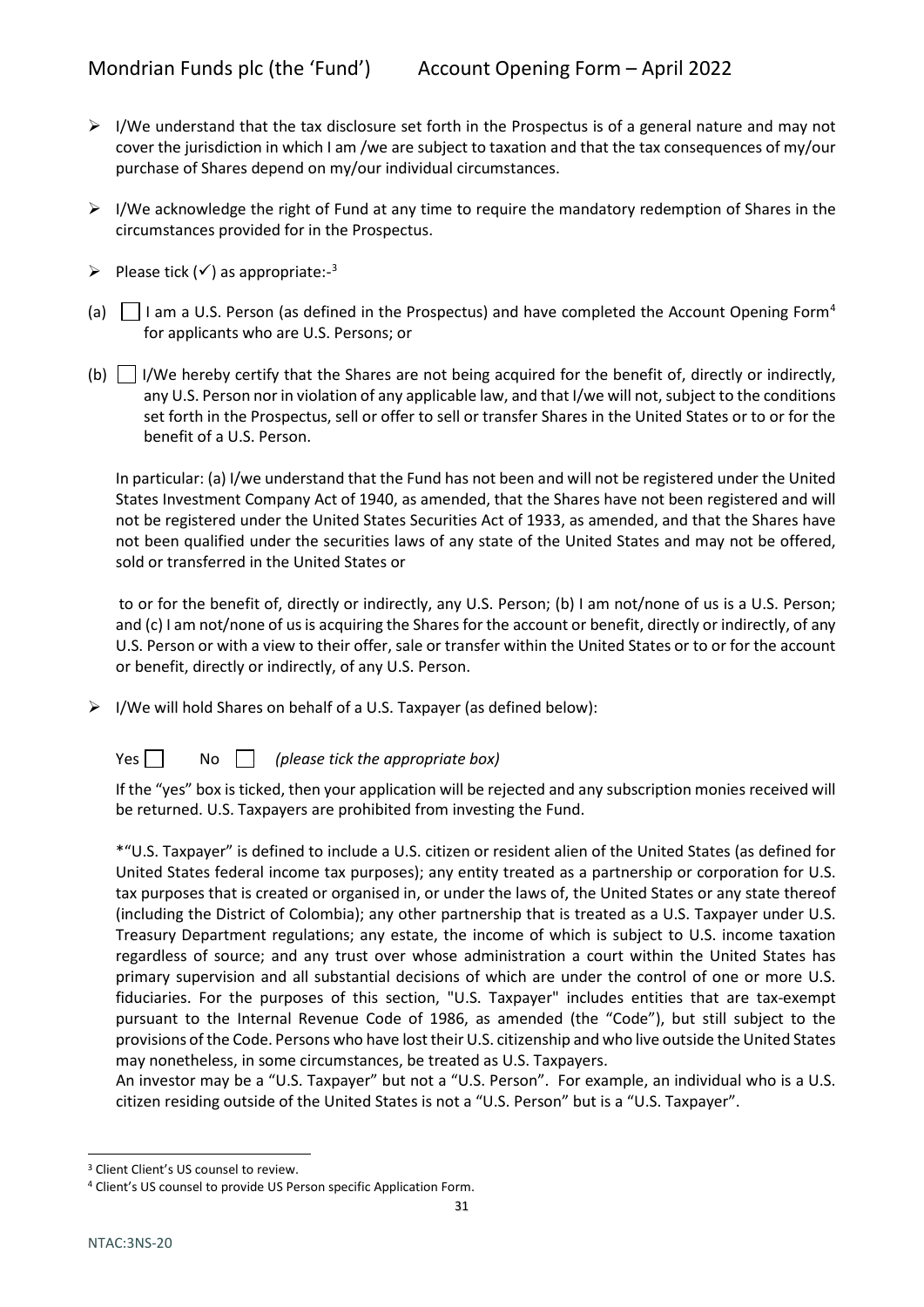- I/We understand that the tax disclosure set forth in the Prospectus is of a general nature and may not cover the jurisdiction in which I am /we are subject to taxation and that the tax consequences of my/our purchase of Shares depend on my/our individual circumstances.

- I/We acknowledge the right of Fund at any time to require the mandatory redemption of Shares in the circumstances provided for in the Prospectus.

- Please tick (✓) as appropriate:-[3]

(a) ☐ I am a U.S. Person (as defined in the Prospectus) and have completed the Account Opening Form[4] for applicants who are U.S. Persons; or

(b) ☐ I/We hereby certify that the Shares are not being acquired for the benefit of, directly or indirectly, any U.S. Person nor in violation of any applicable law, and that I/we will not, subject to the conditions set forth in the Prospectus, sell or offer to sell or transfer Shares in the United States or to or for the benefit of a U.S. Person.

In particular: (a) I/we understand that the Fund has not been and will not be registered under the United States Investment Company Act of 1940, as amended, that the Shares have not been registered and will not be registered under the United States Securities Act of 1933, as amended, and that the Shares have not been qualified under the securities laws of any state of the United States and may not be offered, sold or transferred in the United States or

to or for the benefit of, directly or indirectly, any U.S. Person; (b) I am not/none of us is a U.S. Person; and (c) I am not/none of us is acquiring the Shares for the account or benefit, directly or indirectly, of any U.S. Person or with a view to their offer, sale or transfer within the United States or to or for the account or benefit, directly or indirectly, of any U.S. Person.

- I/We will hold Shares on behalf of a U.S. Taxpayer (as defined below):

Yes ☐ No ☐ *(please tick the appropriate box)*

If the "yes" box is ticked, then your application will be rejected and any subscription monies received will be returned. U.S. Taxpayers are prohibited from investing the Fund.

*"U.S. Taxpayer" is defined to include a U.S. citizen or resident alien of the United States (as defined for United States federal income tax purposes); any entity treated as a partnership or corporation for U.S. tax purposes that is created or organised in, or under the laws of, the United States or any state thereof (including the District of Colombia); any other partnership that is treated as a U.S. Taxpayer under U.S. Treasury Department regulations; any estate, the income of which is subject to U.S. income taxation regardless of source; and any trust over whose administration a court within the United States has primary supervision and all substantial decisions of which are under the control of one or more U.S. fiduciaries. For the purposes of this section, "U.S. Taxpayer" includes entities that are tax-exempt pursuant to the Internal Revenue Code of 1986, as amended (the "Code"), but still subject to the provisions of the Code. Persons who have lost their U.S. citizenship and who live outside the United States may nonetheless, in some circumstances, be treated as U.S. Taxpayers.
An investor may be a "U.S. Taxpayer" but not a "U.S. Person". For example, an individual who is a U.S. citizen residing outside of the United States is not a "U.S. Person" but is a "U.S. Taxpayer".

---

[3] Client Client's US counsel to review.

[4] Client's US counsel to provide US Person specific Application Form.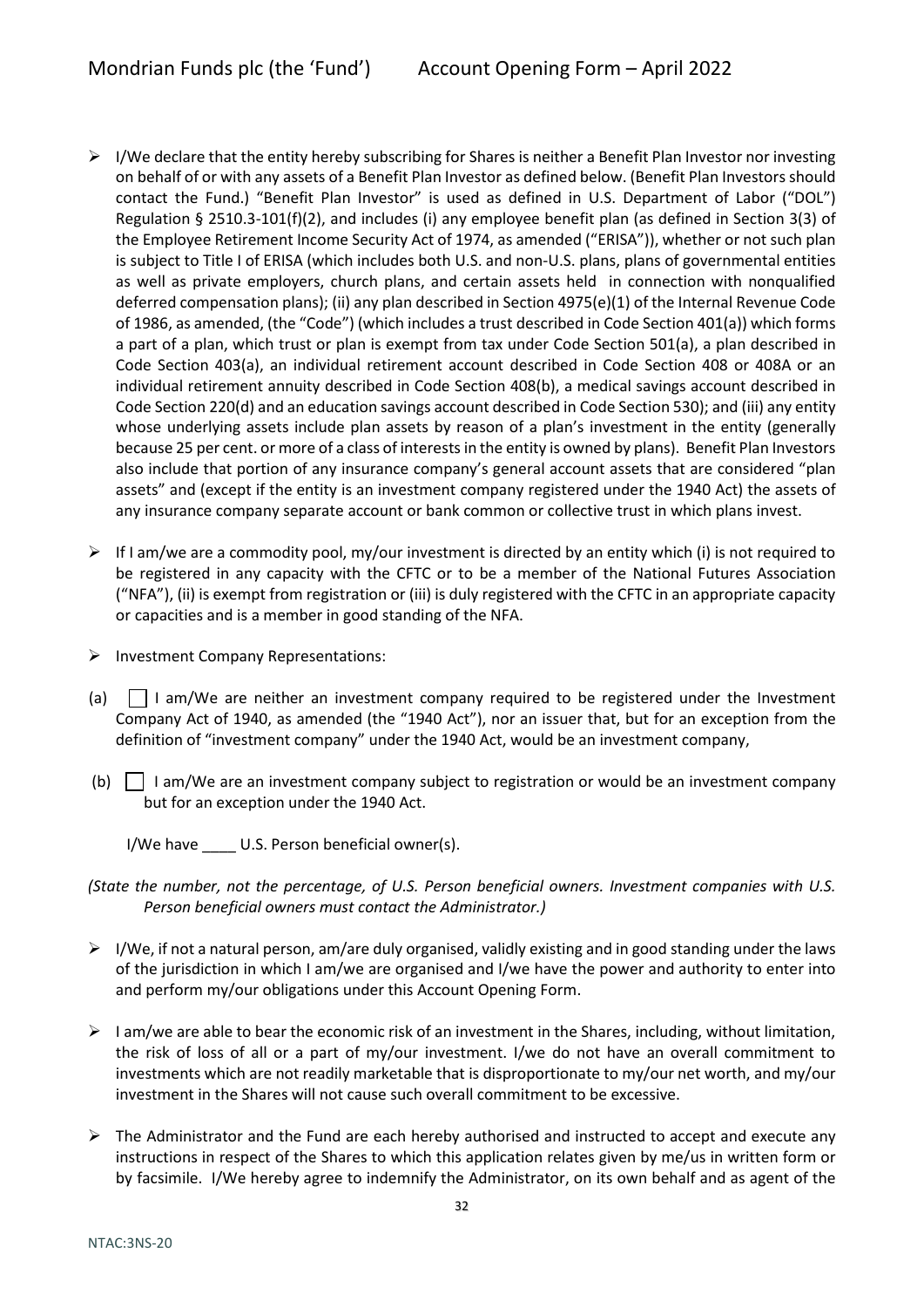- I/We declare that the entity hereby subscribing for Shares is neither a Benefit Plan Investor nor investing on behalf of or with any assets of a Benefit Plan Investor as defined below. (Benefit Plan Investors should contact the Fund.) "Benefit Plan Investor" is used as defined in U.S. Department of Labor ("DOL") Regulation § 2510.3-101(f)(2), and includes (i) any employee benefit plan (as defined in Section 3(3) of the Employee Retirement Income Security Act of 1974, as amended ("ERISA")), whether or not such plan is subject to Title I of ERISA (which includes both U.S. and non-U.S. plans, plans of governmental entities as well as private employers, church plans, and certain assets held in connection with nonqualified deferred compensation plans); (ii) any plan described in Section 4975(e)(1) of the Internal Revenue Code of 1986, as amended, (the "Code") (which includes a trust described in Code Section 401(a)) which forms a part of a plan, which trust or plan is exempt from tax under Code Section 501(a), a plan described in Code Section 403(a), an individual retirement account described in Code Section 408 or 408A or an individual retirement annuity described in Code Section 408(b), a medical savings account described in Code Section 220(d) and an education savings account described in Code Section 530); and (iii) any entity whose underlying assets include plan assets by reason of a plan's investment in the entity (generally because 25 per cent. or more of a class of interests in the entity is owned by plans). Benefit Plan Investors also include that portion of any insurance company's general account assets that are considered "plan assets" and (except if the entity is an investment company registered under the 1940 Act) the assets of any insurance company separate account or bank common or collective trust in which plans invest.

- If I am/we are a commodity pool, my/our investment is directed by an entity which (i) is not required to be registered in any capacity with the CFTC or to be a member of the National Futures Association ("NFA"), (ii) is exempt from registration or (iii) is duly registered with the CFTC in an appropriate capacity or capacities and is a member in good standing of the NFA.

- Investment Company Representations:

(a) ☐ I am/We are neither an investment company required to be registered under the Investment Company Act of 1940, as amended (the "1940 Act"), nor an issuer that, but for an exception from the definition of "investment company" under the 1940 Act, would be an investment company,

(b) ☐ I am/We are an investment company subject to registration or would be an investment company but for an exception under the 1940 Act.

I/We have ____ U.S. Person beneficial owner(s).

*(State the number, not the percentage, of U.S. Person beneficial owners. Investment companies with U.S. Person beneficial owners must contact the Administrator.)*

- I/We, if not a natural person, am/are duly organised, validly existing and in good standing under the laws of the jurisdiction in which I am/we are organised and I/we have the power and authority to enter into and perform my/our obligations under this Account Opening Form.

- I am/we are able to bear the economic risk of an investment in the Shares, including, without limitation, the risk of loss of all or a part of my/our investment. I/we do not have an overall commitment to investments which are not readily marketable that is disproportionate to my/our net worth, and my/our investment in the Shares will not cause such overall commitment to be excessive.

- The Administrator and the Fund are each hereby authorised and instructed to accept and execute any instructions in respect of the Shares to which this application relates given by me/us in written form or by facsimile. I/We hereby agree to indemnify the Administrator, on its own behalf and as agent of the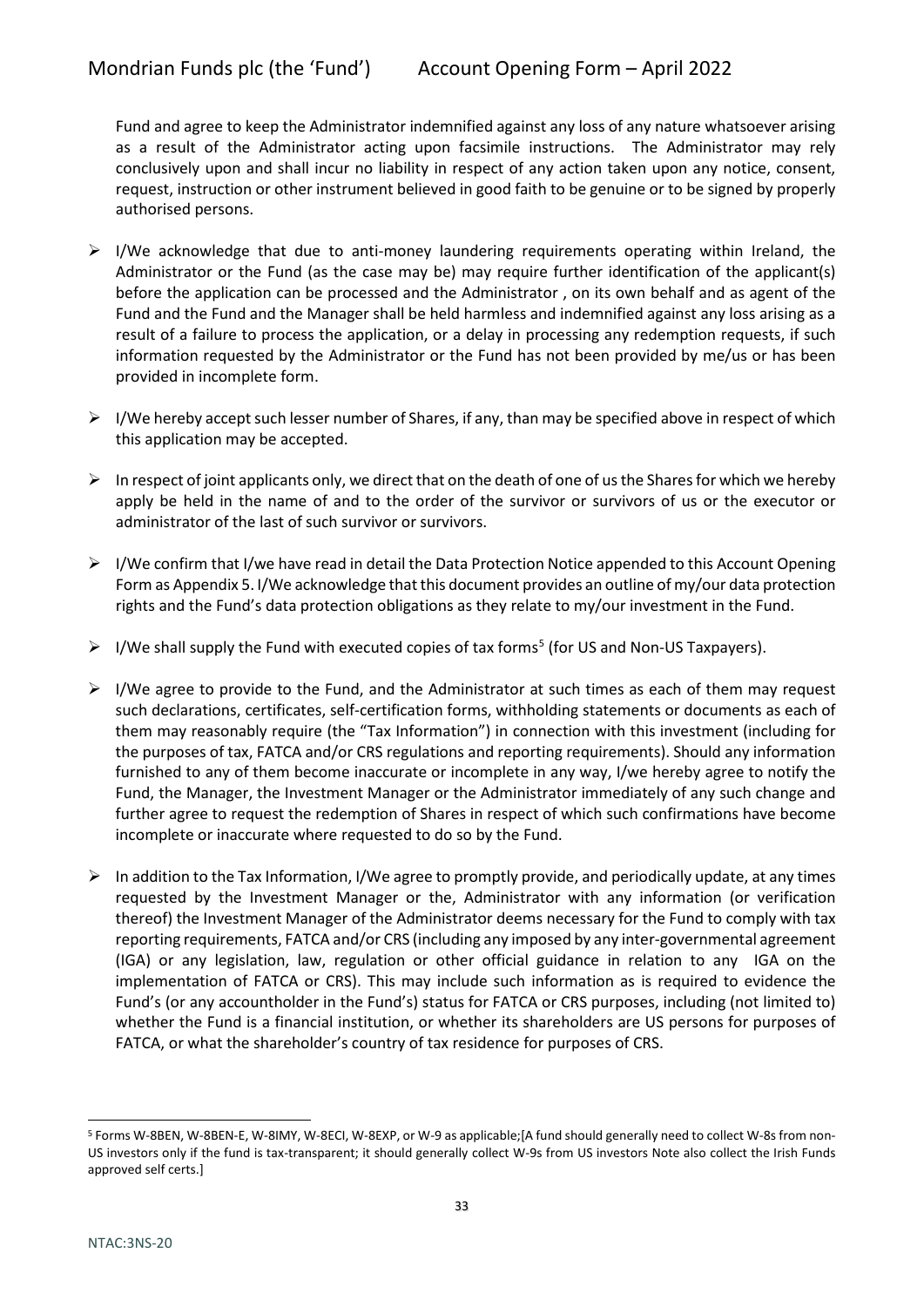Fund and agree to keep the Administrator indemnified against any loss of any nature whatsoever arising as a result of the Administrator acting upon facsimile instructions. The Administrator may rely conclusively upon and shall incur no liability in respect of any action taken upon any notice, consent, request, instruction or other instrument believed in good faith to be genuine or to be signed by properly authorised persons.

- I/We acknowledge that due to anti-money laundering requirements operating within Ireland, the Administrator or the Fund (as the case may be) may require further identification of the applicant(s) before the application can be processed and the Administrator , on its own behalf and as agent of the Fund and the Fund and the Manager shall be held harmless and indemnified against any loss arising as a result of a failure to process the application, or a delay in processing any redemption requests, if such information requested by the Administrator or the Fund has not been provided by me/us or has been provided in incomplete form.

- I/We hereby accept such lesser number of Shares, if any, than may be specified above in respect of which this application may be accepted.

- In respect of joint applicants only, we direct that on the death of one of us the Shares for which we hereby apply be held in the name of and to the order of the survivor or survivors of us or the executor or administrator of the last of such survivor or survivors.

- I/We confirm that I/we have read in detail the Data Protection Notice appended to this Account Opening Form as Appendix 5. I/We acknowledge that this document provides an outline of my/our data protection rights and the Fund's data protection obligations as they relate to my/our investment in the Fund.

- I/We shall supply the Fund with executed copies of tax forms[5] (for US and Non-US Taxpayers).

- I/We agree to provide to the Fund, and the Administrator at such times as each of them may request such declarations, certificates, self-certification forms, withholding statements or documents as each of them may reasonably require (the "Tax Information") in connection with this investment (including for the purposes of tax, FATCA and/or CRS regulations and reporting requirements). Should any information furnished to any of them become inaccurate or incomplete in any way, I/we hereby agree to notify the Fund, the Manager, the Investment Manager or the Administrator immediately of any such change and further agree to request the redemption of Shares in respect of which such confirmations have become incomplete or inaccurate where requested to do so by the Fund.

- In addition to the Tax Information, I/We agree to promptly provide, and periodically update, at any times requested by the Investment Manager or the, Administrator with any information (or verification thereof) the Investment Manager of the Administrator deems necessary for the Fund to comply with tax reporting requirements, FATCA and/or CRS (including any imposed by any inter-governmental agreement (IGA) or any legislation, law, regulation or other official guidance in relation to any IGA on the implementation of FATCA or CRS). This may include such information as is required to evidence the Fund's (or any accountholder in the Fund's) status for FATCA or CRS purposes, including (not limited to) whether the Fund is a financial institution, or whether its shareholders are US persons for purposes of FATCA, or what the shareholder's country of tax residence for purposes of CRS.

---

[5] Forms W-8BEN, W-8BEN-E, W-8IMY, W-8ECI, W-8EXP, or W-9 as applicable;[A fund should generally need to collect W-8s from non-US investors only if the fund is tax-transparent; it should generally collect W-9s from US investors Note also collect the Irish Funds approved self certs.]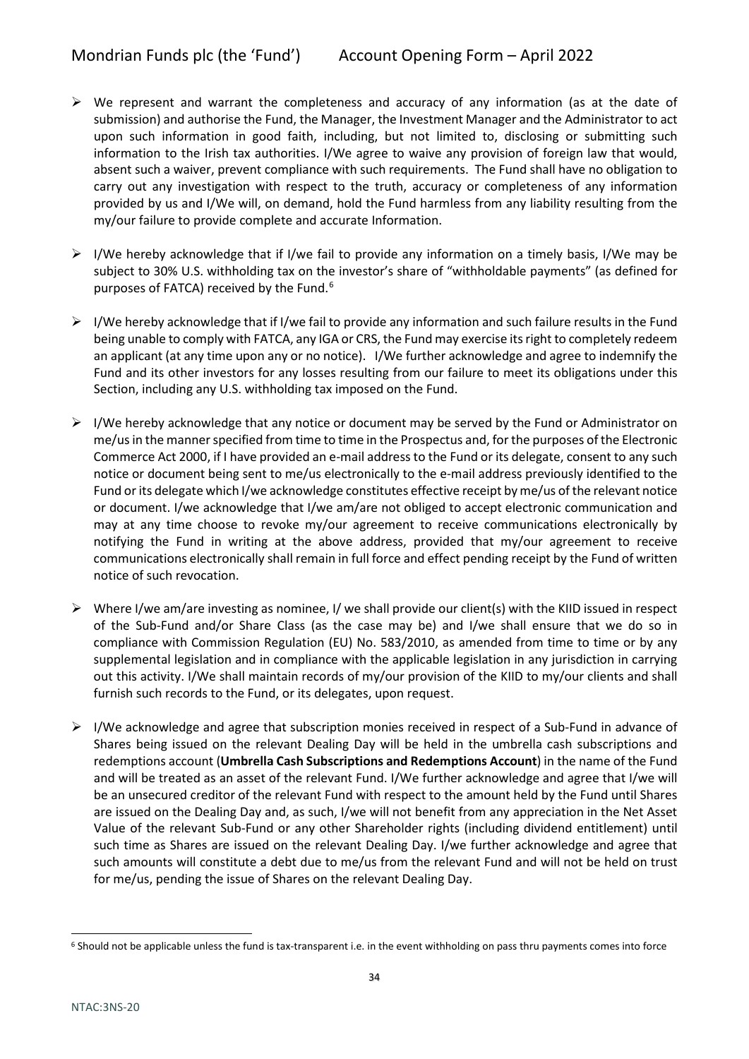- We represent and warrant the completeness and accuracy of any information (as at the date of submission) and authorise the Fund, the Manager, the Investment Manager and the Administrator to act upon such information in good faith, including, but not limited to, disclosing or submitting such information to the Irish tax authorities. I/We agree to waive any provision of foreign law that would, absent such a waiver, prevent compliance with such requirements. The Fund shall have no obligation to carry out any investigation with respect to the truth, accuracy or completeness of any information provided by us and I/We will, on demand, hold the Fund harmless from any liability resulting from the my/our failure to provide complete and accurate Information.

- I/We hereby acknowledge that if I/we fail to provide any information on a timely basis, I/We may be subject to 30% U.S. withholding tax on the investor's share of "withholdable payments" (as defined for purposes of FATCA) received by the Fund.[6]

- I/We hereby acknowledge that if I/we fail to provide any information and such failure results in the Fund being unable to comply with FATCA, any IGA or CRS, the Fund may exercise its right to completely redeem an applicant (at any time upon any or no notice). I/We further acknowledge and agree to indemnify the Fund and its other investors for any losses resulting from our failure to meet its obligations under this Section, including any U.S. withholding tax imposed on the Fund.

- I/We hereby acknowledge that any notice or document may be served by the Fund or Administrator on me/us in the manner specified from time to time in the Prospectus and, for the purposes of the Electronic Commerce Act 2000, if I have provided an e-mail address to the Fund or its delegate, consent to any such notice or document being sent to me/us electronically to the e-mail address previously identified to the Fund or its delegate which I/we acknowledge constitutes effective receipt by me/us of the relevant notice or document. I/we acknowledge that I/we am/are not obliged to accept electronic communication and may at any time choose to revoke my/our agreement to receive communications electronically by notifying the Fund in writing at the above address, provided that my/our agreement to receive communications electronically shall remain in full force and effect pending receipt by the Fund of written notice of such revocation.

- Where I/we am/are investing as nominee, I/ we shall provide our client(s) with the KIID issued in respect of the Sub-Fund and/or Share Class (as the case may be) and I/we shall ensure that we do so in compliance with Commission Regulation (EU) No. 583/2010, as amended from time to time or by any supplemental legislation and in compliance with the applicable legislation in any jurisdiction in carrying out this activity. I/We shall maintain records of my/our provision of the KIID to my/our clients and shall furnish such records to the Fund, or its delegates, upon request.

- I/We acknowledge and agree that subscription monies received in respect of a Sub-Fund in advance of Shares being issued on the relevant Dealing Day will be held in the umbrella cash subscriptions and redemptions account (**Umbrella Cash Subscriptions and Redemptions Account**) in the name of the Fund and will be treated as an asset of the relevant Fund. I/We further acknowledge and agree that I/we will be an unsecured creditor of the relevant Fund with respect to the amount held by the Fund until Shares are issued on the Dealing Day and, as such, I/we will not benefit from any appreciation in the Net Asset Value of the relevant Sub-Fund or any other Shareholder rights (including dividend entitlement) until such time as Shares are issued on the relevant Dealing Day. I/we further acknowledge and agree that such amounts will constitute a debt due to me/us from the relevant Fund and will not be held on trust for me/us, pending the issue of Shares on the relevant Dealing Day.

---

[6] Should not be applicable unless the fund is tax-transparent i.e. in the event withholding on pass thru payments comes into force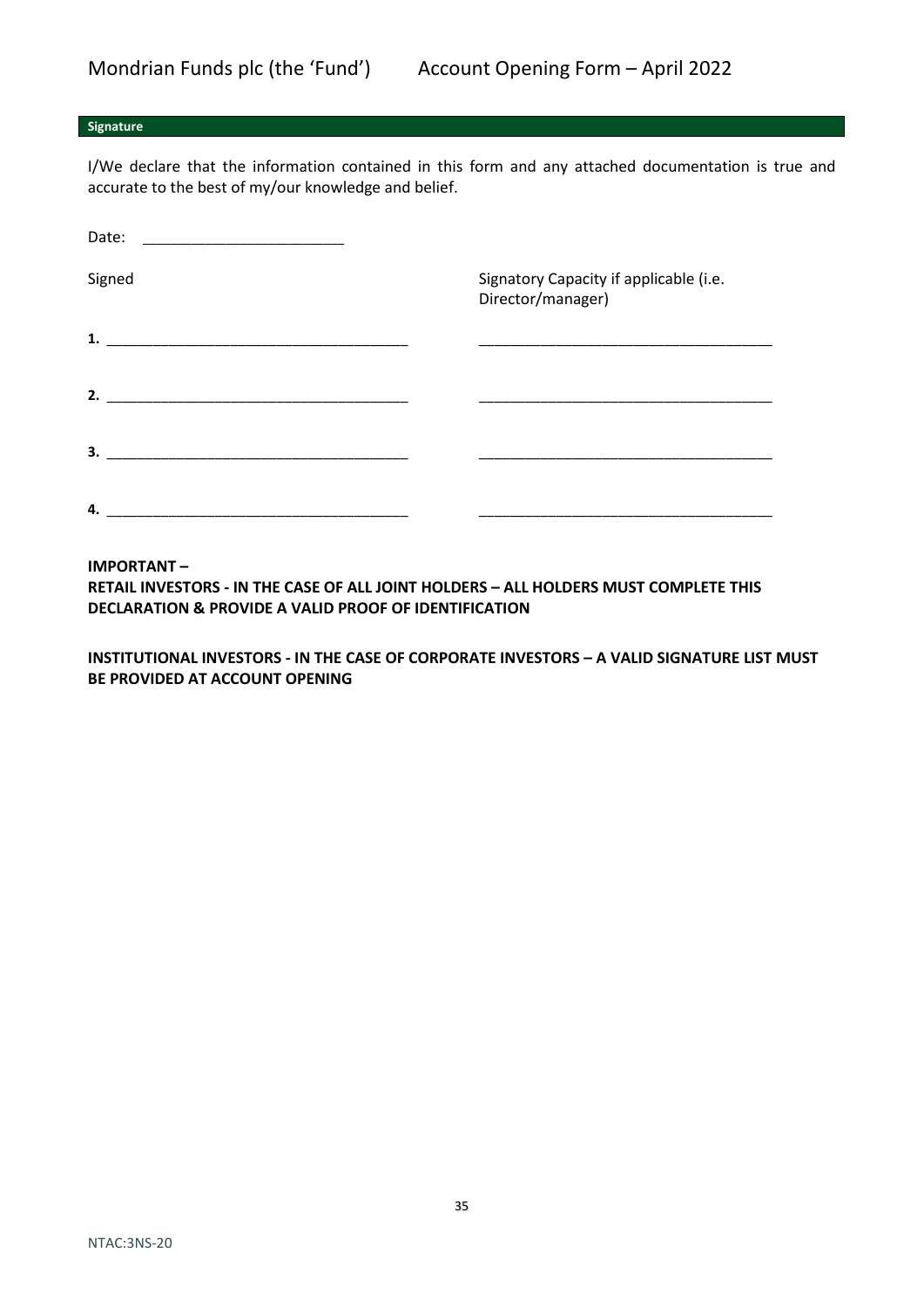## Signature

I/We declare that the information contained in this form and any attached documentation is true and accurate to the best of my/our knowledge and belief.

Date: ________________________

| Signed | Signatory Capacity if applicable (i.e. Director/manager) |
| --- | --- |
| **1.** ____________________________________ | ____________________________________ |
| **2.** ____________________________________ | ____________________________________ |
| **3.** ____________________________________ | ____________________________________ |
| **4.** ____________________________________ | ____________________________________ |

**IMPORTANT –**

**RETAIL INVESTORS - IN THE CASE OF ALL JOINT HOLDERS – ALL HOLDERS MUST COMPLETE THIS DECLARATION & PROVIDE A VALID PROOF OF IDENTIFICATION**

**INSTITUTIONAL INVESTORS - IN THE CASE OF CORPORATE INVESTORS – A VALID SIGNATURE LIST MUST BE PROVIDED AT ACCOUNT OPENING**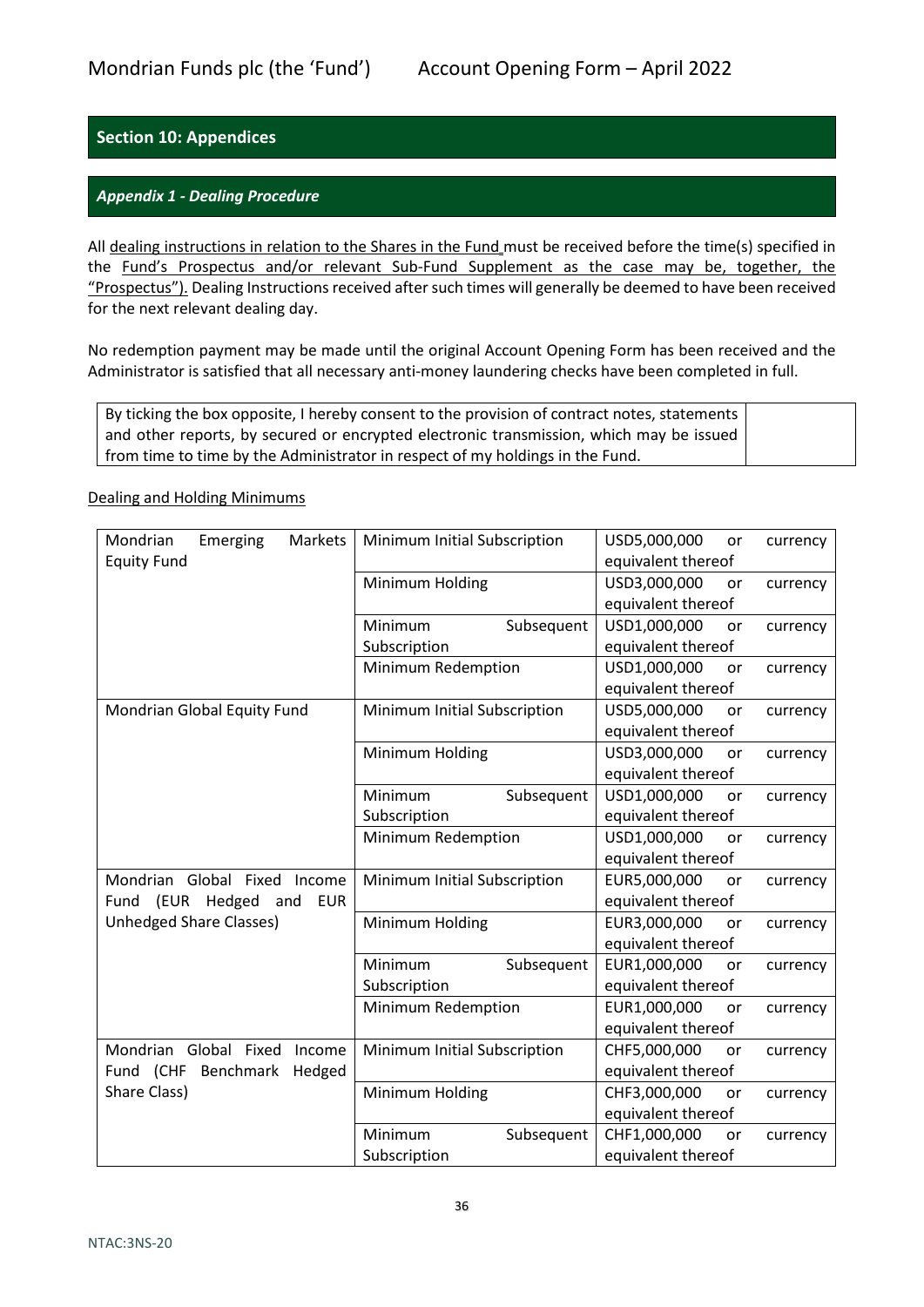## Section 10: Appendices

### *Appendix 1 - Dealing Procedure*

All dealing instructions in relation to the Shares in the Fund must be received before the time(s) specified in the Fund's Prospectus and/or relevant Sub-Fund Supplement as the case may be, together, the "Prospectus"). Dealing Instructions received after such times will generally be deemed to have been received for the next relevant dealing day.

No redemption payment may be made until the original Account Opening Form has been received and the Administrator is satisfied that all necessary anti-money laundering checks have been completed in full.

| By ticking the box opposite, I hereby consent to the provision of contract notes, statements and other reports, by secured or encrypted electronic transmission, which may be issued from time to time by the Administrator in respect of my holdings in the Fund. | |
|---|---|

Dealing and Holding Minimums

| Fund | Minimum | Amount |
|---|---|---|
| Mondrian Emerging Markets Equity Fund | Minimum Initial Subscription | USD5,000,000 or currency equivalent thereof |
| | Minimum Holding | USD3,000,000 or currency equivalent thereof |
| | Minimum Subsequent Subscription | USD1,000,000 or currency equivalent thereof |
| | Minimum Redemption | USD1,000,000 or currency equivalent thereof |
| Mondrian Global Equity Fund | Minimum Initial Subscription | USD5,000,000 or currency equivalent thereof |
| | Minimum Holding | USD3,000,000 or currency equivalent thereof |
| | Minimum Subsequent Subscription | USD1,000,000 or currency equivalent thereof |
| | Minimum Redemption | USD1,000,000 or currency equivalent thereof |
| Mondrian Global Fixed Income Fund (EUR Hedged and EUR Unhedged Share Classes) | Minimum Initial Subscription | EUR5,000,000 or currency equivalent thereof |
| | Minimum Holding | EUR3,000,000 or currency equivalent thereof |
| | Minimum Subsequent Subscription | EUR1,000,000 or currency equivalent thereof |
| | Minimum Redemption | EUR1,000,000 or currency equivalent thereof |
| Mondrian Global Fixed Income Fund (CHF Benchmark Hedged Share Class) | Minimum Initial Subscription | CHF5,000,000 or currency equivalent thereof |
| | Minimum Holding | CHF3,000,000 or currency equivalent thereof |
| | Minimum Subsequent Subscription | CHF1,000,000 or currency equivalent thereof |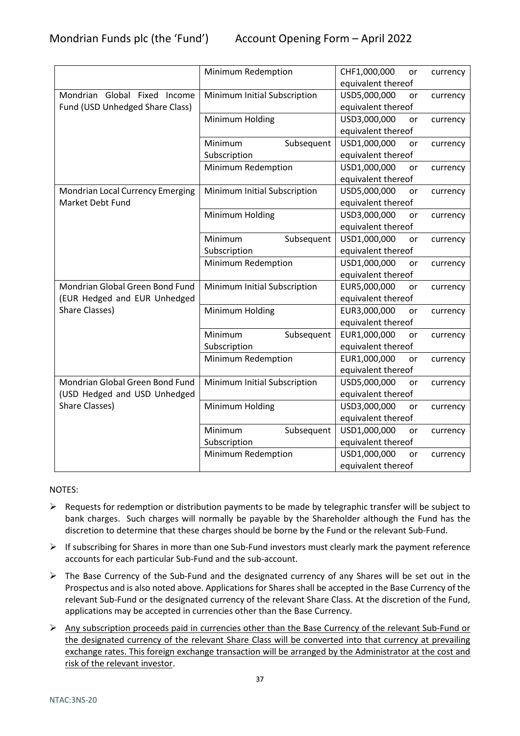| | | |
|---|---|---|
| | Minimum Redemption | CHF1,000,000 or currency equivalent thereof |
| Mondrian Global Fixed Income Fund (USD Unhedged Share Class) | Minimum Initial Subscription | USD5,000,000 or currency equivalent thereof |
| | Minimum Holding | USD3,000,000 or currency equivalent thereof |
| | Minimum Subsequent Subscription | USD1,000,000 or currency equivalent thereof |
| | Minimum Redemption | USD1,000,000 or currency equivalent thereof |
| Mondrian Local Currency Emerging Market Debt Fund | Minimum Initial Subscription | USD5,000,000 or currency equivalent thereof |
| | Minimum Holding | USD3,000,000 or currency equivalent thereof |
| | Minimum Subsequent Subscription | USD1,000,000 or currency equivalent thereof |
| | Minimum Redemption | USD1,000,000 or currency equivalent thereof |
| Mondrian Global Green Bond Fund (EUR Hedged and EUR Unhedged Share Classes) | Minimum Initial Subscription | EUR5,000,000 or currency equivalent thereof |
| | Minimum Holding | EUR3,000,000 or currency equivalent thereof |
| | Minimum Subsequent Subscription | EUR1,000,000 or currency equivalent thereof |
| | Minimum Redemption | EUR1,000,000 or currency equivalent thereof |
| Mondrian Global Green Bond Fund (USD Hedged and USD Unhedged Share Classes) | Minimum Initial Subscription | USD5,000,000 or currency equivalent thereof |
| | Minimum Holding | USD3,000,000 or currency equivalent thereof |
| | Minimum Subsequent Subscription | USD1,000,000 or currency equivalent thereof |
| | Minimum Redemption | USD1,000,000 or currency equivalent thereof |

NOTES:

- Requests for redemption or distribution payments to be made by telegraphic transfer will be subject to bank charges. Such charges will normally be payable by the Shareholder although the Fund has the discretion to determine that these charges should be borne by the Fund or the relevant Sub-Fund.
- If subscribing for Shares in more than one Sub-Fund investors must clearly mark the payment reference accounts for each particular Sub-Fund and the sub-account.
- The Base Currency of the Sub-Fund and the designated currency of any Shares will be set out in the Prospectus and is also noted above. Applications for Shares shall be accepted in the Base Currency of the relevant Sub-Fund or the designated currency of the relevant Share Class. At the discretion of the Fund, applications may be accepted in currencies other than the Base Currency.
- Any subscription proceeds paid in currencies other than the Base Currency of the relevant Sub-Fund or the designated currency of the relevant Share Class will be converted into that currency at prevailing exchange rates. This foreign exchange transaction will be arranged by the Administrator at the cost and risk of the relevant investor.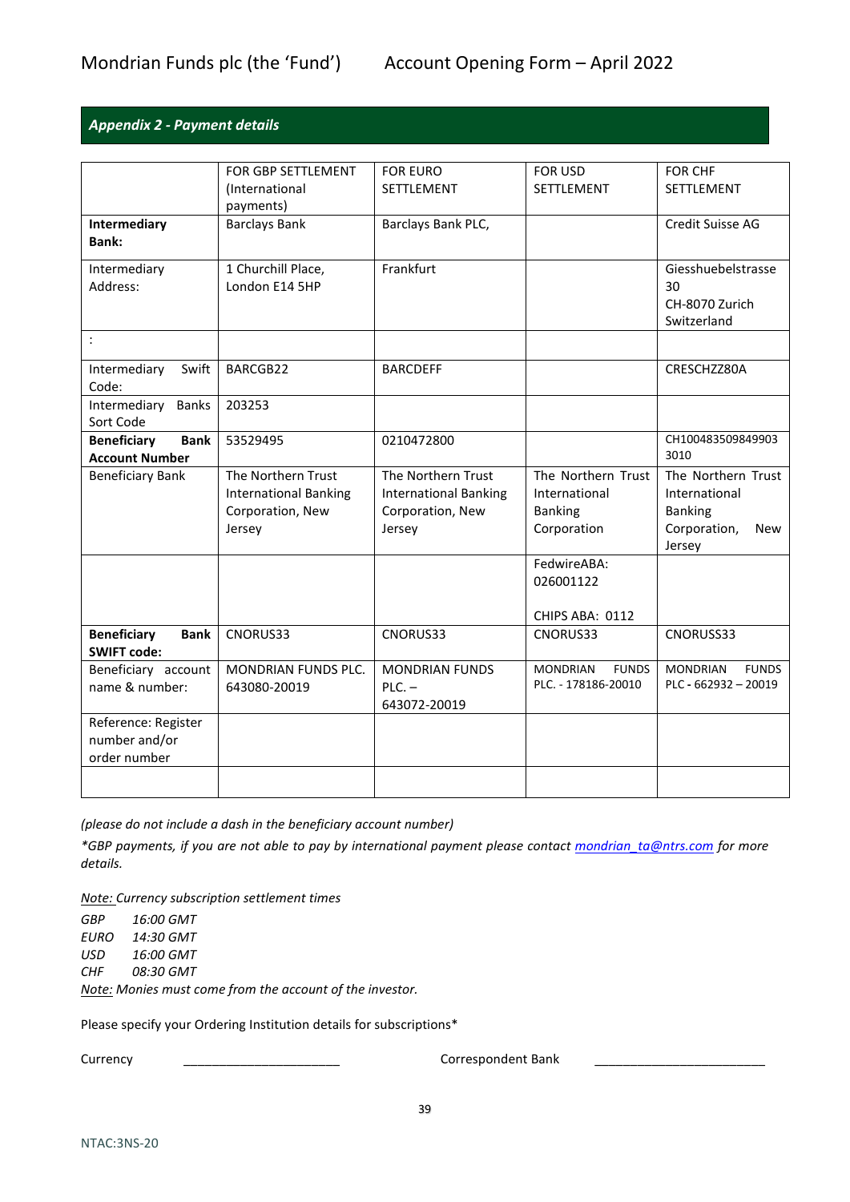## *Appendix 2 - Payment details*

| | FOR GBP SETTLEMENT (International payments) | FOR EURO SETTLEMENT | FOR USD SETTLEMENT | FOR CHF SETTLEMENT |
|---|---|---|---|---|
| **Intermediary Bank:** | Barclays Bank | Barclays Bank PLC, | | Credit Suisse AG |
| Intermediary Address: | 1 Churchill Place, London E14 5HP | Frankfurt | | Giesshuebelstrasse 30 CH-8070 Zurich Switzerland |
| : | | | | |
| Intermediary Swift Code: | BARCGB22 | BARCDEFF | | CRESCHZZ80A |
| Intermediary Banks Sort Code | 203253 | | | |
| **Beneficiary Bank Account Number** | 53529495 | 0210472800 | | CH100483509849903 3010 |
| Beneficiary Bank | The Northern Trust International Banking Corporation, New Jersey | The Northern Trust International Banking Corporation, New Jersey | The Northern Trust International Banking Corporation | The Northern Trust International Banking Corporation, New Jersey |
| | | | FedwireABA: 026001122<br><br>CHIPS ABA: 0112 | |
| **Beneficiary Bank SWIFT code:** | CNORUS33 | CNORUS33 | CNORUS33 | CNORUSS33 |
| Beneficiary account name & number: | MONDRIAN FUNDS PLC. 643080-20019 | MONDRIAN FUNDS PLC. – 643072-20019 | MONDRIAN FUNDS PLC. - 178186-20010 | MONDRIAN FUNDS PLC - 662932 – 20019 |
| Reference: Register number and/or order number | | | | |
| | | | | |

*(please do not include a dash in the beneficiary account number)*

*\*GBP payments, if you are not able to pay by international payment please contact mondrian_ta@ntrs.com for more details.*

*Note: Currency subscription settlement times*

*GBP 16:00 GMT*
*EURO 14:30 GMT*
*USD 16:00 GMT*
*CHF 08:30 GMT*

*Note: Monies must come from the account of the investor.*

Please specify your Ordering Institution details for subscriptions*

Currency ______________________ Correspondent Bank ________________________

NTAC:3NS-20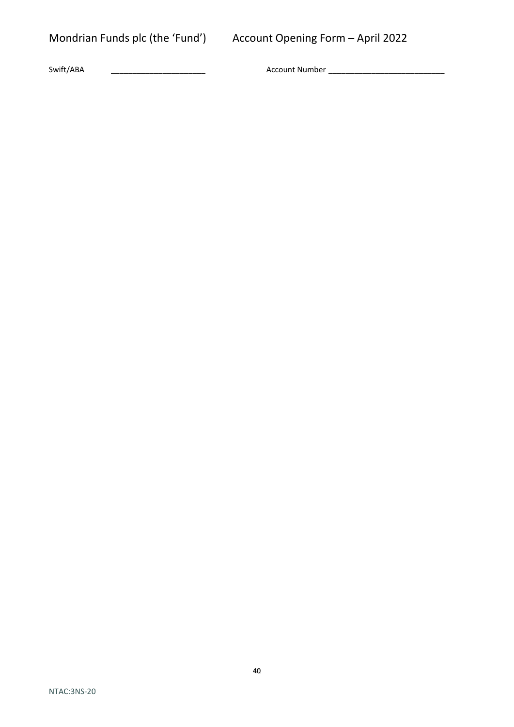Swift/ABA \_\_\_\_\_\_\_\_\_\_\_\_\_\_\_\_\_\_\_\_\_\_ Account Number \_\_\_\_\_\_\_\_\_\_\_\_\_\_\_\_\_\_\_\_\_\_\_\_\_\_\_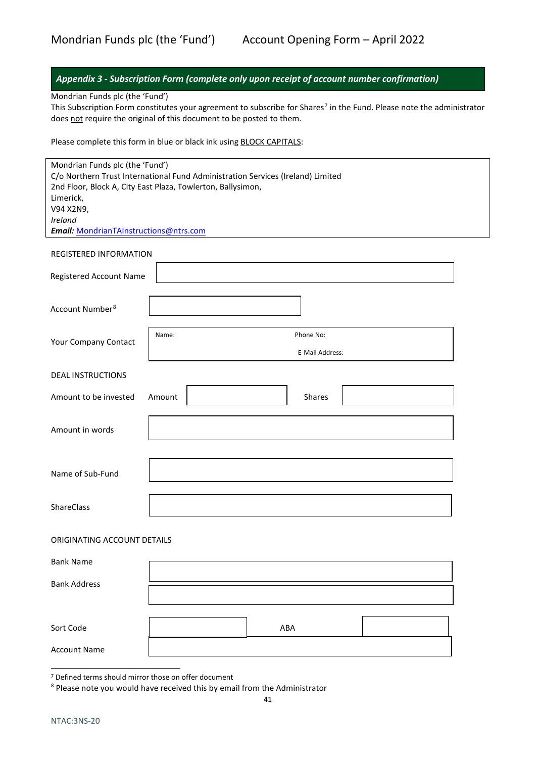## *Appendix 3 - Subscription Form (complete only upon receipt of account number confirmation)*

Mondrian Funds plc (the 'Fund')
This Subscription Form constitutes your agreement to subscribe for Shares[7] in the Fund. Please note the administrator does not require the original of this document to be posted to them.

Please complete this form in blue or black ink using BLOCK CAPITALS:

Mondrian Funds plc (the 'Fund')
C/o Northern Trust International Fund Administration Services (Ireland) Limited
2nd Floor, Block A, City East Plaza, Towlerton, Ballysimon,
Limerick,
V94 X2N9,
*Ireland*
***Email:*** MondrianTAInstructions@ntrs.com

REGISTERED INFORMATION

| | |
|---|---|
| Registered Account Name | |
| Account Number[8] | |
| Your Company Contact | Name: Phone No: E-Mail Address: |

DEAL INSTRUCTIONS

| | | | | |
|---|---|---|---|---|
| Amount to be invested | Amount | | Shares | |
| Amount in words | | | | |
| Name of Sub-Fund | | | | |
| ShareClass | | | | |

ORIGINATING ACCOUNT DETAILS

| | | | |
|---|---|---|---|
| Bank Name | | | |
| Bank Address | | | |
| Sort Code | | ABA | |
| Account Name | | | |

[7] Defined terms should mirror those on offer document
[8] Please note you would have received this by email from the Administrator

NTAC:3NS-20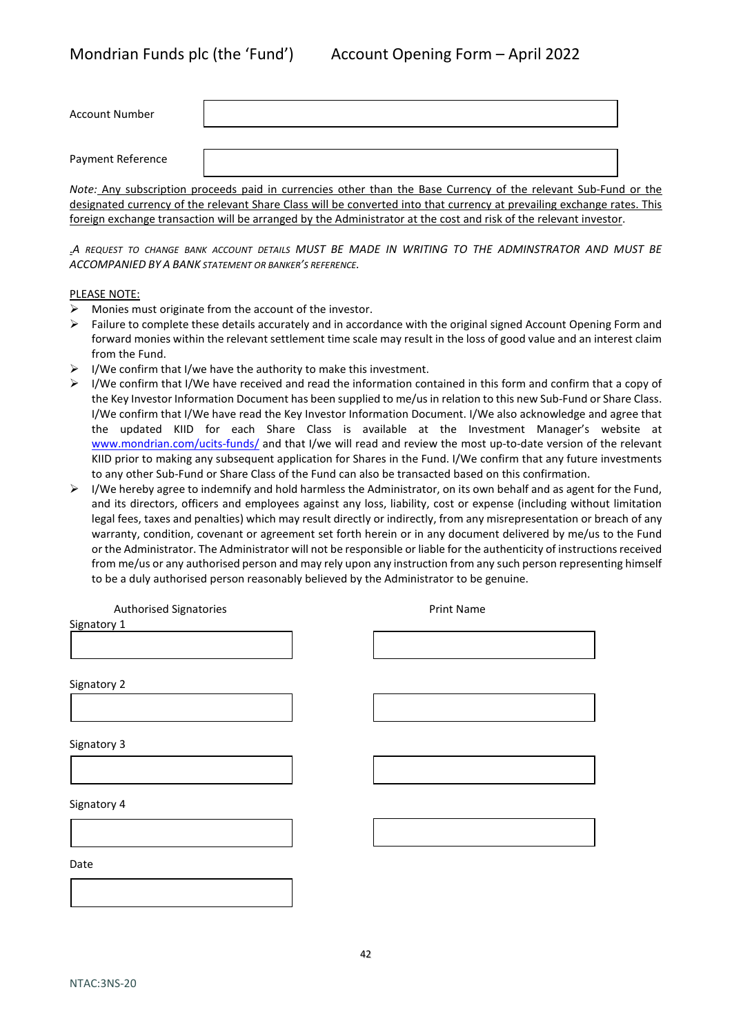Mondrian Funds plc (the 'Fund') Account Opening Form – April 2022

| Account Number | |
|---|---|
| Payment Reference | |

*Note:* Any subscription proceeds paid in currencies other than the Base Currency of the relevant Sub-Fund or the designated currency of the relevant Share Class will be converted into that currency at prevailing exchange rates. This foreign exchange transaction will be arranged by the Administrator at the cost and risk of the relevant investor.

*.A REQUEST TO CHANGE BANK ACCOUNT DETAILS MUST BE MADE IN WRITING TO THE ADMINSTRATOR AND MUST BE ACCOMPANIED BY A BANK STATEMENT OR BANKER'S REFERENCE.*

PLEASE NOTE:

- Monies must originate from the account of the investor.
- Failure to complete these details accurately and in accordance with the original signed Account Opening Form and forward monies within the relevant settlement time scale may result in the loss of good value and an interest claim from the Fund.
- I/We confirm that I/we have the authority to make this investment.
- I/We confirm that I/We have received and read the information contained in this form and confirm that a copy of the Key Investor Information Document has been supplied to me/us in relation to this new Sub-Fund or Share Class. I/We confirm that I/We have read the Key Investor Information Document. I/We also acknowledge and agree that the updated KIID for each Share Class is available at the Investment Manager's website at www.mondrian.com/ucits-funds/ and that I/we will read and review the most up-to-date version of the relevant KIID prior to making any subsequent application for Shares in the Fund. I/We confirm that any future investments to any other Sub-Fund or Share Class of the Fund can also be transacted based on this confirmation.
- I/We hereby agree to indemnify and hold harmless the Administrator, on its own behalf and as agent for the Fund, and its directors, officers and employees against any loss, liability, cost or expense (including without limitation legal fees, taxes and penalties) which may result directly or indirectly, from any misrepresentation or breach of any warranty, condition, covenant or agreement set forth herein or in any document delivered by me/us to the Fund or the Administrator. The Administrator will not be responsible or liable for the authenticity of instructions received from me/us or any authorised person and may rely upon any instruction from any such person representing himself to be a duly authorised person reasonably believed by the Administrator to be genuine.

| Authorised Signatories | Print Name |
|---|---|
| Signatory 1 | |
| Signatory 2 | |
| Signatory 3 | |
| Signatory 4 | |

Date

NTAC:3NS-20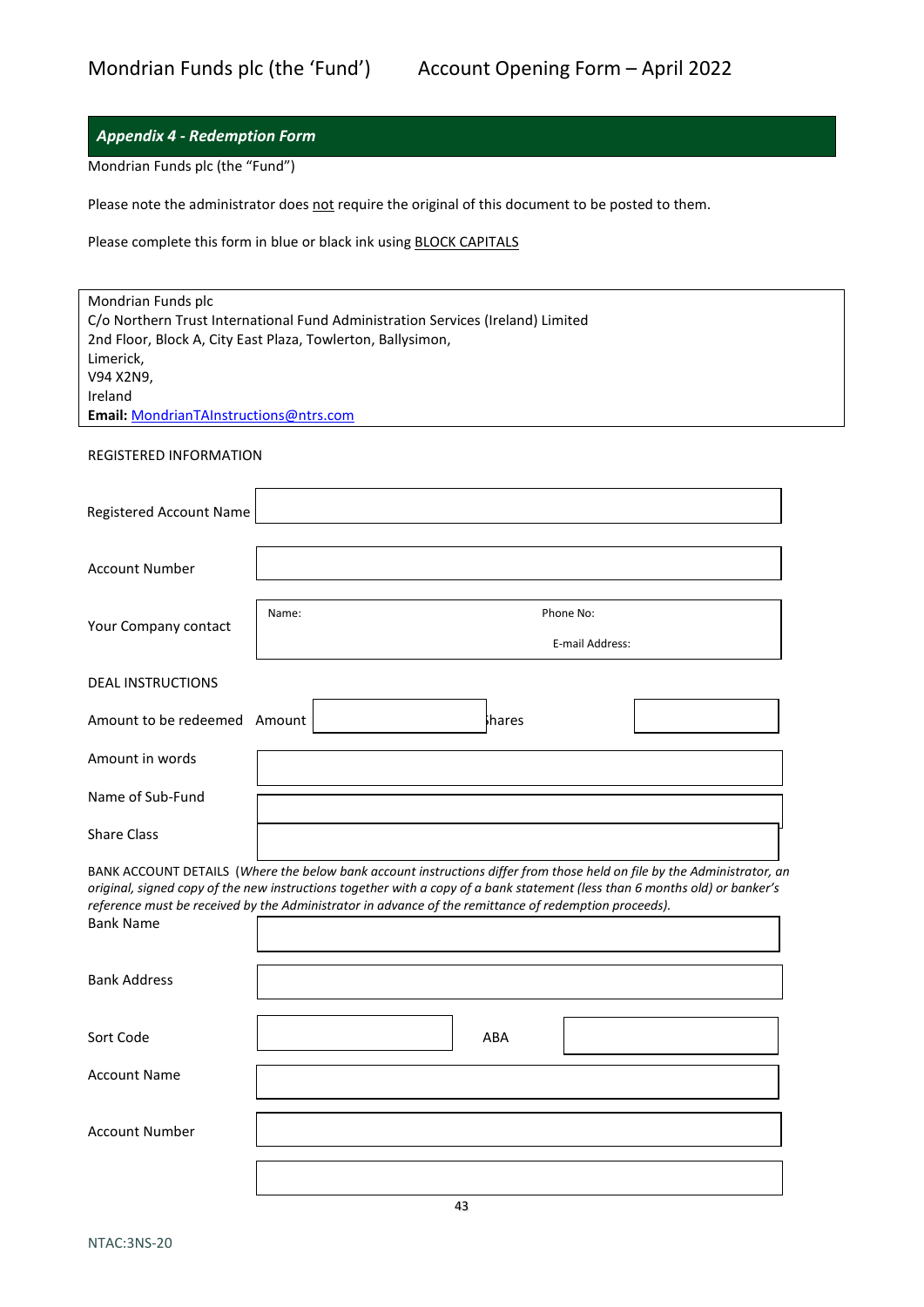## *Appendix 4 - Redemption Form*

Mondrian Funds plc (the "Fund")

Please note the administrator does not require the original of this document to be posted to them.

Please complete this form in blue or black ink using BLOCK CAPITALS

| Mondrian Funds plc<br>C/o Northern Trust International Fund Administration Services (Ireland) Limited<br>2nd Floor, Block A, City East Plaza, Towlerton, Ballysimon,<br>Limerick,<br>V94 X2N9,<br>Ireland<br>**Email:** MondrianTAInstructions@ntrs.com |
|---|

REGISTERED INFORMATION

| | | | |
|---|---|---|---|
| Registered Account Name | | | |
| Account Number | | | |
| Your Company contact | Name: | Phone No:<br>E-mail Address: | |

DEAL INSTRUCTIONS

| | | | | |
|---|---|---|---|---|
| Amount to be redeemed | Amount | | Shares | |
| Amount in words | | | | |
| Name of Sub-Fund | | | | |
| Share Class | | | | |

BANK ACCOUNT DETAILS (*Where the below bank account instructions differ from those held on file by the Administrator, an original, signed copy of the new instructions together with a copy of a bank statement (less than 6 months old) or banker's reference must be received by the Administrator in advance of the remittance of redemption proceeds).*

| | | | |
|---|---|---|---|
| Bank Name | | | |
| Bank Address | | | |
| Sort Code | | ABA | |
| Account Name | | | |
| Account Number | | | |
| | | | |

NTAC:3NS-20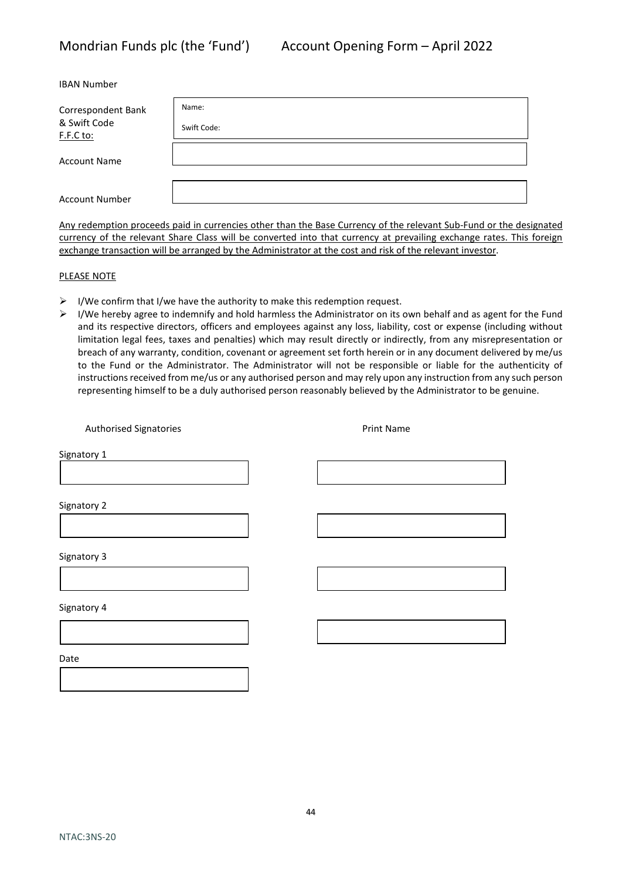IBAN Number

| | |
|---|---|
| Correspondent Bank & Swift Code F.F.C to: | Name: <br> Swift Code: |
| Account Name | |
| Account Number | |

Any redemption proceeds paid in currencies other than the Base Currency of the relevant Sub-Fund or the designated currency of the relevant Share Class will be converted into that currency at prevailing exchange rates. This foreign exchange transaction will be arranged by the Administrator at the cost and risk of the relevant investor.

PLEASE NOTE

- I/We confirm that I/we have the authority to make this redemption request.
- I/We hereby agree to indemnify and hold harmless the Administrator on its own behalf and as agent for the Fund and its respective directors, officers and employees against any loss, liability, cost or expense (including without limitation legal fees, taxes and penalties) which may result directly or indirectly, from any misrepresentation or breach of any warranty, condition, covenant or agreement set forth herein or in any document delivered by me/us to the Fund or the Administrator. The Administrator will not be responsible or liable for the authenticity of instructions received from me/us or any authorised person and may rely upon any instruction from any such person representing himself to be a duly authorised person reasonably believed by the Administrator to be genuine.

| | Authorised Signatories | Print Name |
|---|---|---|
| Signatory 1 | | |
| Signatory 2 | | |
| Signatory 3 | | |
| Signatory 4 | | |
| Date | | |

NTAC:3NS-20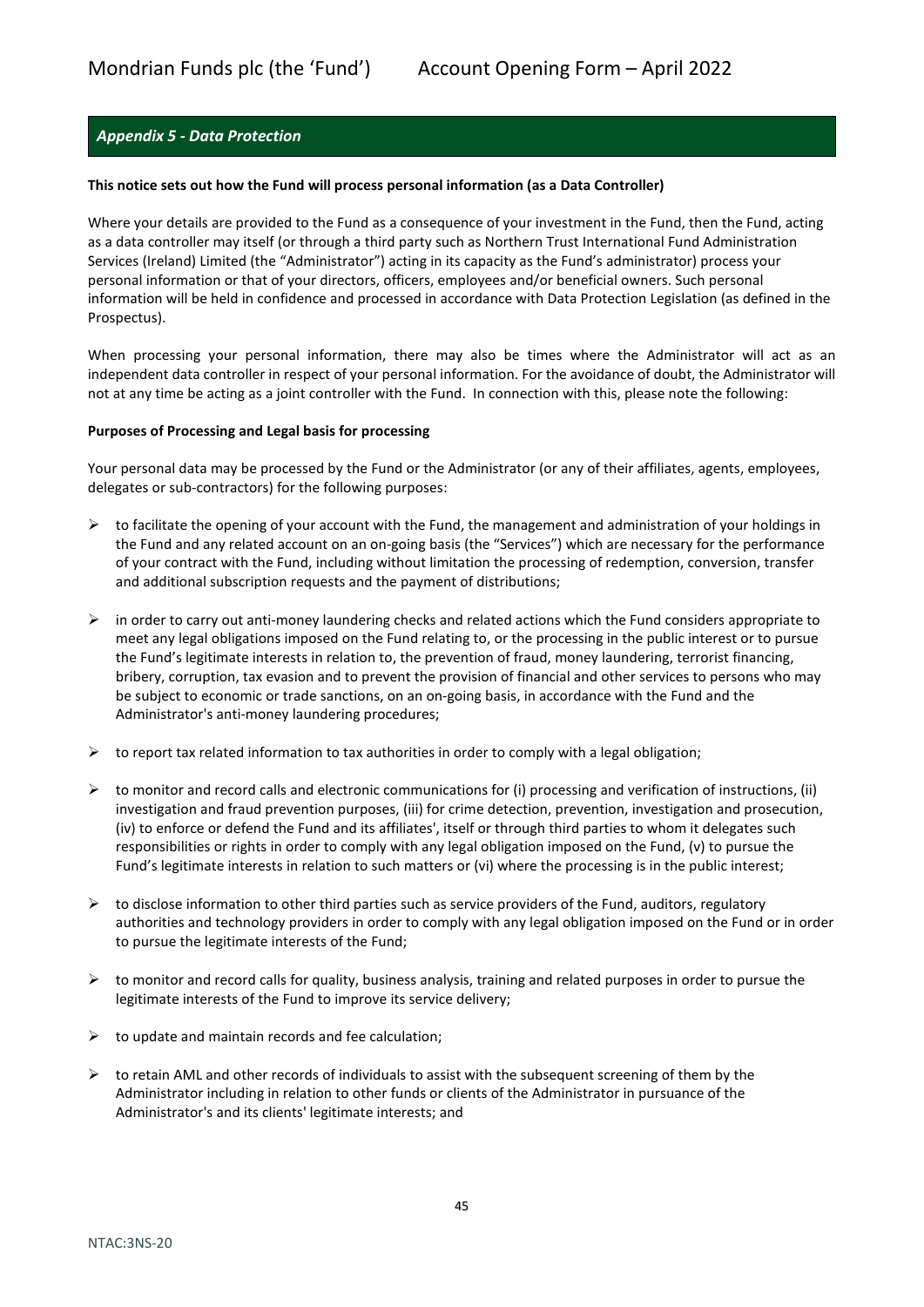## *Appendix 5 - Data Protection*

**This notice sets out how the Fund will process personal information (as a Data Controller)**

Where your details are provided to the Fund as a consequence of your investment in the Fund, then the Fund, acting as a data controller may itself (or through a third party such as Northern Trust International Fund Administration Services (Ireland) Limited (the "Administrator") acting in its capacity as the Fund's administrator) process your personal information or that of your directors, officers, employees and/or beneficial owners. Such personal information will be held in confidence and processed in accordance with Data Protection Legislation (as defined in the Prospectus).

When processing your personal information, there may also be times where the Administrator will act as an independent data controller in respect of your personal information. For the avoidance of doubt, the Administrator will not at any time be acting as a joint controller with the Fund. In connection with this, please note the following:

**Purposes of Processing and Legal basis for processing**

Your personal data may be processed by the Fund or the Administrator (or any of their affiliates, agents, employees, delegates or sub-contractors) for the following purposes:

- to facilitate the opening of your account with the Fund, the management and administration of your holdings in the Fund and any related account on an on-going basis (the "Services") which are necessary for the performance of your contract with the Fund, including without limitation the processing of redemption, conversion, transfer and additional subscription requests and the payment of distributions;
- in order to carry out anti-money laundering checks and related actions which the Fund considers appropriate to meet any legal obligations imposed on the Fund relating to, or the processing in the public interest or to pursue the Fund's legitimate interests in relation to, the prevention of fraud, money laundering, terrorist financing, bribery, corruption, tax evasion and to prevent the provision of financial and other services to persons who may be subject to economic or trade sanctions, on an on-going basis, in accordance with the Fund and the Administrator's anti-money laundering procedures;
- to report tax related information to tax authorities in order to comply with a legal obligation;
- to monitor and record calls and electronic communications for (i) processing and verification of instructions, (ii) investigation and fraud prevention purposes, (iii) for crime detection, prevention, investigation and prosecution, (iv) to enforce or defend the Fund and its affiliates', itself or through third parties to whom it delegates such responsibilities or rights in order to comply with any legal obligation imposed on the Fund, (v) to pursue the Fund's legitimate interests in relation to such matters or (vi) where the processing is in the public interest;
- to disclose information to other third parties such as service providers of the Fund, auditors, regulatory authorities and technology providers in order to comply with any legal obligation imposed on the Fund or in order to pursue the legitimate interests of the Fund;
- to monitor and record calls for quality, business analysis, training and related purposes in order to pursue the legitimate interests of the Fund to improve its service delivery;
- to update and maintain records and fee calculation;
- to retain AML and other records of individuals to assist with the subsequent screening of them by the Administrator including in relation to other funds or clients of the Administrator in pursuance of the Administrator's and its clients' legitimate interests; and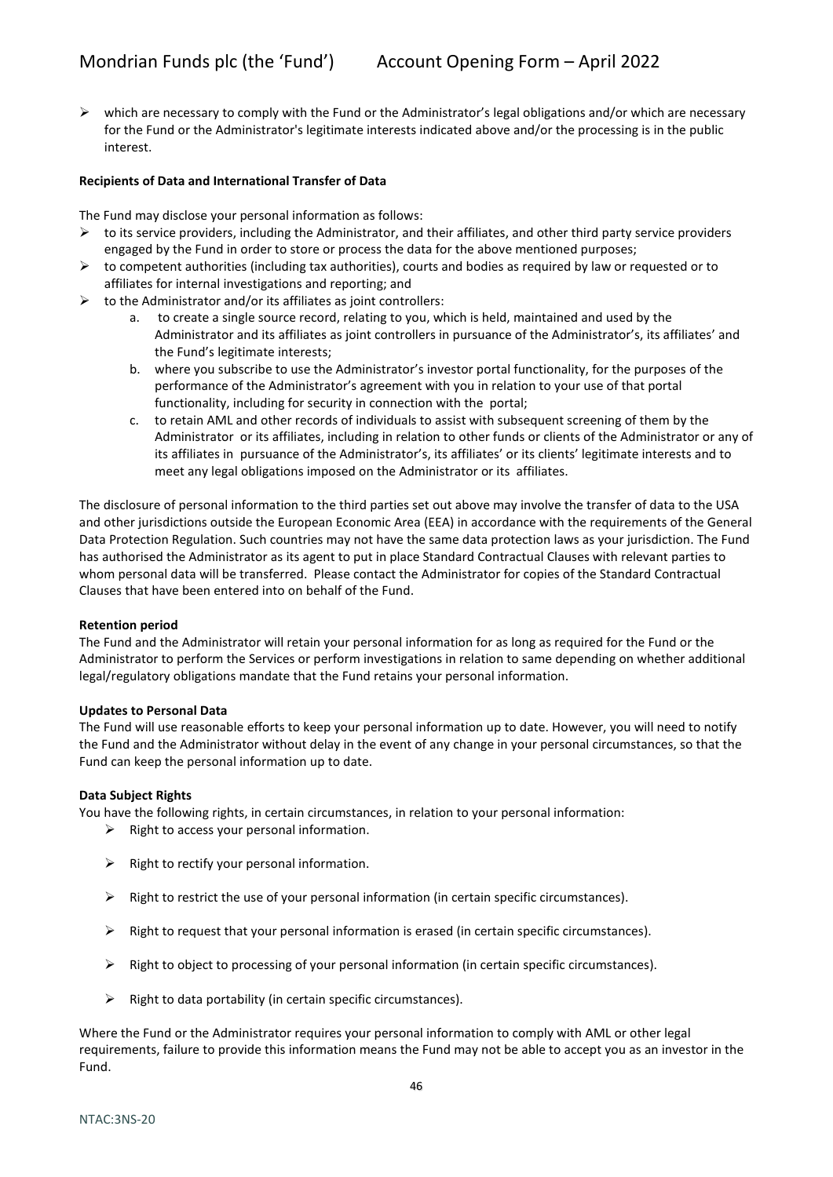- which are necessary to comply with the Fund or the Administrator's legal obligations and/or which are necessary for the Fund or the Administrator's legitimate interests indicated above and/or the processing is in the public interest.

**Recipients of Data and International Transfer of Data**

The Fund may disclose your personal information as follows:

- to its service providers, including the Administrator, and their affiliates, and other third party service providers engaged by the Fund in order to store or process the data for the above mentioned purposes;
- to competent authorities (including tax authorities), courts and bodies as required by law or requested or to affiliates for internal investigations and reporting; and
- to the Administrator and/or its affiliates as joint controllers:
    a. to create a single source record, relating to you, which is held, maintained and used by the Administrator and its affiliates as joint controllers in pursuance of the Administrator's, its affiliates' and the Fund's legitimate interests;
    b. where you subscribe to use the Administrator's investor portal functionality, for the purposes of the performance of the Administrator's agreement with you in relation to your use of that portal functionality, including for security in connection with the portal;
    c. to retain AML and other records of individuals to assist with subsequent screening of them by the Administrator or its affiliates, including in relation to other funds or clients of the Administrator or any of its affiliates in pursuance of the Administrator's, its affiliates' or its clients' legitimate interests and to meet any legal obligations imposed on the Administrator or its affiliates.

The disclosure of personal information to the third parties set out above may involve the transfer of data to the USA and other jurisdictions outside the European Economic Area (EEA) in accordance with the requirements of the General Data Protection Regulation. Such countries may not have the same data protection laws as your jurisdiction. The Fund has authorised the Administrator as its agent to put in place Standard Contractual Clauses with relevant parties to whom personal data will be transferred. Please contact the Administrator for copies of the Standard Contractual Clauses that have been entered into on behalf of the Fund.

**Retention period**

The Fund and the Administrator will retain your personal information for as long as required for the Fund or the Administrator to perform the Services or perform investigations in relation to same depending on whether additional legal/regulatory obligations mandate that the Fund retains your personal information.

**Updates to Personal Data**

The Fund will use reasonable efforts to keep your personal information up to date. However, you will need to notify the Fund and the Administrator without delay in the event of any change in your personal circumstances, so that the Fund can keep the personal information up to date.

**Data Subject Rights**

You have the following rights, in certain circumstances, in relation to your personal information:

- Right to access your personal information.
- Right to rectify your personal information.
- Right to restrict the use of your personal information (in certain specific circumstances).
- Right to request that your personal information is erased (in certain specific circumstances).
- Right to object to processing of your personal information (in certain specific circumstances).
- Right to data portability (in certain specific circumstances).

Where the Fund or the Administrator requires your personal information to comply with AML or other legal requirements, failure to provide this information means the Fund may not be able to accept you as an investor in the Fund.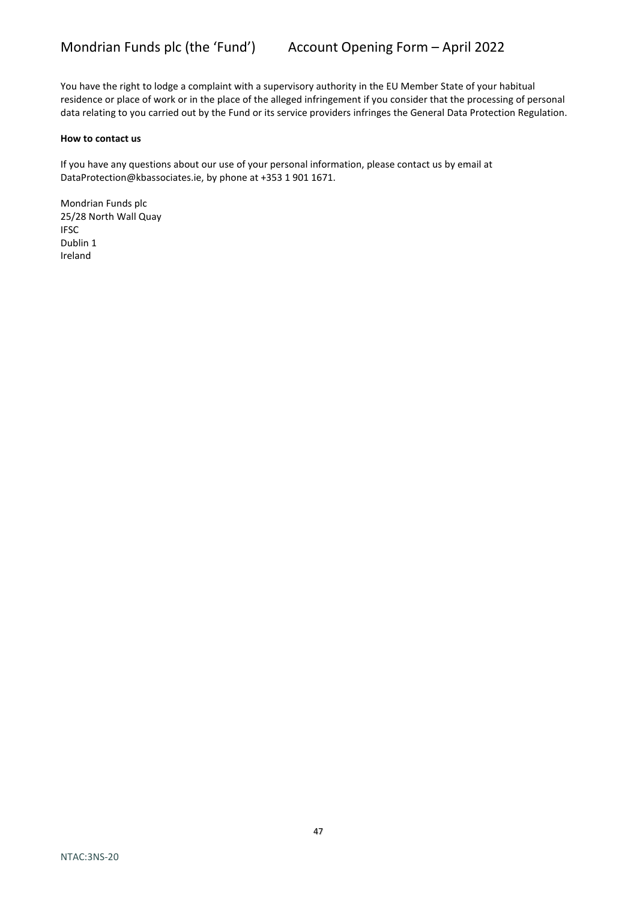You have the right to lodge a complaint with a supervisory authority in the EU Member State of your habitual residence or place of work or in the place of the alleged infringement if you consider that the processing of personal data relating to you carried out by the Fund or its service providers infringes the General Data Protection Regulation.

**How to contact us**

If you have any questions about our use of your personal information, please contact us by email at DataProtection@kbassociates.ie, by phone at +353 1 901 1671.

Mondrian Funds plc
25/28 North Wall Quay
IFSC
Dublin 1
Ireland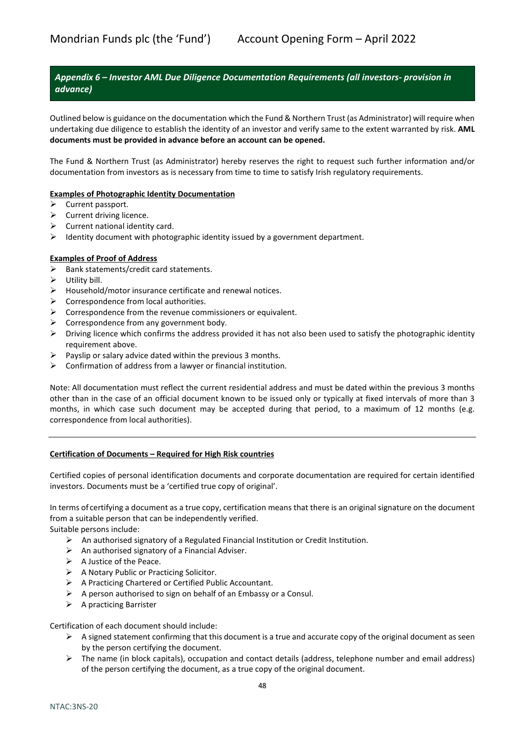## *Appendix 6 – Investor AML Due Diligence Documentation Requirements (all investors- provision in advance)*

Outlined below is guidance on the documentation which the Fund & Northern Trust (as Administrator) will require when undertaking due diligence to establish the identity of an investor and verify same to the extent warranted by risk. **AML documents must be provided in advance before an account can be opened.**

The Fund & Northern Trust (as Administrator) hereby reserves the right to request such further information and/or documentation from investors as is necessary from time to time to satisfy Irish regulatory requirements.

**Examples of Photographic Identity Documentation**

- Current passport.
- Current driving licence.
- Current national identity card.
- Identity document with photographic identity issued by a government department.

**Examples of Proof of Address**

- Bank statements/credit card statements.
- Utility bill.
- Household/motor insurance certificate and renewal notices.
- Correspondence from local authorities.
- Correspondence from the revenue commissioners or equivalent.
- Correspondence from any government body.
- Driving licence which confirms the address provided it has not also been used to satisfy the photographic identity requirement above.
- Payslip or salary advice dated within the previous 3 months.
- Confirmation of address from a lawyer or financial institution.

Note: All documentation must reflect the current residential address and must be dated within the previous 3 months other than in the case of an official document known to be issued only or typically at fixed intervals of more than 3 months, in which case such document may be accepted during that period, to a maximum of 12 months (e.g. correspondence from local authorities).

---

**Certification of Documents – Required for High Risk countries**

Certified copies of personal identification documents and corporate documentation are required for certain identified investors. Documents must be a 'certified true copy of original'.

In terms of certifying a document as a true copy, certification means that there is an original signature on the document from a suitable person that can be independently verified.

Suitable persons include:

- An authorised signatory of a Regulated Financial Institution or Credit Institution.
- An authorised signatory of a Financial Adviser.
- A Justice of the Peace.
- A Notary Public or Practicing Solicitor.
- A Practicing Chartered or Certified Public Accountant.
- A person authorised to sign on behalf of an Embassy or a Consul.
- A practicing Barrister

Certification of each document should include:

- A signed statement confirming that this document is a true and accurate copy of the original document as seen by the person certifying the document.
- The name (in block capitals), occupation and contact details (address, telephone number and email address) of the person certifying the document, as a true copy of the original document.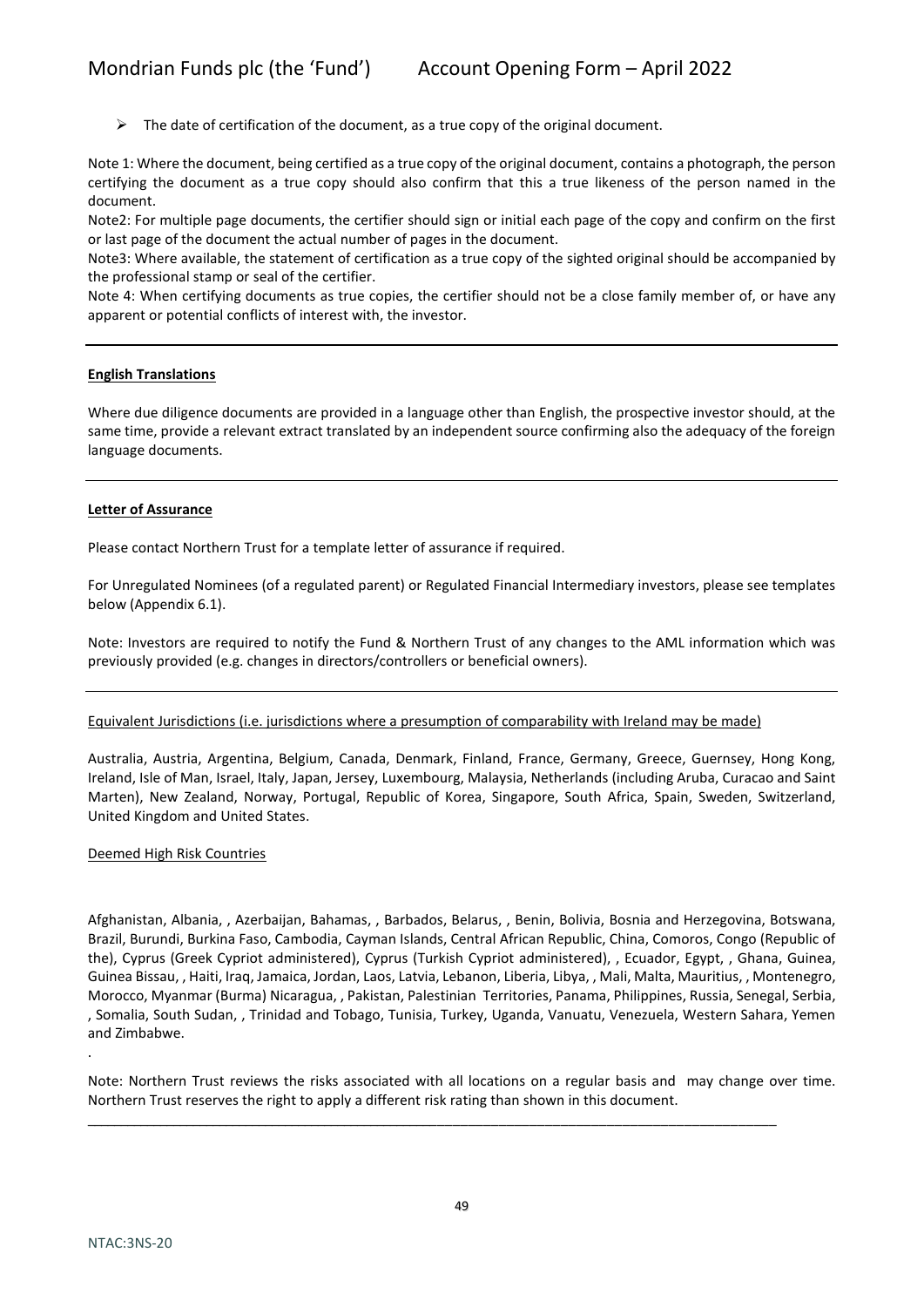- The date of certification of the document, as a true copy of the original document.

Note 1: Where the document, being certified as a true copy of the original document, contains a photograph, the person certifying the document as a true copy should also confirm that this a true likeness of the person named in the document.
Note2: For multiple page documents, the certifier should sign or initial each page of the copy and confirm on the first or last page of the document the actual number of pages in the document.
Note3: Where available, the statement of certification as a true copy of the sighted original should be accompanied by the professional stamp or seal of the certifier.
Note 4: When certifying documents as true copies, the certifier should not be a close family member of, or have any apparent or potential conflicts of interest with, the investor.

---

**English Translations**

Where due diligence documents are provided in a language other than English, the prospective investor should, at the same time, provide a relevant extract translated by an independent source confirming also the adequacy of the foreign language documents.

---

**Letter of Assurance**

Please contact Northern Trust for a template letter of assurance if required.

For Unregulated Nominees (of a regulated parent) or Regulated Financial Intermediary investors, please see templates below (Appendix 6.1).

Note: Investors are required to notify the Fund & Northern Trust of any changes to the AML information which was previously provided (e.g. changes in directors/controllers or beneficial owners).

---

Equivalent Jurisdictions (i.e. jurisdictions where a presumption of comparability with Ireland may be made)

Australia, Austria, Argentina, Belgium, Canada, Denmark, Finland, France, Germany, Greece, Guernsey, Hong Kong, Ireland, Isle of Man, Israel, Italy, Japan, Jersey, Luxembourg, Malaysia, Netherlands (including Aruba, Curacao and Saint Marten), New Zealand, Norway, Portugal, Republic of Korea, Singapore, South Africa, Spain, Sweden, Switzerland, United Kingdom and United States.

Deemed High Risk Countries

Afghanistan, Albania, , Azerbaijan, Bahamas, , Barbados, Belarus, , Benin, Bolivia, Bosnia and Herzegovina, Botswana, Brazil, Burundi, Burkina Faso, Cambodia, Cayman Islands, Central African Republic, China, Comoros, Congo (Republic of the), Cyprus (Greek Cypriot administered), Cyprus (Turkish Cypriot administered), , Ecuador, Egypt, , Ghana, Guinea, Guinea Bissau, , Haiti, Iraq, Jamaica, Jordan, Laos, Latvia, Lebanon, Liberia, Libya, , Mali, Malta, Mauritius, , Montenegro, Morocco, Myanmar (Burma) Nicaragua, , Pakistan, Palestinian Territories, Panama, Philippines, Russia, Senegal, Serbia, , Somalia, South Sudan, , Trinidad and Tobago, Tunisia, Turkey, Uganda, Vanuatu, Venezuela, Western Sahara, Yemen and Zimbabwe.

.

Note: Northern Trust reviews the risks associated with all locations on a regular basis and may change over time. Northern Trust reserves the right to apply a different risk rating than shown in this document.

---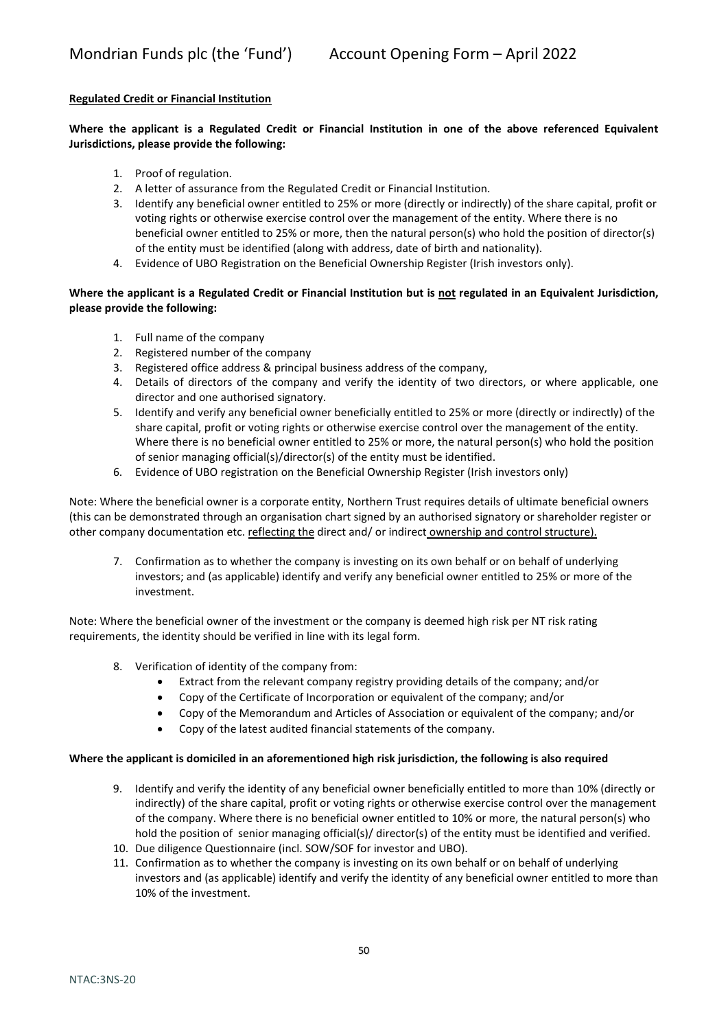**Regulated Credit or Financial Institution**

**Where the applicant is a Regulated Credit or Financial Institution in one of the above referenced Equivalent Jurisdictions, please provide the following:**

1. Proof of regulation.
2. A letter of assurance from the Regulated Credit or Financial Institution.
3. Identify any beneficial owner entitled to 25% or more (directly or indirectly) of the share capital, profit or voting rights or otherwise exercise control over the management of the entity. Where there is no beneficial owner entitled to 25% or more, then the natural person(s) who hold the position of director(s) of the entity must be identified (along with address, date of birth and nationality).
4. Evidence of UBO Registration on the Beneficial Ownership Register (Irish investors only).

**Where the applicant is a Regulated Credit or Financial Institution but is not regulated in an Equivalent Jurisdiction, please provide the following:**

1. Full name of the company
2. Registered number of the company
3. Registered office address & principal business address of the company,
4. Details of directors of the company and verify the identity of two directors, or where applicable, one director and one authorised signatory.
5. Identify and verify any beneficial owner beneficially entitled to 25% or more (directly or indirectly) of the share capital, profit or voting rights or otherwise exercise control over the management of the entity. Where there is no beneficial owner entitled to 25% or more, the natural person(s) who hold the position of senior managing official(s)/director(s) of the entity must be identified.
6. Evidence of UBO registration on the Beneficial Ownership Register (Irish investors only)

Note: Where the beneficial owner is a corporate entity, Northern Trust requires details of ultimate beneficial owners (this can be demonstrated through an organisation chart signed by an authorised signatory or shareholder register or other company documentation etc. reflecting the direct and/ or indirect ownership and control structure).

7. Confirmation as to whether the company is investing on its own behalf or on behalf of underlying investors; and (as applicable) identify and verify any beneficial owner entitled to 25% or more of the investment.

Note: Where the beneficial owner of the investment or the company is deemed high risk per NT risk rating requirements, the identity should be verified in line with its legal form.

8. Verification of identity of the company from:
   - Extract from the relevant company registry providing details of the company; and/or
   - Copy of the Certificate of Incorporation or equivalent of the company; and/or
   - Copy of the Memorandum and Articles of Association or equivalent of the company; and/or
   - Copy of the latest audited financial statements of the company.

**Where the applicant is domiciled in an aforementioned high risk jurisdiction, the following is also required**

9. Identify and verify the identity of any beneficial owner beneficially entitled to more than 10% (directly or indirectly) of the share capital, profit or voting rights or otherwise exercise control over the management of the company. Where there is no beneficial owner entitled to 10% or more, the natural person(s) who hold the position of senior managing official(s)/ director(s) of the entity must be identified and verified.
10. Due diligence Questionnaire (incl. SOW/SOF for investor and UBO).
11. Confirmation as to whether the company is investing on its own behalf or on behalf of underlying investors and (as applicable) identify and verify the identity of any beneficial owner entitled to more than 10% of the investment.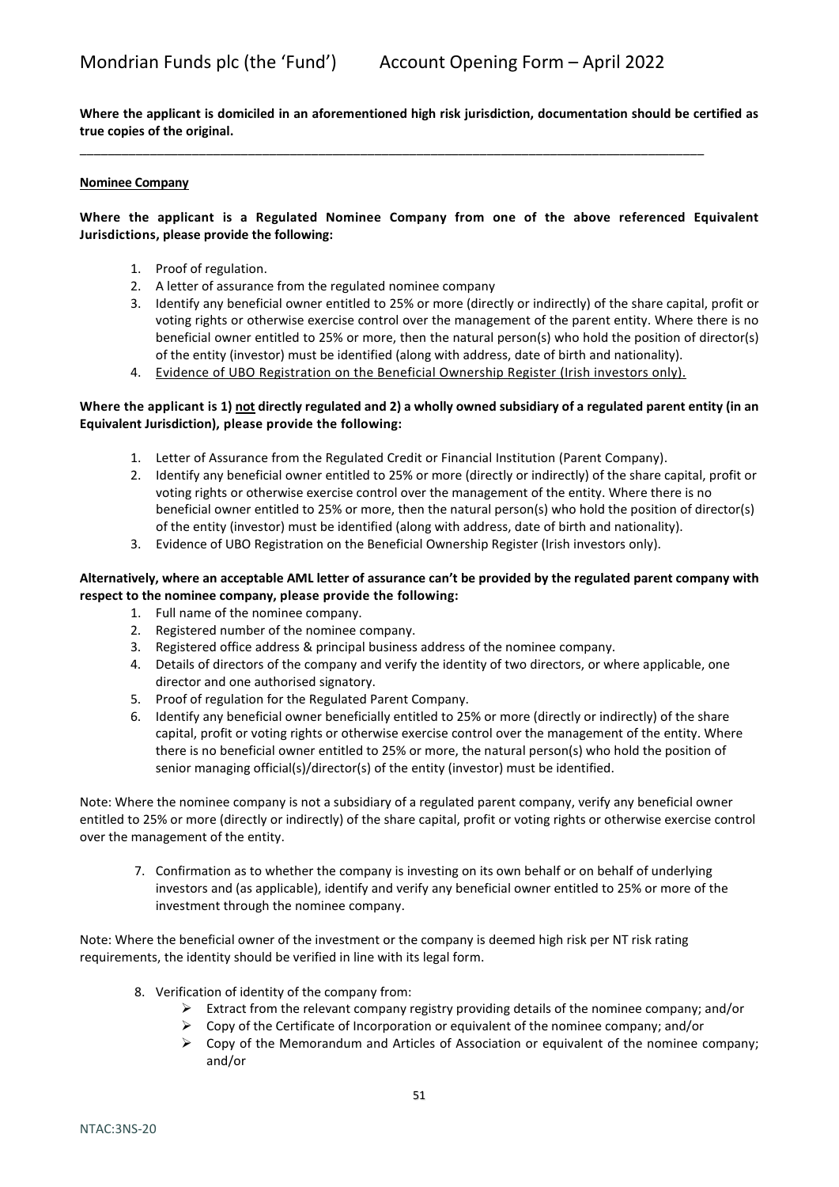**Where the applicant is domiciled in an aforementioned high risk jurisdiction, documentation should be certified as true copies of the original.**

---

**Nominee Company**

**Where the applicant is a Regulated Nominee Company from one of the above referenced Equivalent Jurisdictions, please provide the following:**

1. Proof of regulation.
2. A letter of assurance from the regulated nominee company
3. Identify any beneficial owner entitled to 25% or more (directly or indirectly) of the share capital, profit or voting rights or otherwise exercise control over the management of the parent entity. Where there is no beneficial owner entitled to 25% or more, then the natural person(s) who hold the position of director(s) of the entity (investor) must be identified (along with address, date of birth and nationality).
4. Evidence of UBO Registration on the Beneficial Ownership Register (Irish investors only).

**Where the applicant is 1) not directly regulated and 2) a wholly owned subsidiary of a regulated parent entity (in an Equivalent Jurisdiction), please provide the following:**

1. Letter of Assurance from the Regulated Credit or Financial Institution (Parent Company).
2. Identify any beneficial owner entitled to 25% or more (directly or indirectly) of the share capital, profit or voting rights or otherwise exercise control over the management of the entity. Where there is no beneficial owner entitled to 25% or more, then the natural person(s) who hold the position of director(s) of the entity (investor) must be identified (along with address, date of birth and nationality).
3. Evidence of UBO Registration on the Beneficial Ownership Register (Irish investors only).

**Alternatively, where an acceptable AML letter of assurance can't be provided by the regulated parent company with respect to the nominee company, please provide the following:**

1. Full name of the nominee company.
2. Registered number of the nominee company.
3. Registered office address & principal business address of the nominee company.
4. Details of directors of the company and verify the identity of two directors, or where applicable, one director and one authorised signatory.
5. Proof of regulation for the Regulated Parent Company.
6. Identify any beneficial owner beneficially entitled to 25% or more (directly or indirectly) of the share capital, profit or voting rights or otherwise exercise control over the management of the entity. Where there is no beneficial owner entitled to 25% or more, the natural person(s) who hold the position of senior managing official(s)/director(s) of the entity (investor) must be identified.

Note: Where the nominee company is not a subsidiary of a regulated parent company, verify any beneficial owner entitled to 25% or more (directly or indirectly) of the share capital, profit or voting rights or otherwise exercise control over the management of the entity.

7. Confirmation as to whether the company is investing on its own behalf or on behalf of underlying investors and (as applicable), identify and verify any beneficial owner entitled to 25% or more of the investment through the nominee company.

Note: Where the beneficial owner of the investment or the company is deemed high risk per NT risk rating requirements, the identity should be verified in line with its legal form.

8. Verification of identity of the company from:
   - Extract from the relevant company registry providing details of the nominee company; and/or
   - Copy of the Certificate of Incorporation or equivalent of the nominee company; and/or
   - Copy of the Memorandum and Articles of Association or equivalent of the nominee company; and/or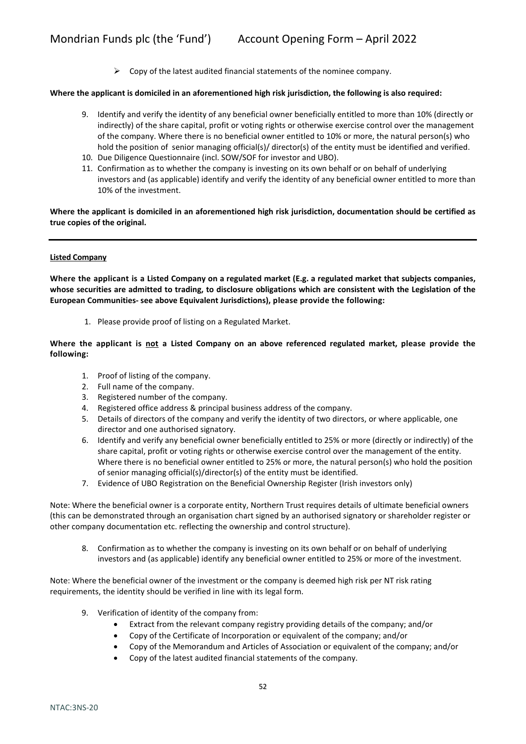- Copy of the latest audited financial statements of the nominee company.

**Where the applicant is domiciled in an aforementioned high risk jurisdiction, the following is also required:**

9. Identify and verify the identity of any beneficial owner beneficially entitled to more than 10% (directly or indirectly) of the share capital, profit or voting rights or otherwise exercise control over the management of the company. Where there is no beneficial owner entitled to 10% or more, the natural person(s) who hold the position of senior managing official(s)/ director(s) of the entity must be identified and verified.
10. Due Diligence Questionnaire (incl. SOW/SOF for investor and UBO).
11. Confirmation as to whether the company is investing on its own behalf or on behalf of underlying investors and (as applicable) identify and verify the identity of any beneficial owner entitled to more than 10% of the investment.

**Where the applicant is domiciled in an aforementioned high risk jurisdiction, documentation should be certified as true copies of the original.**

---

**Listed Company**

**Where the applicant is a Listed Company on a regulated market (E.g. a regulated market that subjects companies, whose securities are admitted to trading, to disclosure obligations which are consistent with the Legislation of the European Communities- see above Equivalent Jurisdictions), please provide the following:**

1. Please provide proof of listing on a Regulated Market.

**Where the applicant is not a Listed Company on an above referenced regulated market, please provide the following:**

1. Proof of listing of the company.
2. Full name of the company.
3. Registered number of the company.
4. Registered office address & principal business address of the company.
5. Details of directors of the company and verify the identity of two directors, or where applicable, one director and one authorised signatory.
6. Identify and verify any beneficial owner beneficially entitled to 25% or more (directly or indirectly) of the share capital, profit or voting rights or otherwise exercise control over the management of the entity. Where there is no beneficial owner entitled to 25% or more, the natural person(s) who hold the position of senior managing official(s)/director(s) of the entity must be identified.
7. Evidence of UBO Registration on the Beneficial Ownership Register (Irish investors only)

Note: Where the beneficial owner is a corporate entity, Northern Trust requires details of ultimate beneficial owners (this can be demonstrated through an organisation chart signed by an authorised signatory or shareholder register or other company documentation etc. reflecting the ownership and control structure).

8. Confirmation as to whether the company is investing on its own behalf or on behalf of underlying investors and (as applicable) identify any beneficial owner entitled to 25% or more of the investment.

Note: Where the beneficial owner of the investment or the company is deemed high risk per NT risk rating requirements, the identity should be verified in line with its legal form.

9. Verification of identity of the company from:
   - Extract from the relevant company registry providing details of the company; and/or
   - Copy of the Certificate of Incorporation or equivalent of the company; and/or
   - Copy of the Memorandum and Articles of Association or equivalent of the company; and/or
   - Copy of the latest audited financial statements of the company.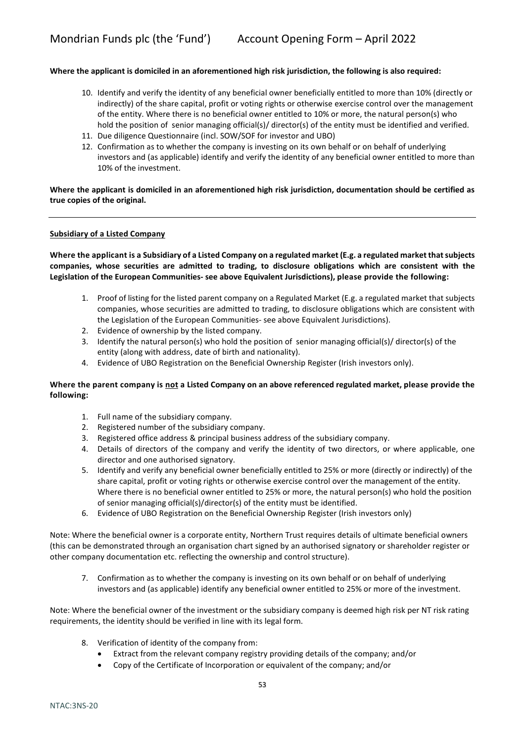**Where the applicant is domiciled in an aforementioned high risk jurisdiction, the following is also required:**

10. Identify and verify the identity of any beneficial owner beneficially entitled to more than 10% (directly or indirectly) of the share capital, profit or voting rights or otherwise exercise control over the management of the entity. Where there is no beneficial owner entitled to 10% or more, the natural person(s) who hold the position of senior managing official(s)/ director(s) of the entity must be identified and verified.
11. Due diligence Questionnaire (incl. SOW/SOF for investor and UBO)
12. Confirmation as to whether the company is investing on its own behalf or on behalf of underlying investors and (as applicable) identify and verify the identity of any beneficial owner entitled to more than 10% of the investment.

**Where the applicant is domiciled in an aforementioned high risk jurisdiction, documentation should be certified as true copies of the original.**

---

**Subsidiary of a Listed Company**

**Where the applicant is a Subsidiary of a Listed Company on a regulated market (E.g. a regulated market that subjects companies, whose securities are admitted to trading, to disclosure obligations which are consistent with the Legislation of the European Communities- see above Equivalent Jurisdictions), please provide the following:**

1. Proof of listing for the listed parent company on a Regulated Market (E.g. a regulated market that subjects companies, whose securities are admitted to trading, to disclosure obligations which are consistent with the Legislation of the European Communities- see above Equivalent Jurisdictions).
2. Evidence of ownership by the listed company.
3. Identify the natural person(s) who hold the position of senior managing official(s)/ director(s) of the entity (along with address, date of birth and nationality).
4. Evidence of UBO Registration on the Beneficial Ownership Register (Irish investors only).

**Where the parent company is not a Listed Company on an above referenced regulated market, please provide the following:**

1. Full name of the subsidiary company.
2. Registered number of the subsidiary company.
3. Registered office address & principal business address of the subsidiary company.
4. Details of directors of the company and verify the identity of two directors, or where applicable, one director and one authorised signatory.
5. Identify and verify any beneficial owner beneficially entitled to 25% or more (directly or indirectly) of the share capital, profit or voting rights or otherwise exercise control over the management of the entity. Where there is no beneficial owner entitled to 25% or more, the natural person(s) who hold the position of senior managing official(s)/director(s) of the entity must be identified.
6. Evidence of UBO Registration on the Beneficial Ownership Register (Irish investors only)

Note: Where the beneficial owner is a corporate entity, Northern Trust requires details of ultimate beneficial owners (this can be demonstrated through an organisation chart signed by an authorised signatory or shareholder register or other company documentation etc. reflecting the ownership and control structure).

7. Confirmation as to whether the company is investing on its own behalf or on behalf of underlying investors and (as applicable) identify any beneficial owner entitled to 25% or more of the investment.

Note: Where the beneficial owner of the investment or the subsidiary company is deemed high risk per NT risk rating requirements, the identity should be verified in line with its legal form.

8. Verification of identity of the company from:
   - Extract from the relevant company registry providing details of the company; and/or
   - Copy of the Certificate of Incorporation or equivalent of the company; and/or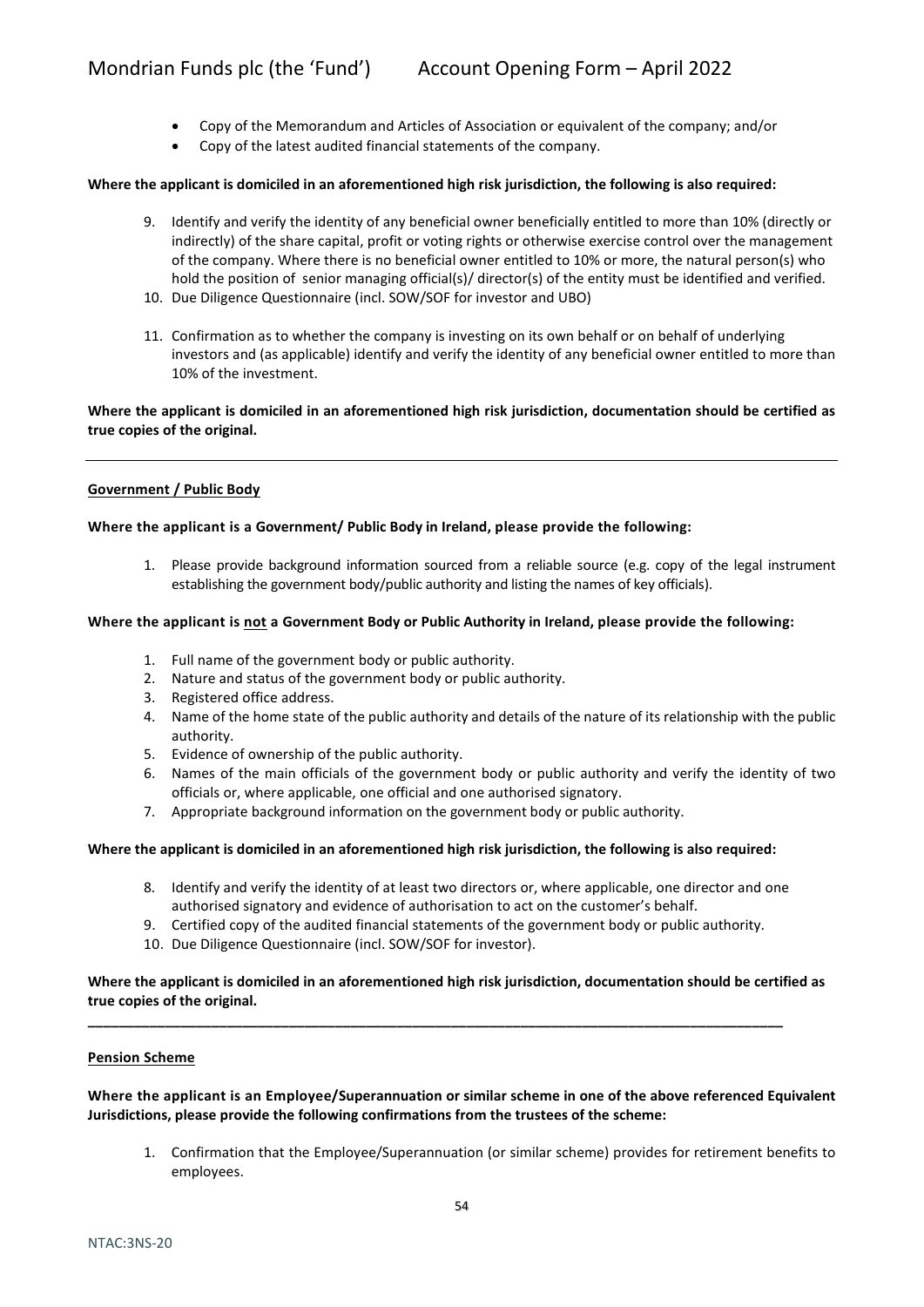- Copy of the Memorandum and Articles of Association or equivalent of the company; and/or
- Copy of the latest audited financial statements of the company.

**Where the applicant is domiciled in an aforementioned high risk jurisdiction, the following is also required:**

9. Identify and verify the identity of any beneficial owner beneficially entitled to more than 10% (directly or indirectly) of the share capital, profit or voting rights or otherwise exercise control over the management of the company. Where there is no beneficial owner entitled to 10% or more, the natural person(s) who hold the position of senior managing official(s)/ director(s) of the entity must be identified and verified.
10. Due Diligence Questionnaire (incl. SOW/SOF for investor and UBO)
11. Confirmation as to whether the company is investing on its own behalf or on behalf of underlying investors and (as applicable) identify and verify the identity of any beneficial owner entitled to more than 10% of the investment.

**Where the applicant is domiciled in an aforementioned high risk jurisdiction, documentation should be certified as true copies of the original.**

---

**Government / Public Body**

**Where the applicant is a Government/ Public Body in Ireland, please provide the following:**

1. Please provide background information sourced from a reliable source (e.g. copy of the legal instrument establishing the government body/public authority and listing the names of key officials).

**Where the applicant is not a Government Body or Public Authority in Ireland, please provide the following:**

1. Full name of the government body or public authority.
2. Nature and status of the government body or public authority.
3. Registered office address.
4. Name of the home state of the public authority and details of the nature of its relationship with the public authority.
5. Evidence of ownership of the public authority.
6. Names of the main officials of the government body or public authority and verify the identity of two officials or, where applicable, one official and one authorised signatory.
7. Appropriate background information on the government body or public authority.

**Where the applicant is domiciled in an aforementioned high risk jurisdiction, the following is also required:**

8. Identify and verify the identity of at least two directors or, where applicable, one director and one authorised signatory and evidence of authorisation to act on the customer's behalf.
9. Certified copy of the audited financial statements of the government body or public authority.
10. Due Diligence Questionnaire (incl. SOW/SOF for investor).

**Where the applicant is domiciled in an aforementioned high risk jurisdiction, documentation should be certified as true copies of the original.**

---

**Pension Scheme**

**Where the applicant is an Employee/Superannuation or similar scheme in one of the above referenced Equivalent Jurisdictions, please provide the following confirmations from the trustees of the scheme:**

1. Confirmation that the Employee/Superannuation (or similar scheme) provides for retirement benefits to employees.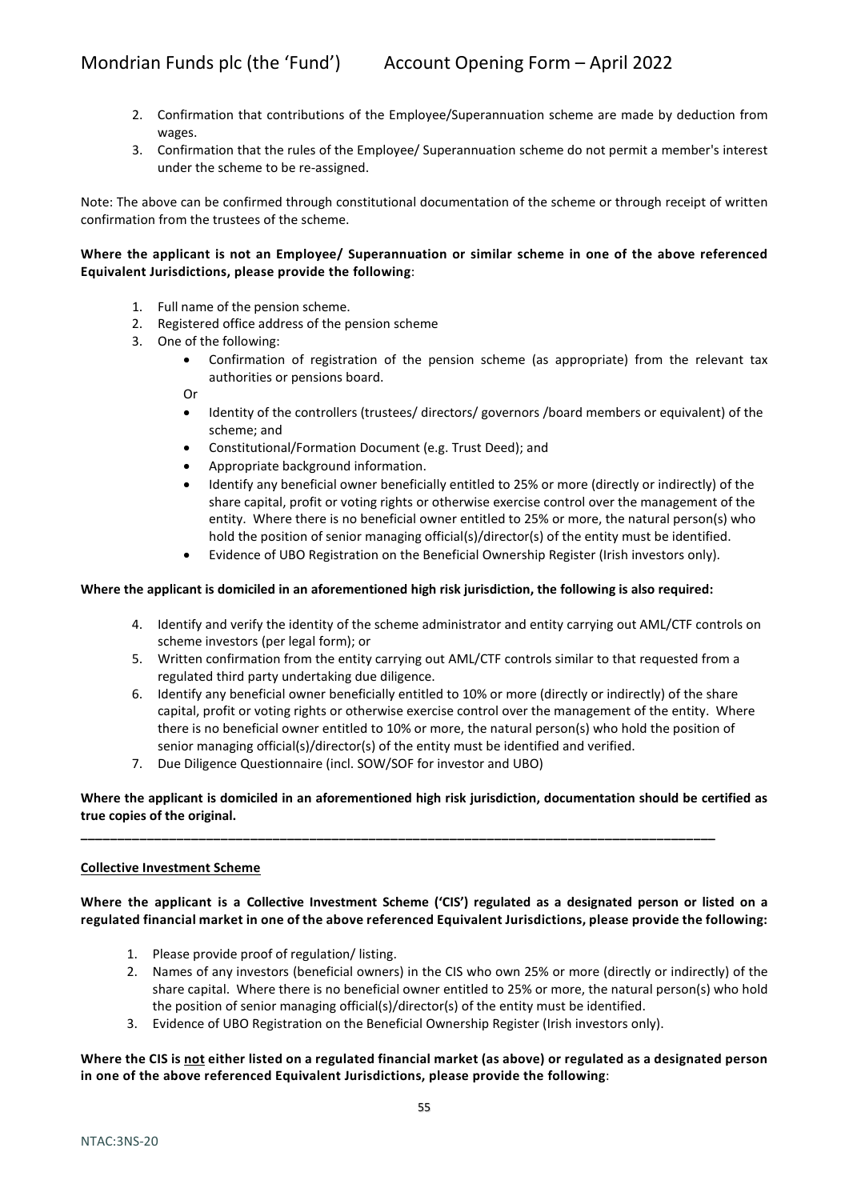2. Confirmation that contributions of the Employee/Superannuation scheme are made by deduction from wages.
3. Confirmation that the rules of the Employee/ Superannuation scheme do not permit a member's interest under the scheme to be re-assigned.

Note: The above can be confirmed through constitutional documentation of the scheme or through receipt of written confirmation from the trustees of the scheme.

**Where the applicant is not an Employee/ Superannuation or similar scheme in one of the above referenced Equivalent Jurisdictions, please provide the following**:

1. Full name of the pension scheme.
2. Registered office address of the pension scheme
3. One of the following:
   - Confirmation of registration of the pension scheme (as appropriate) from the relevant tax authorities or pensions board.

   Or

   - Identity of the controllers (trustees/ directors/ governors /board members or equivalent) of the scheme; and
   - Constitutional/Formation Document (e.g. Trust Deed); and
   - Appropriate background information.
   - Identify any beneficial owner beneficially entitled to 25% or more (directly or indirectly) of the share capital, profit or voting rights or otherwise exercise control over the management of the entity. Where there is no beneficial owner entitled to 25% or more, the natural person(s) who hold the position of senior managing official(s)/director(s) of the entity must be identified.
   - Evidence of UBO Registration on the Beneficial Ownership Register (Irish investors only).

**Where the applicant is domiciled in an aforementioned high risk jurisdiction, the following is also required:**

4. Identify and verify the identity of the scheme administrator and entity carrying out AML/CTF controls on scheme investors (per legal form); or
5. Written confirmation from the entity carrying out AML/CTF controls similar to that requested from a regulated third party undertaking due diligence.
6. Identify any beneficial owner beneficially entitled to 10% or more (directly or indirectly) of the share capital, profit or voting rights or otherwise exercise control over the management of the entity. Where there is no beneficial owner entitled to 10% or more, the natural person(s) who hold the position of senior managing official(s)/director(s) of the entity must be identified and verified.
7. Due Diligence Questionnaire (incl. SOW/SOF for investor and UBO)

**Where the applicant is domiciled in an aforementioned high risk jurisdiction, documentation should be certified as true copies of the original.**

---

**<u>Collective Investment Scheme</u>**

**Where the applicant is a Collective Investment Scheme ('CIS') regulated as a designated person or listed on a regulated financial market in one of the above referenced Equivalent Jurisdictions, please provide the following:**

1. Please provide proof of regulation/ listing.
2. Names of any investors (beneficial owners) in the CIS who own 25% or more (directly or indirectly) of the share capital. Where there is no beneficial owner entitled to 25% or more, the natural person(s) who hold the position of senior managing official(s)/director(s) of the entity must be identified.
3. Evidence of UBO Registration on the Beneficial Ownership Register (Irish investors only).

**Where the CIS is <u>not</u> either listed on a regulated financial market (as above) or regulated as a designated person in one of the above referenced Equivalent Jurisdictions, please provide the following**: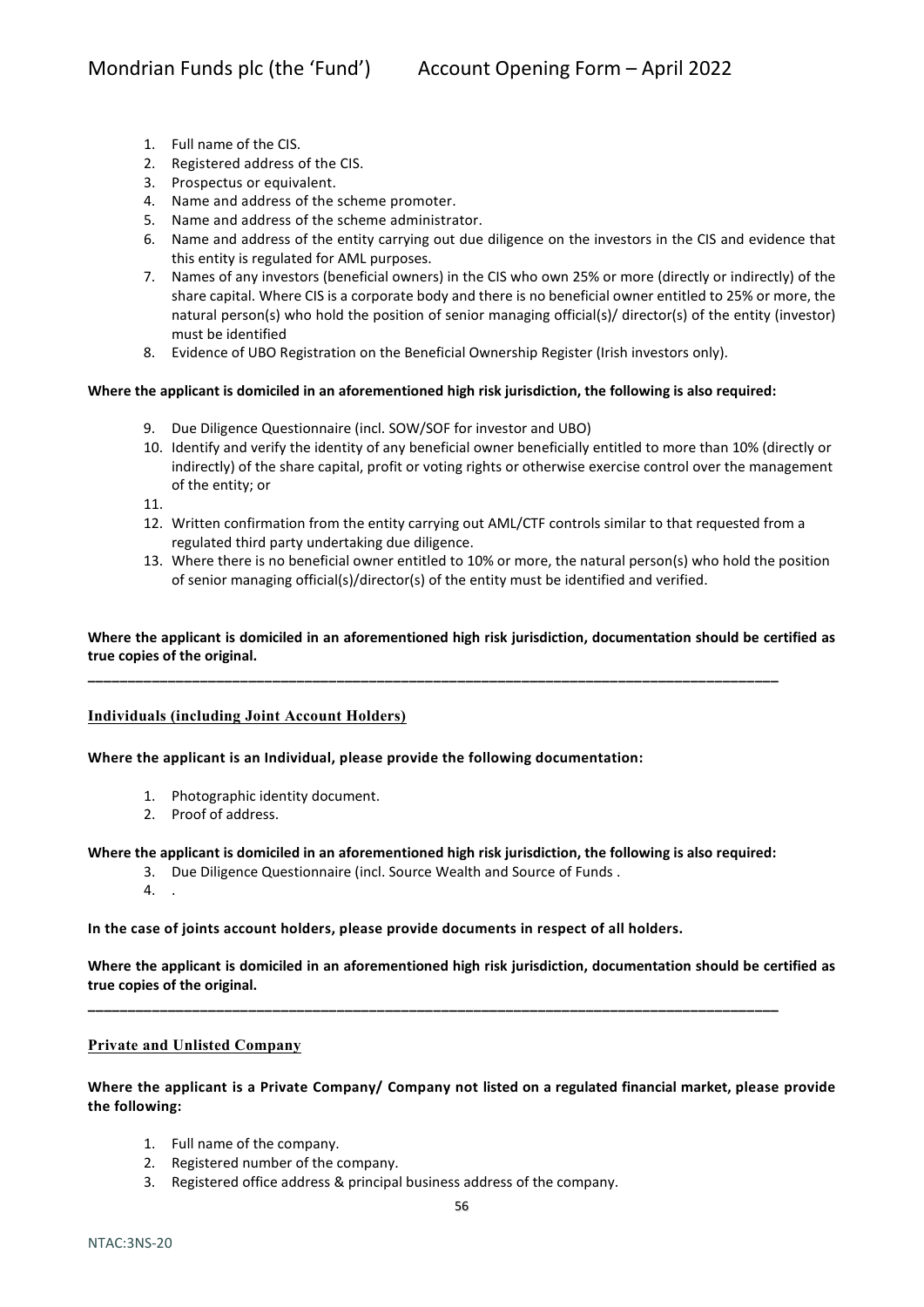1. Full name of the CIS.
2. Registered address of the CIS.
3. Prospectus or equivalent.
4. Name and address of the scheme promoter.
5. Name and address of the scheme administrator.
6. Name and address of the entity carrying out due diligence on the investors in the CIS and evidence that this entity is regulated for AML purposes.
7. Names of any investors (beneficial owners) in the CIS who own 25% or more (directly or indirectly) of the share capital. Where CIS is a corporate body and there is no beneficial owner entitled to 25% or more, the natural person(s) who hold the position of senior managing official(s)/ director(s) of the entity (investor) must be identified
8. Evidence of UBO Registration on the Beneficial Ownership Register (Irish investors only).

**Where the applicant is domiciled in an aforementioned high risk jurisdiction, the following is also required:**

9. Due Diligence Questionnaire (incl. SOW/SOF for investor and UBO)
10. Identify and verify the identity of any beneficial owner beneficially entitled to more than 10% (directly or indirectly) of the share capital, profit or voting rights or otherwise exercise control over the management of the entity; or
11. 
12. Written confirmation from the entity carrying out AML/CTF controls similar to that requested from a regulated third party undertaking due diligence.
13. Where there is no beneficial owner entitled to 10% or more, the natural person(s) who hold the position of senior managing official(s)/director(s) of the entity must be identified and verified.

**Where the applicant is domiciled in an aforementioned high risk jurisdiction, documentation should be certified as true copies of the original.**

---

## Individuals (including Joint Account Holders)

**Where the applicant is an Individual, please provide the following documentation:**

1. Photographic identity document.
2. Proof of address.

**Where the applicant is domiciled in an aforementioned high risk jurisdiction, the following is also required:**

3. Due Diligence Questionnaire (incl. Source Wealth and Source of Funds .
4. .

**In the case of joints account holders, please provide documents in respect of all holders.**

**Where the applicant is domiciled in an aforementioned high risk jurisdiction, documentation should be certified as true copies of the original.**

---

## Private and Unlisted Company

**Where the applicant is a Private Company/ Company not listed on a regulated financial market, please provide the following:**

1. Full name of the company.
2. Registered number of the company.
3. Registered office address & principal business address of the company.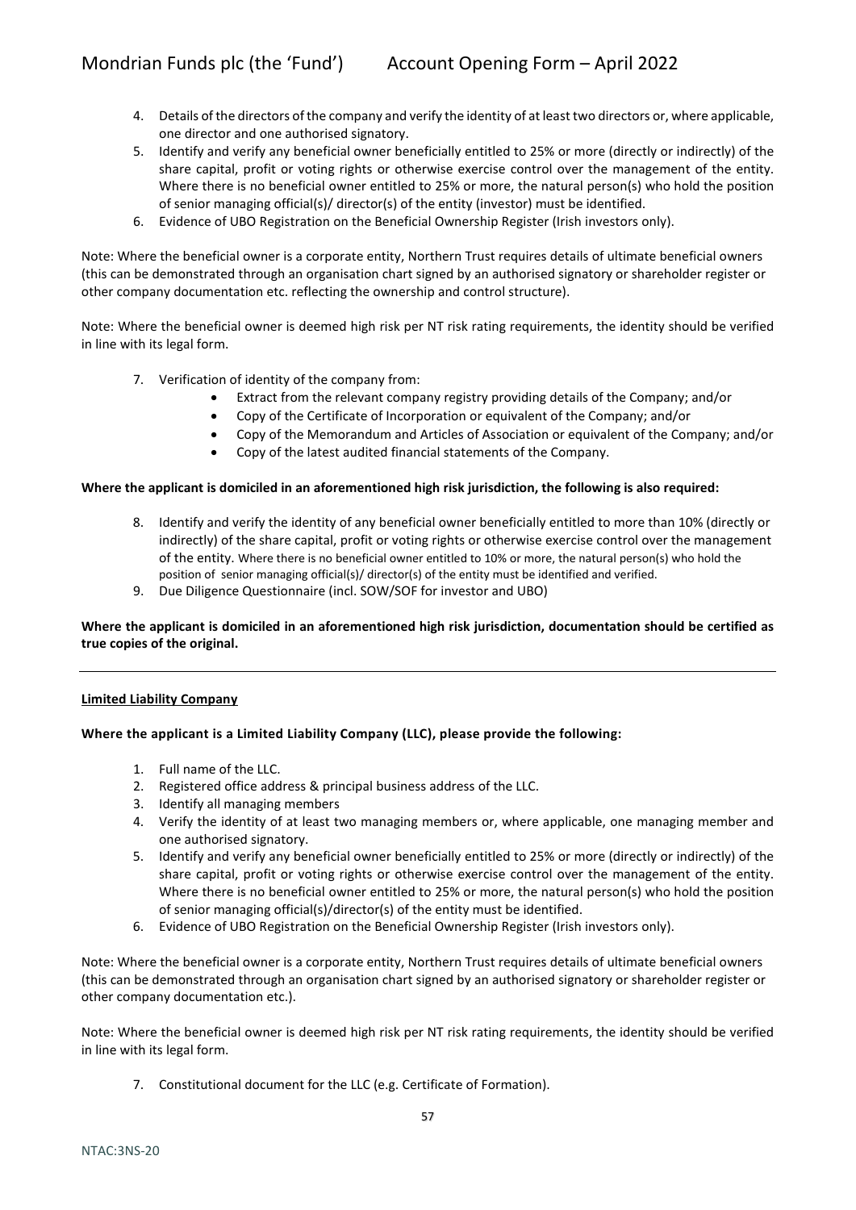4. Details of the directors of the company and verify the identity of at least two directors or, where applicable, one director and one authorised signatory.
5. Identify and verify any beneficial owner beneficially entitled to 25% or more (directly or indirectly) of the share capital, profit or voting rights or otherwise exercise control over the management of the entity. Where there is no beneficial owner entitled to 25% or more, the natural person(s) who hold the position of senior managing official(s)/ director(s) of the entity (investor) must be identified.
6. Evidence of UBO Registration on the Beneficial Ownership Register (Irish investors only).

Note: Where the beneficial owner is a corporate entity, Northern Trust requires details of ultimate beneficial owners (this can be demonstrated through an organisation chart signed by an authorised signatory or shareholder register or other company documentation etc. reflecting the ownership and control structure).

Note: Where the beneficial owner is deemed high risk per NT risk rating requirements, the identity should be verified in line with its legal form.

7. Verification of identity of the company from:
    - Extract from the relevant company registry providing details of the Company; and/or
    - Copy of the Certificate of Incorporation or equivalent of the Company; and/or
    - Copy of the Memorandum and Articles of Association or equivalent of the Company; and/or
    - Copy of the latest audited financial statements of the Company.

**Where the applicant is domiciled in an aforementioned high risk jurisdiction, the following is also required:**

8. Identify and verify the identity of any beneficial owner beneficially entitled to more than 10% (directly or indirectly) of the share capital, profit or voting rights or otherwise exercise control over the management of the entity. Where there is no beneficial owner entitled to 10% or more, the natural person(s) who hold the position of senior managing official(s)/ director(s) of the entity must be identified and verified.
9. Due Diligence Questionnaire (incl. SOW/SOF for investor and UBO)

**Where the applicant is domiciled in an aforementioned high risk jurisdiction, documentation should be certified as true copies of the original.**

---

**Limited Liability Company**

**Where the applicant is a Limited Liability Company (LLC), please provide the following:**

1. Full name of the LLC.
2. Registered office address & principal business address of the LLC.
3. Identify all managing members
4. Verify the identity of at least two managing members or, where applicable, one managing member and one authorised signatory.
5. Identify and verify any beneficial owner beneficially entitled to 25% or more (directly or indirectly) of the share capital, profit or voting rights or otherwise exercise control over the management of the entity. Where there is no beneficial owner entitled to 25% or more, the natural person(s) who hold the position of senior managing official(s)/director(s) of the entity must be identified.
6. Evidence of UBO Registration on the Beneficial Ownership Register (Irish investors only).

Note: Where the beneficial owner is a corporate entity, Northern Trust requires details of ultimate beneficial owners (this can be demonstrated through an organisation chart signed by an authorised signatory or shareholder register or other company documentation etc.).

Note: Where the beneficial owner is deemed high risk per NT risk rating requirements, the identity should be verified in line with its legal form.

7. Constitutional document for the LLC (e.g. Certificate of Formation).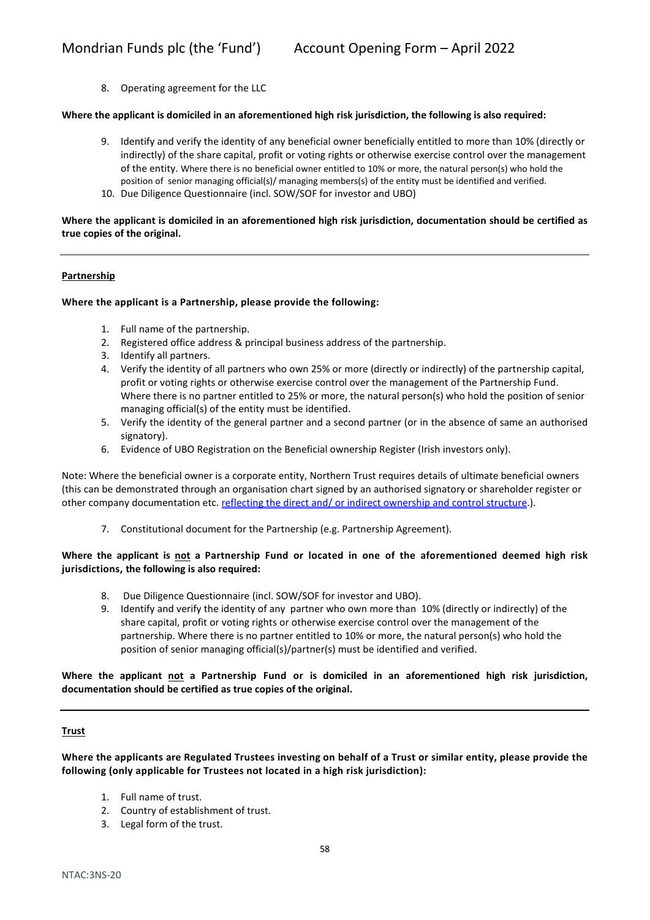8. Operating agreement for the LLC

**Where the applicant is domiciled in an aforementioned high risk jurisdiction, the following is also required:**

9. Identify and verify the identity of any beneficial owner beneficially entitled to more than 10% (directly or indirectly) of the share capital, profit or voting rights or otherwise exercise control over the management of the entity. Where there is no beneficial owner entitled to 10% or more, the natural person(s) who hold the position of senior managing official(s)/ managing members(s) of the entity must be identified and verified.
10. Due Diligence Questionnaire (incl. SOW/SOF for investor and UBO)

**Where the applicant is domiciled in an aforementioned high risk jurisdiction, documentation should be certified as true copies of the original.**

---

**Partnership**

**Where the applicant is a Partnership, please provide the following:**

1. Full name of the partnership.
2. Registered office address & principal business address of the partnership.
3. Identify all partners.
4. Verify the identity of all partners who own 25% or more (directly or indirectly) of the partnership capital, profit or voting rights or otherwise exercise control over the management of the Partnership Fund. Where there is no partner entitled to 25% or more, the natural person(s) who hold the position of senior managing official(s) of the entity must be identified.
5. Verify the identity of the general partner and a second partner (or in the absence of same an authorised signatory).
6. Evidence of UBO Registration on the Beneficial ownership Register (Irish investors only).

Note: Where the beneficial owner is a corporate entity, Northern Trust requires details of ultimate beneficial owners (this can be demonstrated through an organisation chart signed by an authorised signatory or shareholder register or other company documentation etc. reflecting the direct and/ or indirect ownership and control structure.).

7. Constitutional document for the Partnership (e.g. Partnership Agreement).

**Where the applicant is not a Partnership Fund or located in one of the aforementioned deemed high risk jurisdictions, the following is also required:**

8. Due Diligence Questionnaire (incl. SOW/SOF for investor and UBO).
9. Identify and verify the identity of any partner who own more than 10% (directly or indirectly) of the share capital, profit or voting rights or otherwise exercise control over the management of the partnership. Where there is no partner entitled to 10% or more, the natural person(s) who hold the position of senior managing official(s)/partner(s) must be identified and verified.

**Where the applicant not a Partnership Fund or is domiciled in an aforementioned high risk jurisdiction, documentation should be certified as true copies of the original.**

---

**Trust**

**Where the applicants are Regulated Trustees investing on behalf of a Trust or similar entity, please provide the following (only applicable for Trustees not located in a high risk jurisdiction):**

1. Full name of trust.
2. Country of establishment of trust.
3. Legal form of the trust.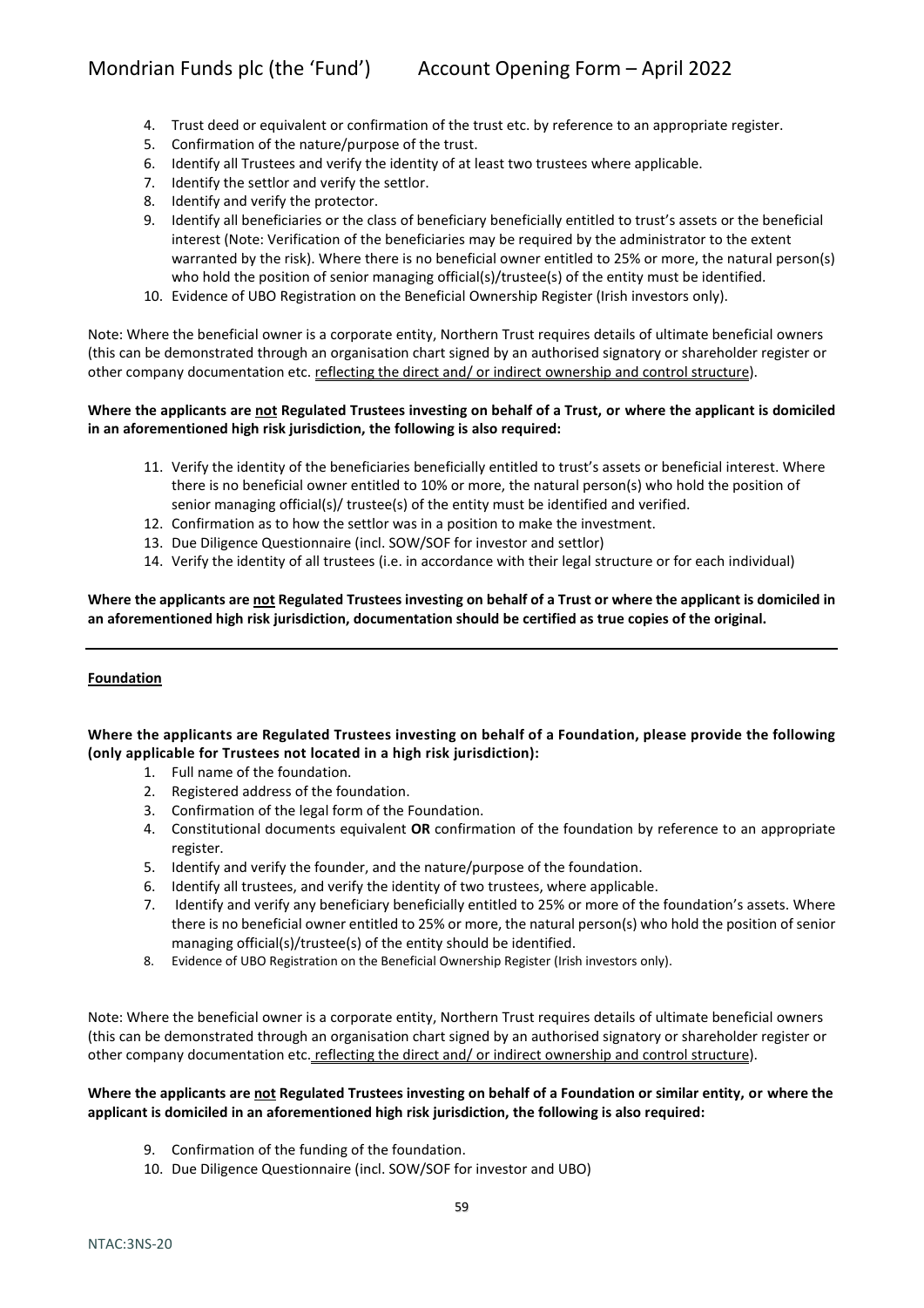4. Trust deed or equivalent or confirmation of the trust etc. by reference to an appropriate register.
5. Confirmation of the nature/purpose of the trust.
6. Identify all Trustees and verify the identity of at least two trustees where applicable.
7. Identify the settlor and verify the settlor.
8. Identify and verify the protector.
9. Identify all beneficiaries or the class of beneficiary beneficially entitled to trust's assets or the beneficial interest (Note: Verification of the beneficiaries may be required by the administrator to the extent warranted by the risk). Where there is no beneficial owner entitled to 25% or more, the natural person(s) who hold the position of senior managing official(s)/trustee(s) of the entity must be identified.
10. Evidence of UBO Registration on the Beneficial Ownership Register (Irish investors only).

Note: Where the beneficial owner is a corporate entity, Northern Trust requires details of ultimate beneficial owners (this can be demonstrated through an organisation chart signed by an authorised signatory or shareholder register or other company documentation etc. reflecting the direct and/ or indirect ownership and control structure).

**Where the applicants are not Regulated Trustees investing on behalf of a Trust, or where the applicant is domiciled in an aforementioned high risk jurisdiction, the following is also required:**

11. Verify the identity of the beneficiaries beneficially entitled to trust's assets or beneficial interest. Where there is no beneficial owner entitled to 10% or more, the natural person(s) who hold the position of senior managing official(s)/ trustee(s) of the entity must be identified and verified.
12. Confirmation as to how the settlor was in a position to make the investment.
13. Due Diligence Questionnaire (incl. SOW/SOF for investor and settlor)
14. Verify the identity of all trustees (i.e. in accordance with their legal structure or for each individual)

**Where the applicants are not Regulated Trustees investing on behalf of a Trust or where the applicant is domiciled in an aforementioned high risk jurisdiction, documentation should be certified as true copies of the original.**

---

**Foundation**

**Where the applicants are Regulated Trustees investing on behalf of a Foundation, please provide the following (only applicable for Trustees not located in a high risk jurisdiction):**

1. Full name of the foundation.
2. Registered address of the foundation.
3. Confirmation of the legal form of the Foundation.
4. Constitutional documents equivalent **OR** confirmation of the foundation by reference to an appropriate register.
5. Identify and verify the founder, and the nature/purpose of the foundation.
6. Identify all trustees, and verify the identity of two trustees, where applicable.
7. Identify and verify any beneficiary beneficially entitled to 25% or more of the foundation's assets. Where there is no beneficial owner entitled to 25% or more, the natural person(s) who hold the position of senior managing official(s)/trustee(s) of the entity should be identified.
8. Evidence of UBO Registration on the Beneficial Ownership Register (Irish investors only).

Note: Where the beneficial owner is a corporate entity, Northern Trust requires details of ultimate beneficial owners (this can be demonstrated through an organisation chart signed by an authorised signatory or shareholder register or other company documentation etc. reflecting the direct and/ or indirect ownership and control structure).

**Where the applicants are not Regulated Trustees investing on behalf of a Foundation or similar entity, or where the applicant is domiciled in an aforementioned high risk jurisdiction, the following is also required:**

9. Confirmation of the funding of the foundation.
10. Due Diligence Questionnaire (incl. SOW/SOF for investor and UBO)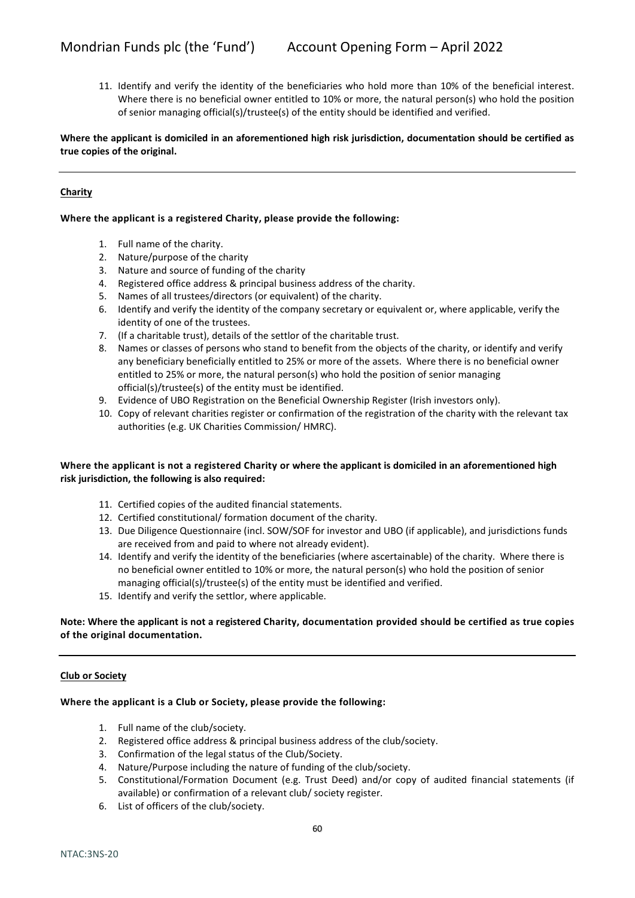11. Identify and verify the identity of the beneficiaries who hold more than 10% of the beneficial interest. Where there is no beneficial owner entitled to 10% or more, the natural person(s) who hold the position of senior managing official(s)/trustee(s) of the entity should be identified and verified.

**Where the applicant is domiciled in an aforementioned high risk jurisdiction, documentation should be certified as true copies of the original.**

---

**Charity**

**Where the applicant is a registered Charity, please provide the following:**

1. Full name of the charity.
2. Nature/purpose of the charity
3. Nature and source of funding of the charity
4. Registered office address & principal business address of the charity.
5. Names of all trustees/directors (or equivalent) of the charity.
6. Identify and verify the identity of the company secretary or equivalent or, where applicable, verify the identity of one of the trustees.
7. (If a charitable trust), details of the settlor of the charitable trust.
8. Names or classes of persons who stand to benefit from the objects of the charity, or identify and verify any beneficiary beneficially entitled to 25% or more of the assets. Where there is no beneficial owner entitled to 25% or more, the natural person(s) who hold the position of senior managing official(s)/trustee(s) of the entity must be identified.
9. Evidence of UBO Registration on the Beneficial Ownership Register (Irish investors only).
10. Copy of relevant charities register or confirmation of the registration of the charity with the relevant tax authorities (e.g. UK Charities Commission/ HMRC).

**Where the applicant is not a registered Charity or where the applicant is domiciled in an aforementioned high risk jurisdiction, the following is also required:**

11. Certified copies of the audited financial statements.
12. Certified constitutional/ formation document of the charity.
13. Due Diligence Questionnaire (incl. SOW/SOF for investor and UBO (if applicable), and jurisdictions funds are received from and paid to where not already evident).
14. Identify and verify the identity of the beneficiaries (where ascertainable) of the charity. Where there is no beneficial owner entitled to 10% or more, the natural person(s) who hold the position of senior managing official(s)/trustee(s) of the entity must be identified and verified.
15. Identify and verify the settlor, where applicable.

**Note: Where the applicant is not a registered Charity, documentation provided should be certified as true copies of the original documentation.**

---

**Club or Society**

**Where the applicant is a Club or Society, please provide the following:**

1. Full name of the club/society.
2. Registered office address & principal business address of the club/society.
3. Confirmation of the legal status of the Club/Society.
4. Nature/Purpose including the nature of funding of the club/society.
5. Constitutional/Formation Document (e.g. Trust Deed) and/or copy of audited financial statements (if available) or confirmation of a relevant club/ society register.
6. List of officers of the club/society.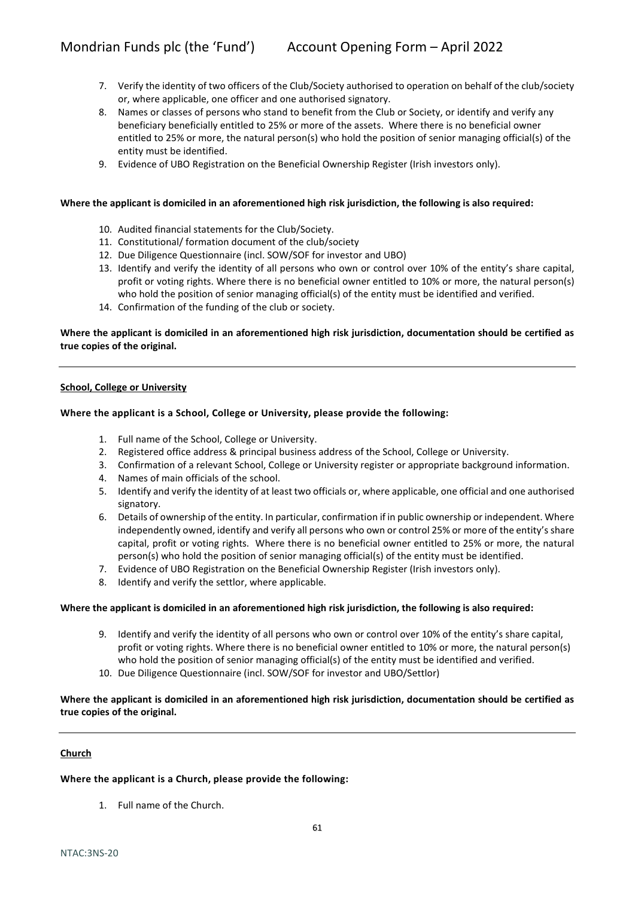7. Verify the identity of two officers of the Club/Society authorised to operation on behalf of the club/society or, where applicable, one officer and one authorised signatory.
8. Names or classes of persons who stand to benefit from the Club or Society, or identify and verify any beneficiary beneficially entitled to 25% or more of the assets. Where there is no beneficial owner entitled to 25% or more, the natural person(s) who hold the position of senior managing official(s) of the entity must be identified.
9. Evidence of UBO Registration on the Beneficial Ownership Register (Irish investors only).

**Where the applicant is domiciled in an aforementioned high risk jurisdiction, the following is also required:**

10. Audited financial statements for the Club/Society.
11. Constitutional/ formation document of the club/society
12. Due Diligence Questionnaire (incl. SOW/SOF for investor and UBO)
13. Identify and verify the identity of all persons who own or control over 10% of the entity's share capital, profit or voting rights. Where there is no beneficial owner entitled to 10% or more, the natural person(s) who hold the position of senior managing official(s) of the entity must be identified and verified.
14. Confirmation of the funding of the club or society.

**Where the applicant is domiciled in an aforementioned high risk jurisdiction, documentation should be certified as true copies of the original.**

---

**School, College or University**

**Where the applicant is a School, College or University, please provide the following:**

1. Full name of the School, College or University.
2. Registered office address & principal business address of the School, College or University.
3. Confirmation of a relevant School, College or University register or appropriate background information.
4. Names of main officials of the school.
5. Identify and verify the identity of at least two officials or, where applicable, one official and one authorised signatory.
6. Details of ownership of the entity. In particular, confirmation if in public ownership or independent. Where independently owned, identify and verify all persons who own or control 25% or more of the entity's share capital, profit or voting rights. Where there is no beneficial owner entitled to 25% or more, the natural person(s) who hold the position of senior managing official(s) of the entity must be identified.
7. Evidence of UBO Registration on the Beneficial Ownership Register (Irish investors only).
8. Identify and verify the settlor, where applicable.

**Where the applicant is domiciled in an aforementioned high risk jurisdiction, the following is also required:**

9. Identify and verify the identity of all persons who own or control over 10% of the entity's share capital, profit or voting rights. Where there is no beneficial owner entitled to 10% or more, the natural person(s) who hold the position of senior managing official(s) of the entity must be identified and verified.
10. Due Diligence Questionnaire (incl. SOW/SOF for investor and UBO/Settlor)

**Where the applicant is domiciled in an aforementioned high risk jurisdiction, documentation should be certified as true copies of the original.**

---

**Church**

**Where the applicant is a Church, please provide the following:**

1. Full name of the Church.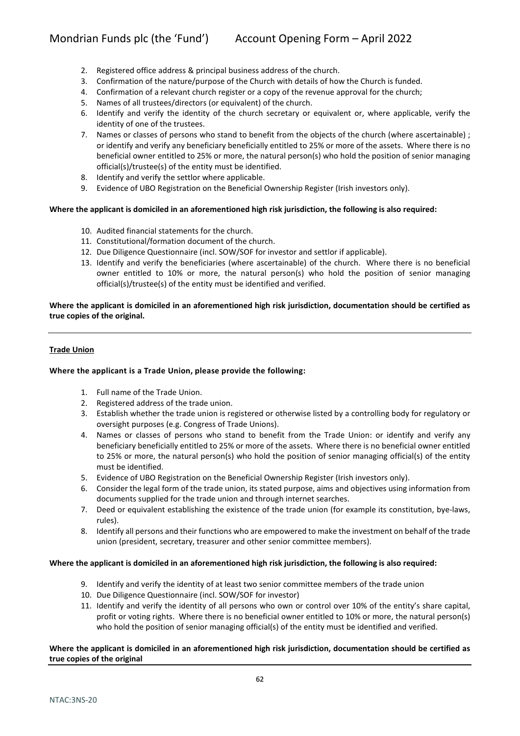2. Registered office address & principal business address of the church.
3. Confirmation of the nature/purpose of the Church with details of how the Church is funded.
4. Confirmation of a relevant church register or a copy of the revenue approval for the church;
5. Names of all trustees/directors (or equivalent) of the church.
6. Identify and verify the identity of the church secretary or equivalent or, where applicable, verify the identity of one of the trustees.
7. Names or classes of persons who stand to benefit from the objects of the church (where ascertainable) ; or identify and verify any beneficiary beneficially entitled to 25% or more of the assets. Where there is no beneficial owner entitled to 25% or more, the natural person(s) who hold the position of senior managing official(s)/trustee(s) of the entity must be identified.
8. Identify and verify the settlor where applicable.
9. Evidence of UBO Registration on the Beneficial Ownership Register (Irish investors only).

**Where the applicant is domiciled in an aforementioned high risk jurisdiction, the following is also required:**

10. Audited financial statements for the church.
11. Constitutional/formation document of the church.
12. Due Diligence Questionnaire (incl. SOW/SOF for investor and settlor if applicable).
13. Identify and verify the beneficiaries (where ascertainable) of the church. Where there is no beneficial owner entitled to 10% or more, the natural person(s) who hold the position of senior managing official(s)/trustee(s) of the entity must be identified and verified.

**Where the applicant is domiciled in an aforementioned high risk jurisdiction, documentation should be certified as true copies of the original.**

---

**Trade Union**

**Where the applicant is a Trade Union, please provide the following:**

1. Full name of the Trade Union.
2. Registered address of the trade union.
3. Establish whether the trade union is registered or otherwise listed by a controlling body for regulatory or oversight purposes (e.g. Congress of Trade Unions).
4. Names or classes of persons who stand to benefit from the Trade Union: or identify and verify any beneficiary beneficially entitled to 25% or more of the assets. Where there is no beneficial owner entitled to 25% or more, the natural person(s) who hold the position of senior managing official(s) of the entity must be identified.
5. Evidence of UBO Registration on the Beneficial Ownership Register (Irish investors only).
6. Consider the legal form of the trade union, its stated purpose, aims and objectives using information from documents supplied for the trade union and through internet searches.
7. Deed or equivalent establishing the existence of the trade union (for example its constitution, bye-laws, rules).
8. Identify all persons and their functions who are empowered to make the investment on behalf of the trade union (president, secretary, treasurer and other senior committee members).

**Where the applicant is domiciled in an aforementioned high risk jurisdiction, the following is also required:**

9. Identify and verify the identity of at least two senior committee members of the trade union
10. Due Diligence Questionnaire (incl. SOW/SOF for investor)
11. Identify and verify the identity of all persons who own or control over 10% of the entity's share capital, profit or voting rights. Where there is no beneficial owner entitled to 10% or more, the natural person(s) who hold the position of senior managing official(s) of the entity must be identified and verified.

**Where the applicant is domiciled in an aforementioned high risk jurisdiction, documentation should be certified as true copies of the original**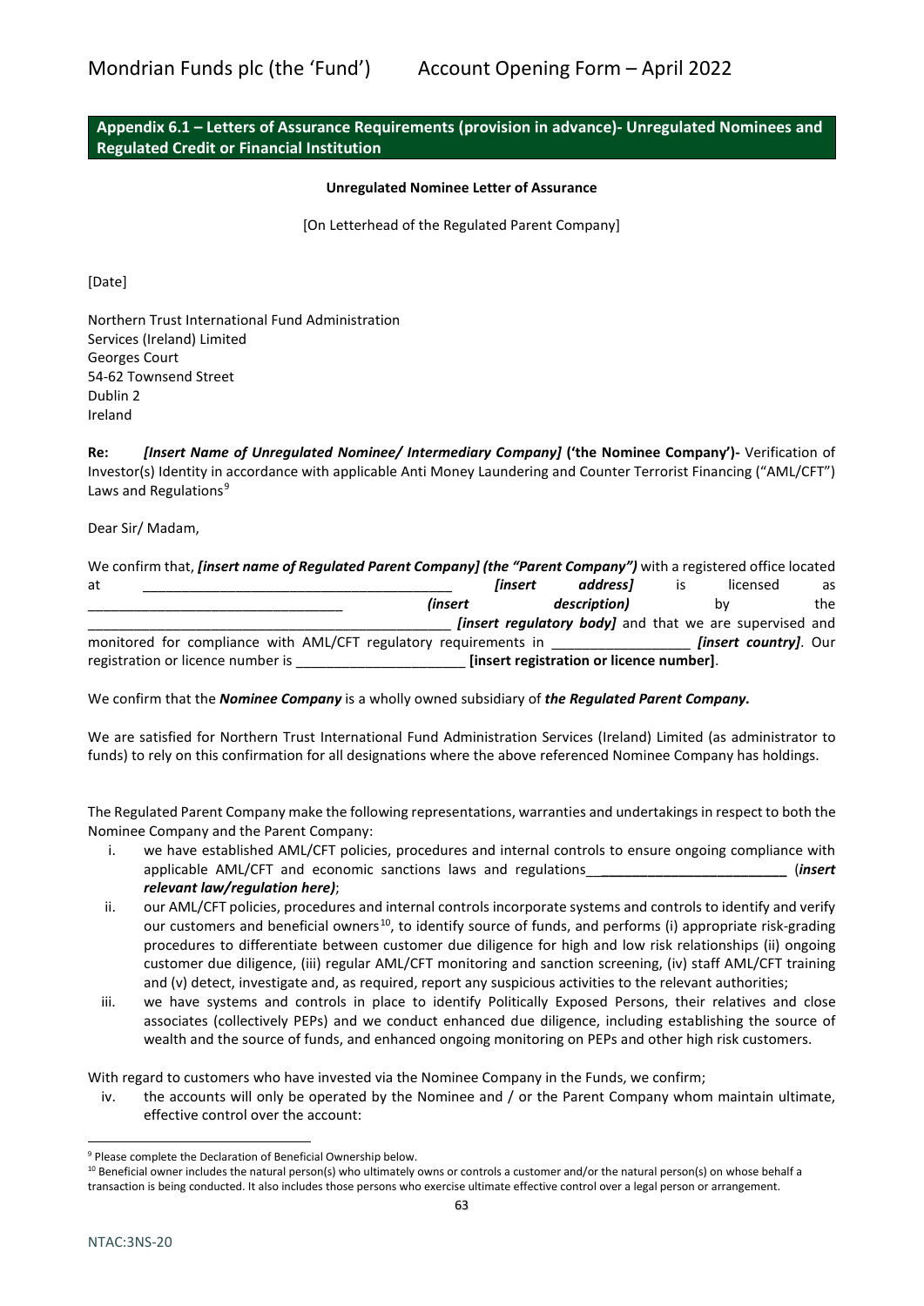## Appendix 6.1 – Letters of Assurance Requirements (provision in advance)- Unregulated Nominees and Regulated Credit or Financial Institution

**Unregulated Nominee Letter of Assurance**

[On Letterhead of the Regulated Parent Company]

[Date]

Northern Trust International Fund Administration Services (Ireland) Limited
Georges Court
54-62 Townsend Street
Dublin 2
Ireland

**Re:** ***[Insert Name of Unregulated Nominee/ Intermediary Company]*** **('the Nominee Company')-** Verification of Investor(s) Identity in accordance with applicable Anti Money Laundering and Counter Terrorist Financing ("AML/CFT") Laws and Regulations[9]

Dear Sir/ Madam,

We confirm that, ***[insert name of Regulated Parent Company] (the "Parent Company")*** with a registered office located at ________________________________________ ***[insert address]*** is licensed as _________________________________ ***(insert description)*** by the ________________________________________________ ***[insert regulatory body]*** and that we are supervised and monitored for compliance with AML/CFT regulatory requirements in _________________ ***[insert country]***. Our registration or licence number is _____________________ **[insert registration or licence number]**.

We confirm that the ***Nominee Company*** is a wholly owned subsidiary of ***the Regulated Parent Company.***

We are satisfied for Northern Trust International Fund Administration Services (Ireland) Limited (as administrator to funds) to rely on this confirmation for all designations where the above referenced Nominee Company has holdings.

The Regulated Parent Company make the following representations, warranties and undertakings in respect to both the Nominee Company and the Parent Company:

i. we have established AML/CFT policies, procedures and internal controls to ensure ongoing compliance with applicable AML/CFT and economic sanctions laws and regulations__________________________ (***insert relevant law/regulation here)***;

ii. our AML/CFT policies, procedures and internal controls incorporate systems and controls to identify and verify our customers and beneficial owners[10], to identify source of funds, and performs (i) appropriate risk-grading procedures to differentiate between customer due diligence for high and low risk relationships (ii) ongoing customer due diligence, (iii) regular AML/CFT monitoring and sanction screening, (iv) staff AML/CFT training and (v) detect, investigate and, as required, report any suspicious activities to the relevant authorities;

iii. we have systems and controls in place to identify Politically Exposed Persons, their relatives and close associates (collectively PEPs) and we conduct enhanced due diligence, including establishing the source of wealth and the source of funds, and enhanced ongoing monitoring on PEPs and other high risk customers.

With regard to customers who have invested via the Nominee Company in the Funds, we confirm;

iv. the accounts will only be operated by the Nominee and / or the Parent Company whom maintain ultimate, effective control over the account:

---

[9] Please complete the Declaration of Beneficial Ownership below.

[10] Beneficial owner includes the natural person(s) who ultimately owns or controls a customer and/or the natural person(s) on whose behalf a transaction is being conducted. It also includes those persons who exercise ultimate effective control over a legal person or arrangement.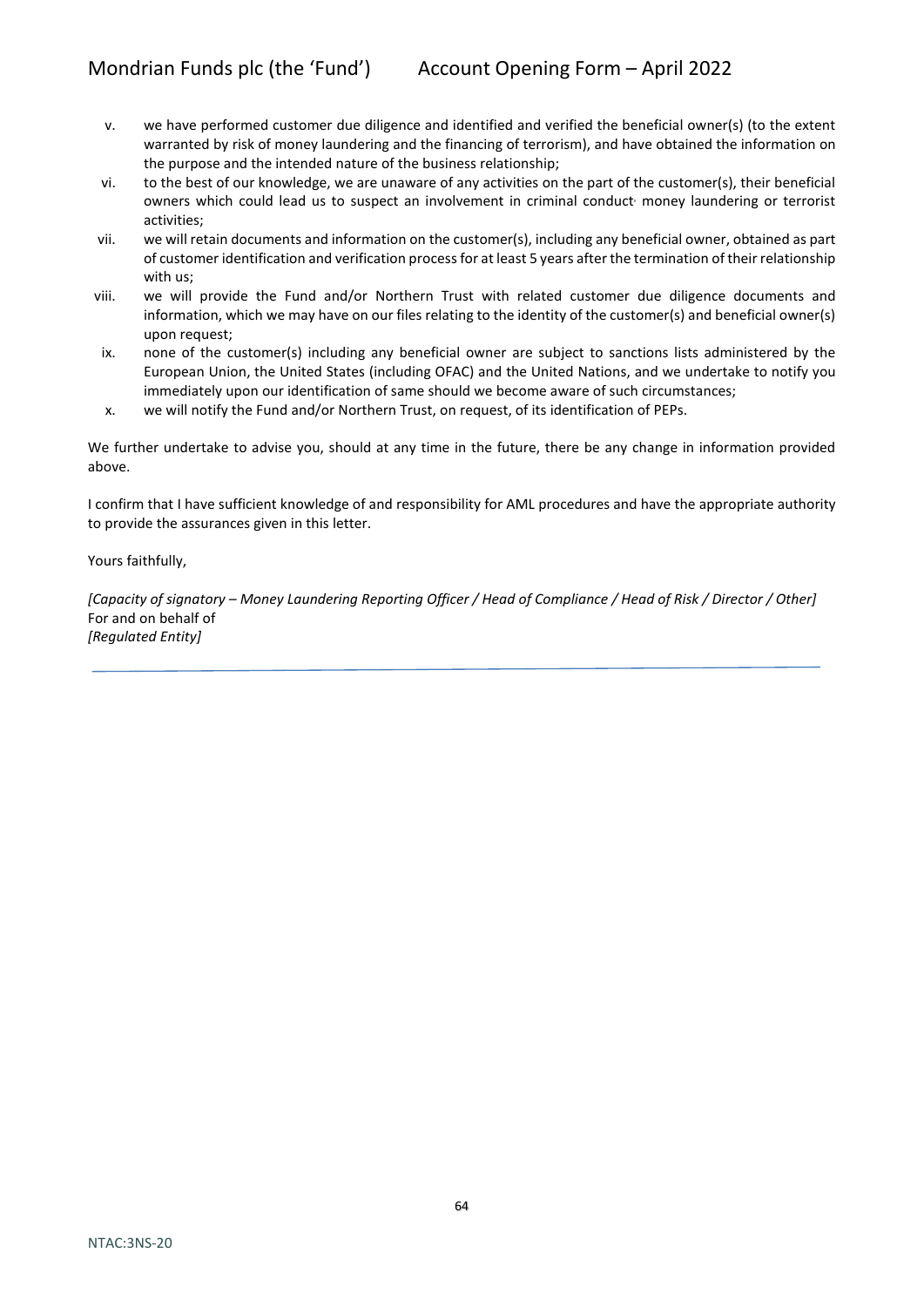v. we have performed customer due diligence and identified and verified the beneficial owner(s) (to the extent warranted by risk of money laundering and the financing of terrorism), and have obtained the information on the purpose and the intended nature of the business relationship;

vi. to the best of our knowledge, we are unaware of any activities on the part of the customer(s), their beneficial owners which could lead us to suspect an involvement in criminal conduct, money laundering or terrorist activities;

vii. we will retain documents and information on the customer(s), including any beneficial owner, obtained as part of customer identification and verification process for at least 5 years after the termination of their relationship with us;

viii. we will provide the Fund and/or Northern Trust with related customer due diligence documents and information, which we may have on our files relating to the identity of the customer(s) and beneficial owner(s) upon request;

ix. none of the customer(s) including any beneficial owner are subject to sanctions lists administered by the European Union, the United States (including OFAC) and the United Nations, and we undertake to notify you immediately upon our identification of same should we become aware of such circumstances;

x. we will notify the Fund and/or Northern Trust, on request, of its identification of PEPs.

We further undertake to advise you, should at any time in the future, there be any change in information provided above.

I confirm that I have sufficient knowledge of and responsibility for AML procedures and have the appropriate authority to provide the assurances given in this letter.

Yours faithfully,

*[Capacity of signatory – Money Laundering Reporting Officer / Head of Compliance / Head of Risk / Director / Other]*
For and on behalf of
*[Regulated Entity]*

---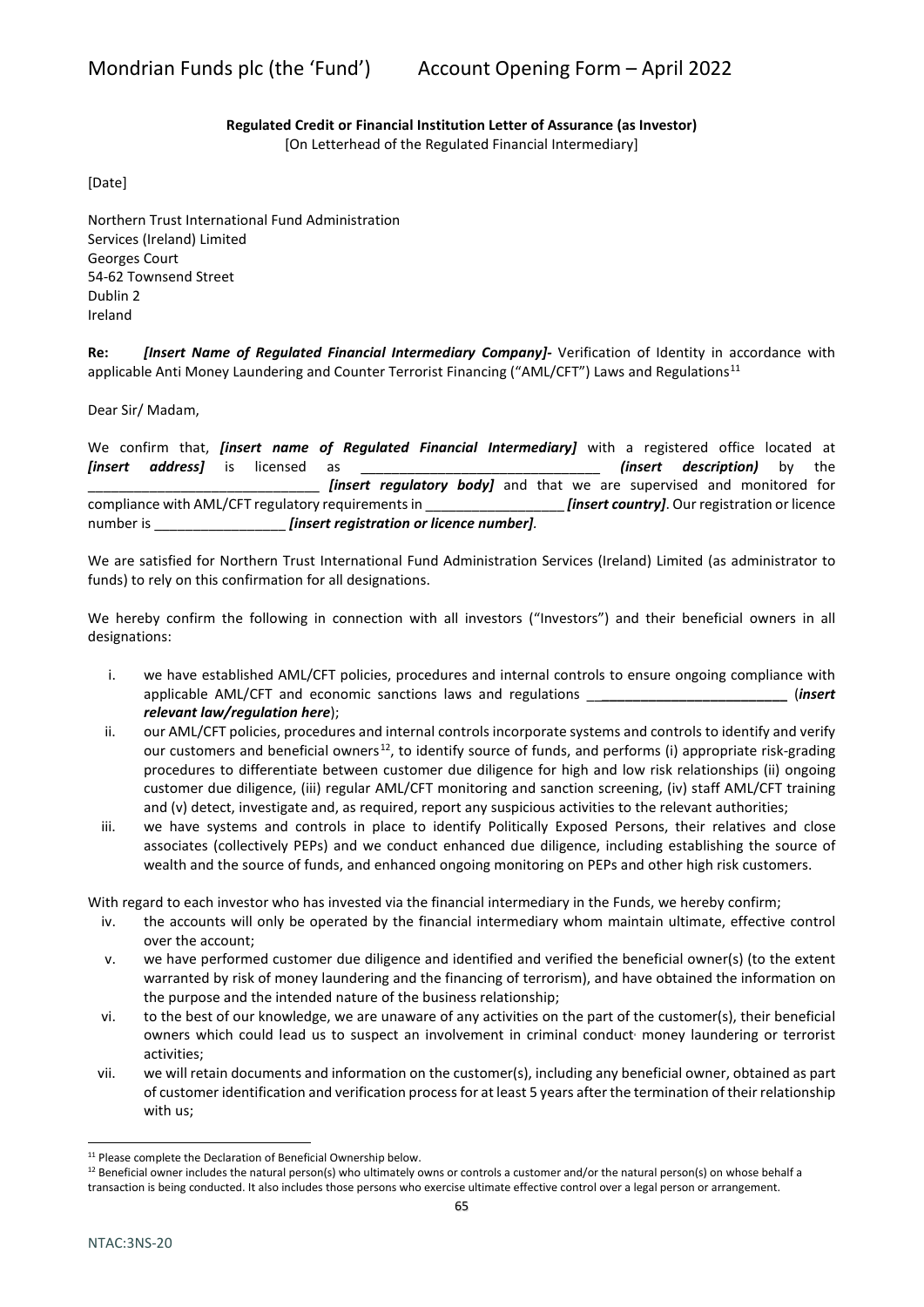**Regulated Credit or Financial Institution Letter of Assurance (as Investor)**
[On Letterhead of the Regulated Financial Intermediary]

[Date]

Northern Trust International Fund Administration
Services (Ireland) Limited
Georges Court
54-62 Townsend Street
Dublin 2
Ireland

**Re:** ***[Insert Name of Regulated Financial Intermediary Company]-*** Verification of Identity in accordance with applicable Anti Money Laundering and Counter Terrorist Financing ("AML/CFT") Laws and Regulations[11]

Dear Sir/ Madam,

We confirm that, ***[insert name of Regulated Financial Intermediary]*** with a registered office located at ***[insert address]*** is licensed as ______________________________ ***(insert description)*** by the ____________________________ ***[insert regulatory body]*** and that we are supervised and monitored for compliance with AML/CFT regulatory requirements in _________________ ***[insert country]***. Our registration or licence number is ________________ ***[insert registration or licence number]***.

We are satisfied for Northern Trust International Fund Administration Services (Ireland) Limited (as administrator to funds) to rely on this confirmation for all designations.

We hereby confirm the following in connection with all investors ("Investors") and their beneficial owners in all designations:

i. we have established AML/CFT policies, procedures and internal controls to ensure ongoing compliance with applicable AML/CFT and economic sanctions laws and regulations ________________________ (***insert relevant law/regulation here***);
ii. our AML/CFT policies, procedures and internal controls incorporate systems and controls to identify and verify our customers and beneficial owners[12], to identify source of funds, and performs (i) appropriate risk-grading procedures to differentiate between customer due diligence for high and low risk relationships (ii) ongoing customer due diligence, (iii) regular AML/CFT monitoring and sanction screening, (iv) staff AML/CFT training and (v) detect, investigate and, as required, report any suspicious activities to the relevant authorities;
iii. we have systems and controls in place to identify Politically Exposed Persons, their relatives and close associates (collectively PEPs) and we conduct enhanced due diligence, including establishing the source of wealth and the source of funds, and enhanced ongoing monitoring on PEPs and other high risk customers.

With regard to each investor who has invested via the financial intermediary in the Funds, we hereby confirm;

iv. the accounts will only be operated by the financial intermediary whom maintain ultimate, effective control over the account;
v. we have performed customer due diligence and identified and verified the beneficial owner(s) (to the extent warranted by risk of money laundering and the financing of terrorism), and have obtained the information on the purpose and the intended nature of the business relationship;
vi. to the best of our knowledge, we are unaware of any activities on the part of the customer(s), their beneficial owners which could lead us to suspect an involvement in criminal conduct, money laundering or terrorist activities;
vii. we will retain documents and information on the customer(s), including any beneficial owner, obtained as part of customer identification and verification process for at least 5 years after the termination of their relationship with us;

---

[11] Please complete the Declaration of Beneficial Ownership below.

[12] Beneficial owner includes the natural person(s) who ultimately owns or controls a customer and/or the natural person(s) on whose behalf a transaction is being conducted. It also includes those persons who exercise ultimate effective control over a legal person or arrangement.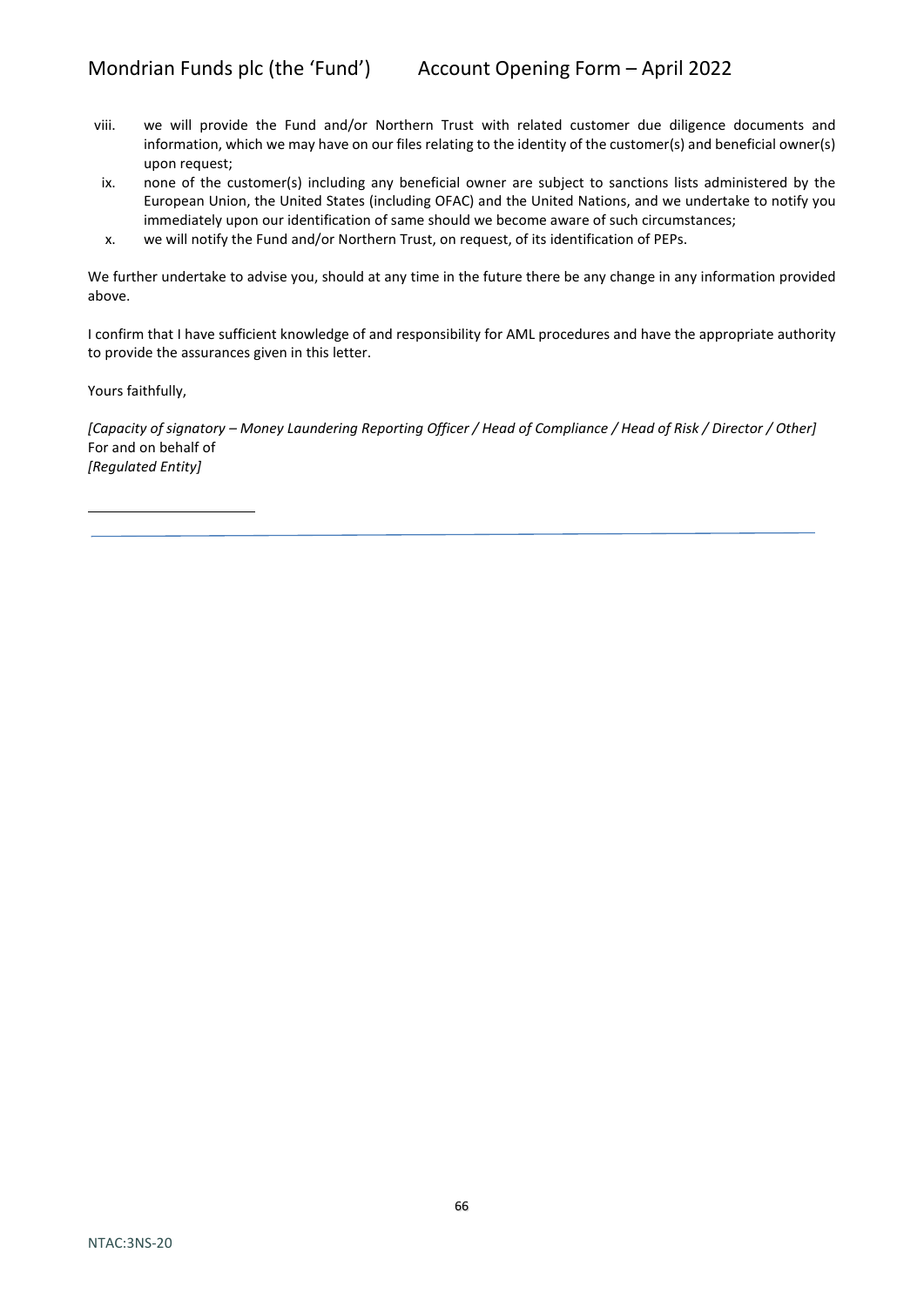viii. we will provide the Fund and/or Northern Trust with related customer due diligence documents and information, which we may have on our files relating to the identity of the customer(s) and beneficial owner(s) upon request;

ix. none of the customer(s) including any beneficial owner are subject to sanctions lists administered by the European Union, the United States (including OFAC) and the United Nations, and we undertake to notify you immediately upon our identification of same should we become aware of such circumstances;

x. we will notify the Fund and/or Northern Trust, on request, of its identification of PEPs.

We further undertake to advise you, should at any time in the future there be any change in any information provided above.

I confirm that I have sufficient knowledge of and responsibility for AML procedures and have the appropriate authority to provide the assurances given in this letter.

Yours faithfully,

*[Capacity of signatory – Money Laundering Reporting Officer / Head of Compliance / Head of Risk / Director / Other]*
For and on behalf of
*[Regulated Entity]*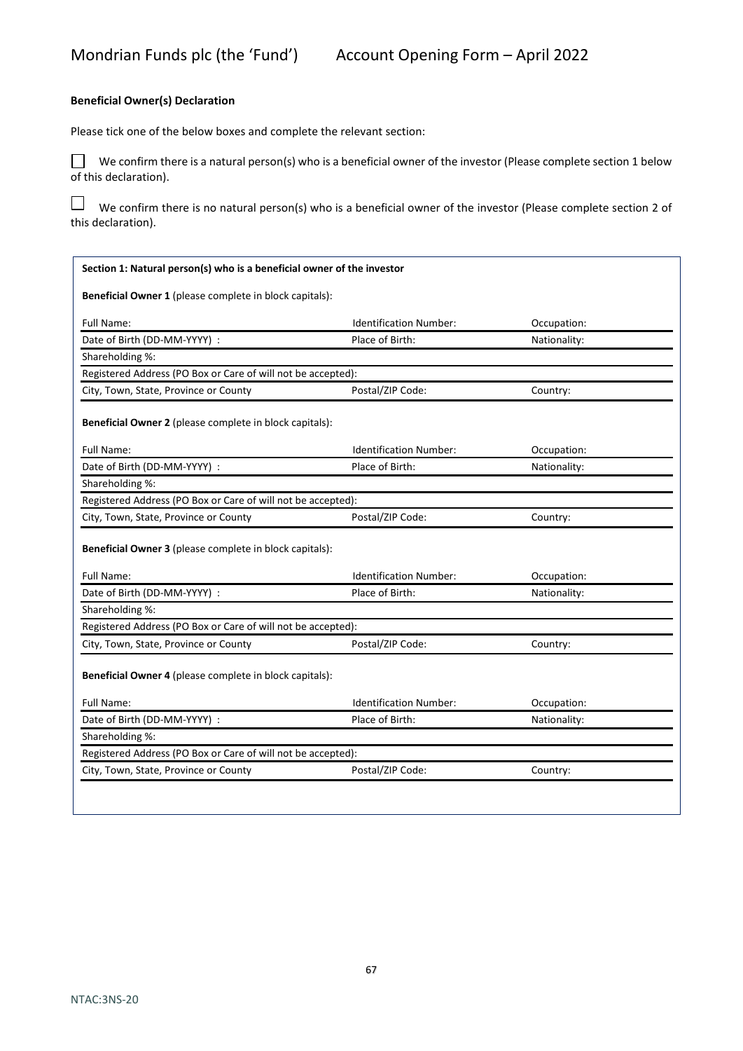**Beneficial Owner(s) Declaration**

Please tick one of the below boxes and complete the relevant section:

☐ We confirm there is a natural person(s) who is a beneficial owner of the investor (Please complete section 1 below of this declaration).

☐ We confirm there is no natural person(s) who is a beneficial owner of the investor (Please complete section 2 of this declaration).

**Section 1: Natural person(s) who is a beneficial owner of the investor**

**Beneficial Owner 1** (please complete in block capitals):

| Full Name: | Identification Number: | Occupation: |
|---|---|---|
| Date of Birth (DD-MM-YYYY) : | Place of Birth: | Nationality: |
| Shareholding %: | | |
| Registered Address (PO Box or Care of will not be accepted): | | |
| City, Town, State, Province or County | Postal/ZIP Code: | Country: |

**Beneficial Owner 2** (please complete in block capitals):

| Full Name: | Identification Number: | Occupation: |
|---|---|---|
| Date of Birth (DD-MM-YYYY) : | Place of Birth: | Nationality: |
| Shareholding %: | | |
| Registered Address (PO Box or Care of will not be accepted): | | |
| City, Town, State, Province or County | Postal/ZIP Code: | Country: |

**Beneficial Owner 3** (please complete in block capitals):

| Full Name: | Identification Number: | Occupation: |
|---|---|---|
| Date of Birth (DD-MM-YYYY) : | Place of Birth: | Nationality: |
| Shareholding %: | | |
| Registered Address (PO Box or Care of will not be accepted): | | |
| City, Town, State, Province or County | Postal/ZIP Code: | Country: |

**Beneficial Owner 4** (please complete in block capitals):

| Full Name: | Identification Number: | Occupation: |
|---|---|---|
| Date of Birth (DD-MM-YYYY) : | Place of Birth: | Nationality: |
| Shareholding %: | | |
| Registered Address (PO Box or Care of will not be accepted): | | |
| City, Town, State, Province or County | Postal/ZIP Code: | Country: |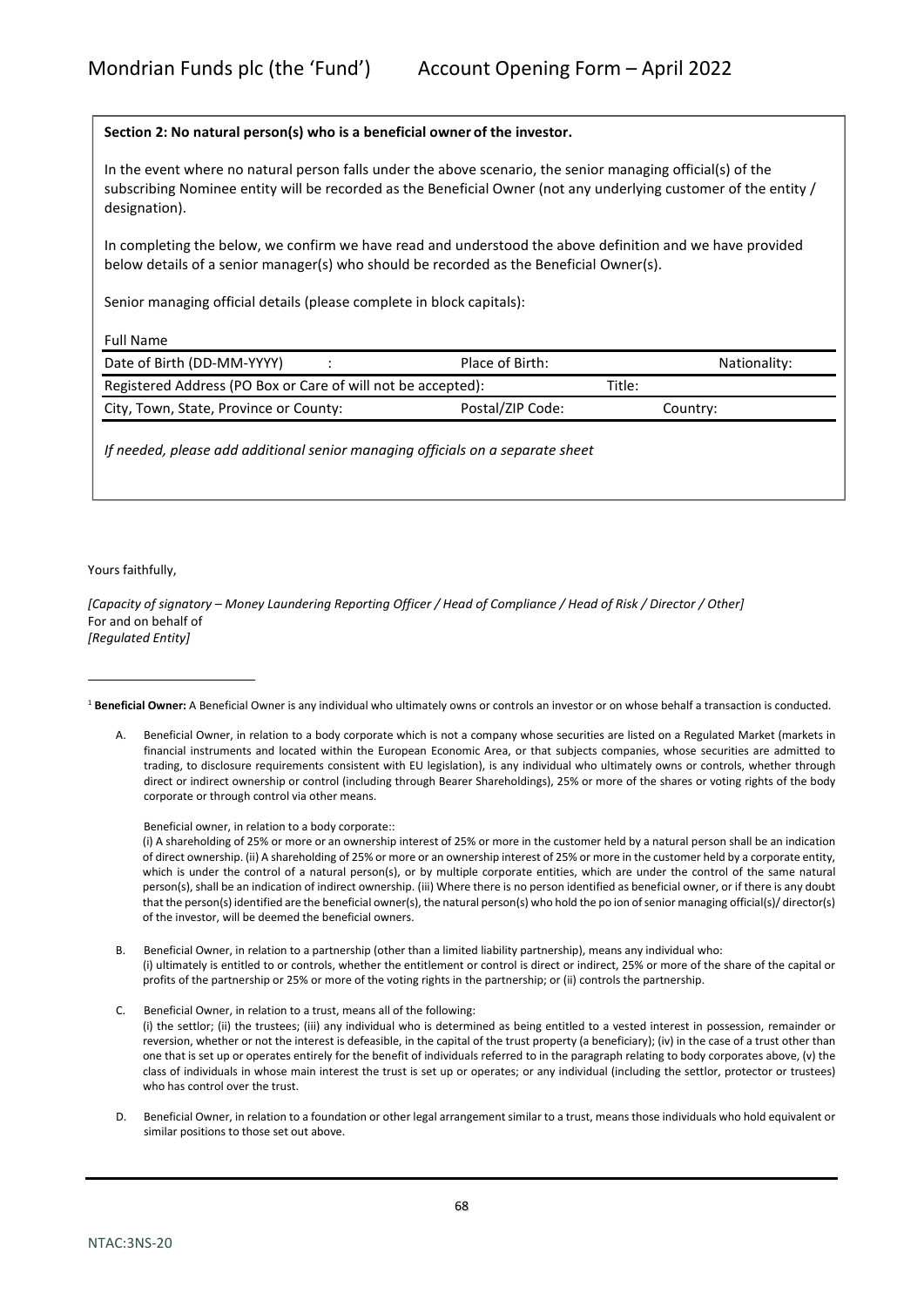**Section 2: No natural person(s) who is a beneficial owner of the investor.**

In the event where no natural person falls under the above scenario, the senior managing official(s) of the subscribing Nominee entity will be recorded as the Beneficial Owner (not any underlying customer of the entity / designation).

In completing the below, we confirm we have read and understood the above definition and we have provided below details of a senior manager(s) who should be recorded as the Beneficial Owner(s).

Senior managing official details (please complete in block capitals):

| Full Name | | |
|---|---|---|
| Date of Birth (DD-MM-YYYY) : | Place of Birth: | Nationality: |
| Registered Address (PO Box or Care of will not be accepted): | | Title: |
| City, Town, State, Province or County: | Postal/ZIP Code: | Country: |

*If needed, please add additional senior managing officials on a separate sheet*

Yours faithfully,

*[Capacity of signatory – Money Laundering Reporting Officer / Head of Compliance / Head of Risk / Director / Other]*
For and on behalf of
*[Regulated Entity]*

---

[1] **Beneficial Owner:** A Beneficial Owner is any individual who ultimately owns or controls an investor or on whose behalf a transaction is conducted.

A. Beneficial Owner, in relation to a body corporate which is not a company whose securities are listed on a Regulated Market (markets in financial instruments and located within the European Economic Area, or that subjects companies, whose securities are admitted to trading, to disclosure requirements consistent with EU legislation), is any individual who ultimately owns or controls, whether through direct or indirect ownership or control (including through Bearer Shareholdings), 25% or more of the shares or voting rights of the body corporate or through control via other means.

   Beneficial owner, in relation to a body corporate::
   (i) A shareholding of 25% or more or an ownership interest of 25% or more in the customer held by a natural person shall be an indication of direct ownership. (ii) A shareholding of 25% or more or an ownership interest of 25% or more in the customer held by a corporate entity, which is under the control of a natural person(s), or by multiple corporate entities, which are under the control of the same natural person(s), shall be an indication of indirect ownership. (iii) Where there is no person identified as beneficial owner, or if there is any doubt that the person(s) identified are the beneficial owner(s), the natural person(s) who hold the po ion of senior managing official(s)/ director(s) of the investor, will be deemed the beneficial owners.

B. Beneficial Owner, in relation to a partnership (other than a limited liability partnership), means any individual who:
   (i) ultimately is entitled to or controls, whether the entitlement or control is direct or indirect, 25% or more of the share of the capital or profits of the partnership or 25% or more of the voting rights in the partnership; or (ii) controls the partnership.

C. Beneficial Owner, in relation to a trust, means all of the following:
   (i) the settlor; (ii) the trustees; (iii) any individual who is determined as being entitled to a vested interest in possession, remainder or reversion, whether or not the interest is defeasible, in the capital of the trust property (a beneficiary); (iv) in the case of a trust other than one that is set up or operates entirely for the benefit of individuals referred to in the paragraph relating to body corporates above, (v) the class of individuals in whose main interest the trust is set up or operates; or any individual (including the settlor, protector or trustees) who has control over the trust.

D. Beneficial Owner, in relation to a foundation or other legal arrangement similar to a trust, means those individuals who hold equivalent or similar positions to those set out above.

NTAC:3NS-20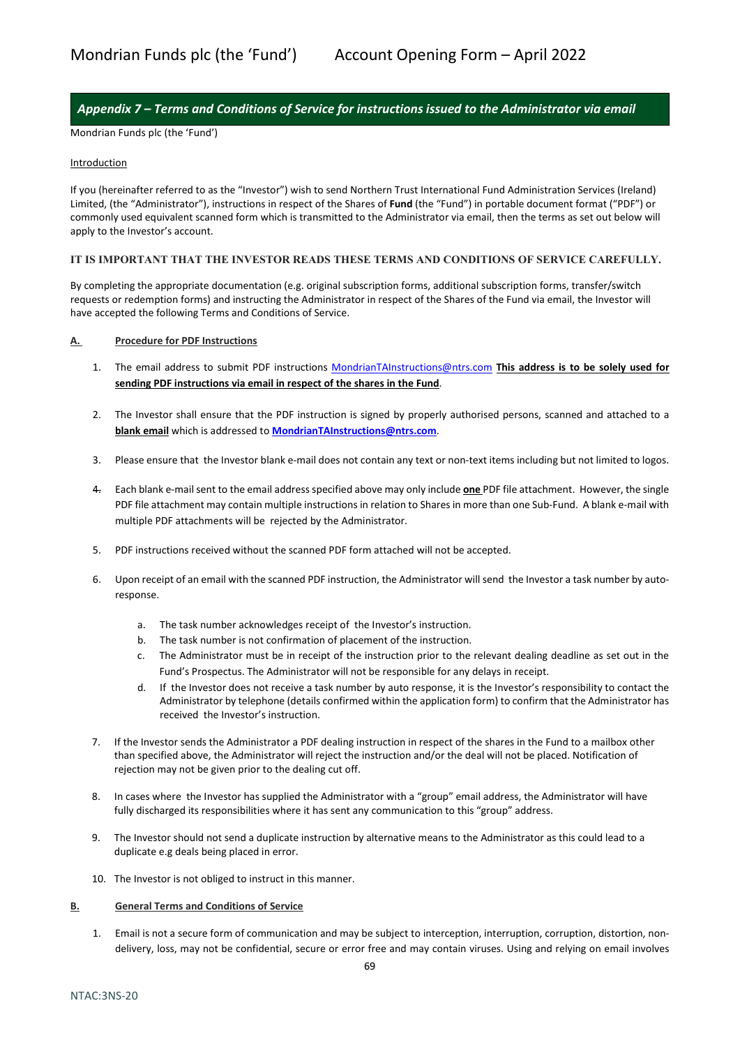## Appendix 7 – Terms and Conditions of Service for instructions issued to the Administrator via email

Mondrian Funds plc (the 'Fund')

Introduction

If you (hereinafter referred to as the "Investor") wish to send Northern Trust International Fund Administration Services (Ireland) Limited, (the "Administrator"), instructions in respect of the Shares of **Fund** (the "Fund") in portable document format ("PDF") or commonly used equivalent scanned form which is transmitted to the Administrator via email, then the terms as set out below will apply to the Investor's account.

**IT IS IMPORTANT THAT THE INVESTOR READS THESE TERMS AND CONDITIONS OF SERVICE CAREFULLY.**

By completing the appropriate documentation (e.g. original subscription forms, additional subscription forms, transfer/switch requests or redemption forms) and instructing the Administrator in respect of the Shares of the Fund via email, the Investor will have accepted the following Terms and Conditions of Service.

### A. Procedure for PDF Instructions

1. The email address to submit PDF instructions MondrianTAInstructions@ntrs.com **This address is to be solely used for sending PDF instructions via email in respect of the shares in the Fund**.
2. The Investor shall ensure that the PDF instruction is signed by properly authorised persons, scanned and attached to a **blank email** which is addressed to **MondrianTAInstructions@ntrs.com**.
3. Please ensure that the Investor blank e-mail does not contain any text or non-text items including but not limited to logos.
4. Each blank e-mail sent to the email address specified above may only include **one** PDF file attachment. However, the single PDF file attachment may contain multiple instructions in relation to Shares in more than one Sub-Fund. A blank e-mail with multiple PDF attachments will be rejected by the Administrator.
5. PDF instructions received without the scanned PDF form attached will not be accepted.
6. Upon receipt of an email with the scanned PDF instruction, the Administrator will send the Investor a task number by auto-response.
   a. The task number acknowledges receipt of the Investor's instruction.
   b. The task number is not confirmation of placement of the instruction.
   c. The Administrator must be in receipt of the instruction prior to the relevant dealing deadline as set out in the Fund's Prospectus. The Administrator will not be responsible for any delays in receipt.
   d. If the Investor does not receive a task number by auto response, it is the Investor's responsibility to contact the Administrator by telephone (details confirmed within the application form) to confirm that the Administrator has received the Investor's instruction.
7. If the Investor sends the Administrator a PDF dealing instruction in respect of the shares in the Fund to a mailbox other than specified above, the Administrator will reject the instruction and/or the deal will not be placed. Notification of rejection may not be given prior to the dealing cut off.
8. In cases where the Investor has supplied the Administrator with a "group" email address, the Administrator will have fully discharged its responsibilities where it has sent any communication to this "group" address.
9. The Investor should not send a duplicate instruction by alternative means to the Administrator as this could lead to a duplicate e.g deals being placed in error.
10. The Investor is not obliged to instruct in this manner.

### B. General Terms and Conditions of Service

1. Email is not a secure form of communication and may be subject to interception, interruption, corruption, distortion, non-delivery, loss, may not be confidential, secure or error free and may contain viruses. Using and relying on email involves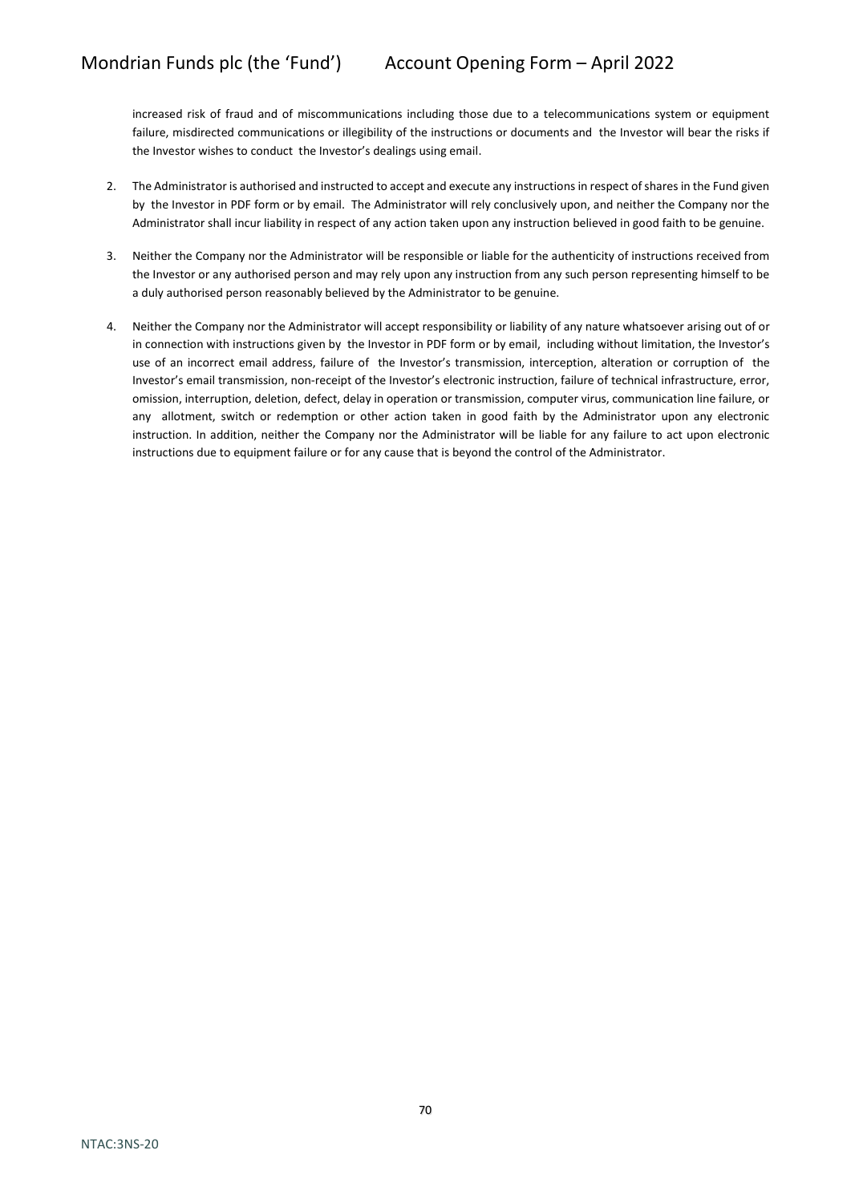increased risk of fraud and of miscommunications including those due to a telecommunications system or equipment failure, misdirected communications or illegibility of the instructions or documents and the Investor will bear the risks if the Investor wishes to conduct the Investor's dealings using email.

2. The Administrator is authorised and instructed to accept and execute any instructions in respect of shares in the Fund given by the Investor in PDF form or by email. The Administrator will rely conclusively upon, and neither the Company nor the Administrator shall incur liability in respect of any action taken upon any instruction believed in good faith to be genuine.

3. Neither the Company nor the Administrator will be responsible or liable for the authenticity of instructions received from the Investor or any authorised person and may rely upon any instruction from any such person representing himself to be a duly authorised person reasonably believed by the Administrator to be genuine.

4. Neither the Company nor the Administrator will accept responsibility or liability of any nature whatsoever arising out of or in connection with instructions given by the Investor in PDF form or by email, including without limitation, the Investor's use of an incorrect email address, failure of the Investor's transmission, interception, alteration or corruption of the Investor's email transmission, non-receipt of the Investor's electronic instruction, failure of technical infrastructure, error, omission, interruption, deletion, defect, delay in operation or transmission, computer virus, communication line failure, or any allotment, switch or redemption or other action taken in good faith by the Administrator upon any electronic instruction. In addition, neither the Company nor the Administrator will be liable for any failure to act upon electronic instructions due to equipment failure or for any cause that is beyond the control of the Administrator.